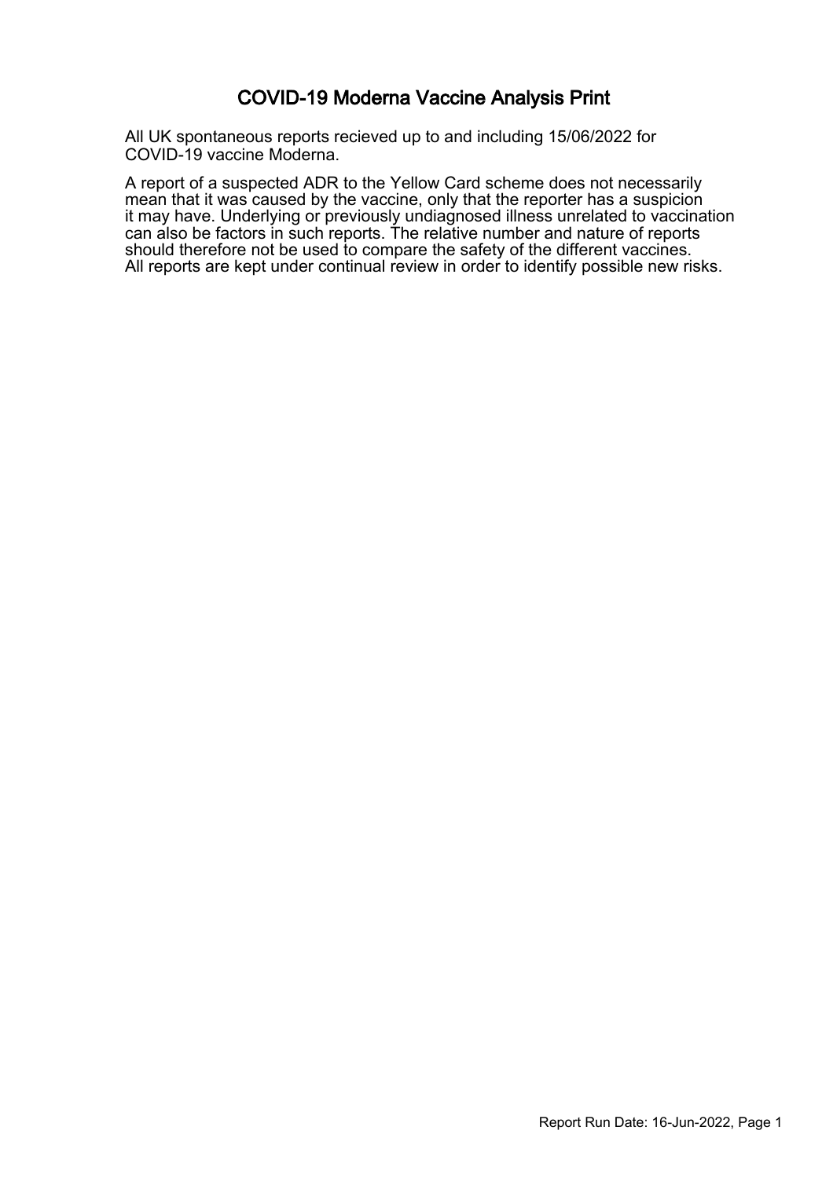# COVID-19 Moderna Vaccine Analysis Print

All UK spontaneous reports recieved up to and including 15/06/2022 for COVID-19 vaccine Moderna.

A report of a suspected ADR to the Yellow Card scheme does not necessarily mean that it was caused by the vaccine, only that the reporter has a suspicion it may have. Underlying or previously undiagnosed illness unrelated to vaccination can also be factors in such reports. The relative number and nature of reports should therefore not be used to compare the safety of the different vaccines. All reports are kept under continual review in order to identify possible new risks.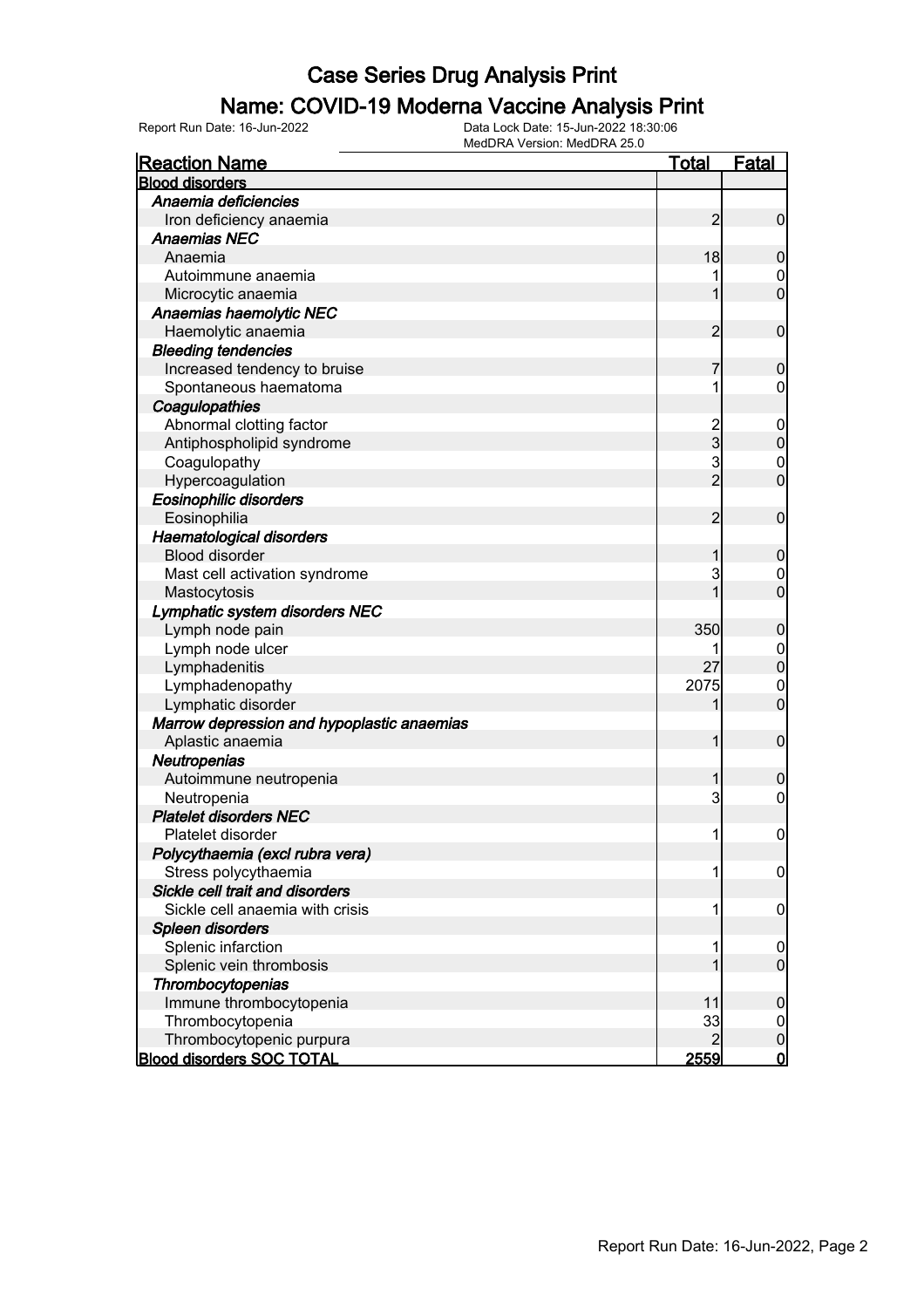# Case Series Drug Analysis Print

## Name: COVID-19 Moderna Vaccine Analysis Print

Report Run Date: 16-Jun-2022

Data Lock Date: 15-Jun-2022 18:30:06
MedDRA Version: MedDRA 25.0

| Reaction Name | Total | Fatal |
|---|---|---|
| **Blood disorders** | | |
| ***Anaemia deficiencies*** | | |
| Iron deficiency anaemia | 2 | 0 |
| ***Anaemias NEC*** | | |
| Anaemia | 18 | 0 |
| Autoimmune anaemia | 1 | 0 |
| Microcytic anaemia | 1 | 0 |
| ***Anaemias haemolytic NEC*** | | |
| Haemolytic anaemia | 2 | 0 |
| ***Bleeding tendencies*** | | |
| Increased tendency to bruise | 7 | 0 |
| Spontaneous haematoma | 1 | 0 |
| ***Coagulopathies*** | | |
| Abnormal clotting factor | 2 | 0 |
| Antiphospholipid syndrome | 3 | 0 |
| Coagulopathy | 3 | 0 |
| Hypercoagulation | 2 | 0 |
| ***Eosinophilic disorders*** | | |
| Eosinophilia | 2 | 0 |
| ***Haematological disorders*** | | |
| Blood disorder | 1 | 0 |
| Mast cell activation syndrome | 3 | 0 |
| Mastocytosis | 1 | 0 |
| ***Lymphatic system disorders NEC*** | | |
| Lymph node pain | 350 | 0 |
| Lymph node ulcer | 1 | 0 |
| Lymphadenitis | 27 | 0 |
| Lymphadenopathy | 2075 | 0 |
| Lymphatic disorder | 1 | 0 |
| ***Marrow depression and hypoplastic anaemias*** | | |
| Aplastic anaemia | 1 | 0 |
| ***Neutropenias*** | | |
| Autoimmune neutropenia | 1 | 0 |
| Neutropenia | 3 | 0 |
| ***Platelet disorders NEC*** | | |
| Platelet disorder | 1 | 0 |
| ***Polycythaemia (excl rubra vera)*** | | |
| Stress polycythaemia | 1 | 0 |
| ***Sickle cell trait and disorders*** | | |
| Sickle cell anaemia with crisis | 1 | 0 |
| ***Spleen disorders*** | | |
| Splenic infarction | 1 | 0 |
| Splenic vein thrombosis | 1 | 0 |
| ***Thrombocytopenias*** | | |
| Immune thrombocytopenia | 11 | 0 |
| Thrombocytopenia | 33 | 0 |
| Thrombocytopenic purpura | 2 | 0 |
| **Blood disorders SOC TOTAL** | **2559** | **0** |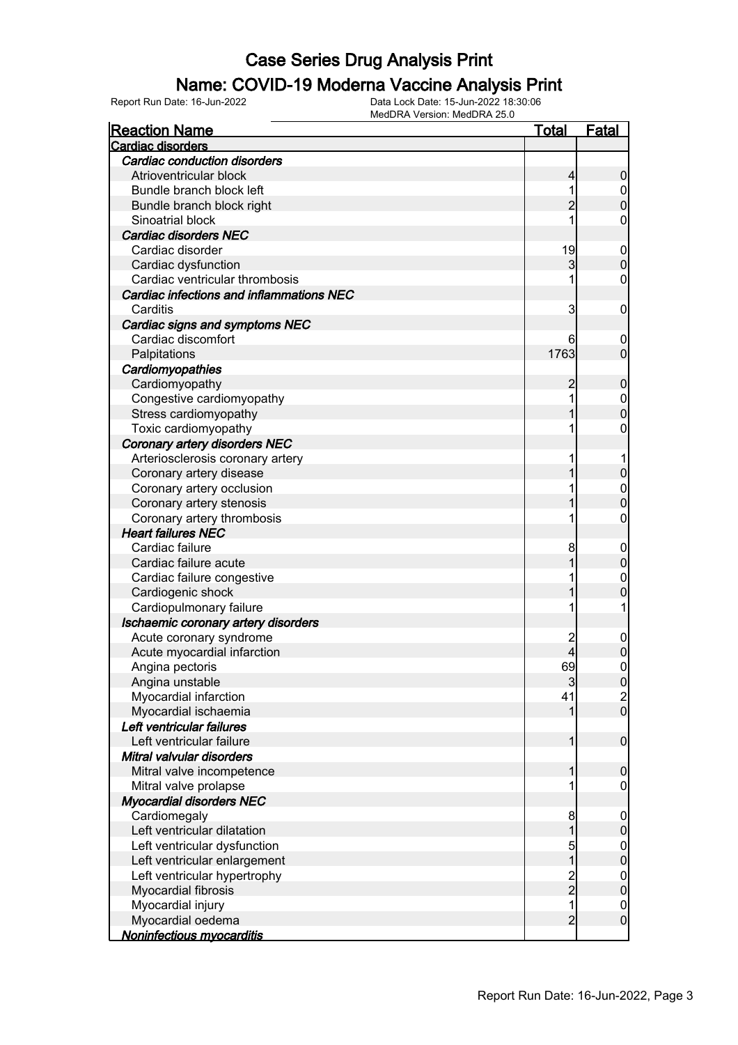# Case Series Drug Analysis Print

## Name: COVID-19 Moderna Vaccine Analysis Print

Report Run Date: 16-Jun-2022

Data Lock Date: 15-Jun-2022 18:30:06
MedDRA Version: MedDRA 25.0

| Reaction Name | Total | Fatal |
|---|---|---|
| **Cardiac disorders** | | |
| ***Cardiac conduction disorders*** | | |
| Atrioventricular block | 4 | 0 |
| Bundle branch block left | 1 | 0 |
| Bundle branch block right | 2 | 0 |
| Sinoatrial block | 1 | 0 |
| ***Cardiac disorders NEC*** | | |
| Cardiac disorder | 19 | 0 |
| Cardiac dysfunction | 3 | 0 |
| Cardiac ventricular thrombosis | 1 | 0 |
| ***Cardiac infections and inflammations NEC*** | | |
| Carditis | 3 | 0 |
| ***Cardiac signs and symptoms NEC*** | | |
| Cardiac discomfort | 6 | 0 |
| Palpitations | 1763 | 0 |
| ***Cardiomyopathies*** | | |
| Cardiomyopathy | 2 | 0 |
| Congestive cardiomyopathy | 1 | 0 |
| Stress cardiomyopathy | 1 | 0 |
| Toxic cardiomyopathy | 1 | 0 |
| ***Coronary artery disorders NEC*** | | |
| Arteriosclerosis coronary artery | 1 | 1 |
| Coronary artery disease | 1 | 0 |
| Coronary artery occlusion | 1 | 0 |
| Coronary artery stenosis | 1 | 0 |
| Coronary artery thrombosis | 1 | 0 |
| ***Heart failures NEC*** | | |
| Cardiac failure | 8 | 0 |
| Cardiac failure acute | 1 | 0 |
| Cardiac failure congestive | 1 | 0 |
| Cardiogenic shock | 1 | 0 |
| Cardiopulmonary failure | 1 | 1 |
| ***Ischaemic coronary artery disorders*** | | |
| Acute coronary syndrome | 2 | 0 |
| Acute myocardial infarction | 4 | 0 |
| Angina pectoris | 69 | 0 |
| Angina unstable | 3 | 0 |
| Myocardial infarction | 41 | 2 |
| Myocardial ischaemia | 1 | 0 |
| ***Left ventricular failures*** | | |
| Left ventricular failure | 1 | 0 |
| ***Mitral valvular disorders*** | | |
| Mitral valve incompetence | 1 | 0 |
| Mitral valve prolapse | 1 | 0 |
| ***Myocardial disorders NEC*** | | |
| Cardiomegaly | 8 | 0 |
| Left ventricular dilatation | 1 | 0 |
| Left ventricular dysfunction | 5 | 0 |
| Left ventricular enlargement | 1 | 0 |
| Left ventricular hypertrophy | 2 | 0 |
| Myocardial fibrosis | 2 | 0 |
| Myocardial injury | 1 | 0 |
| Myocardial oedema | 2 | 0 |
| ***Noninfectious myocarditis*** | | |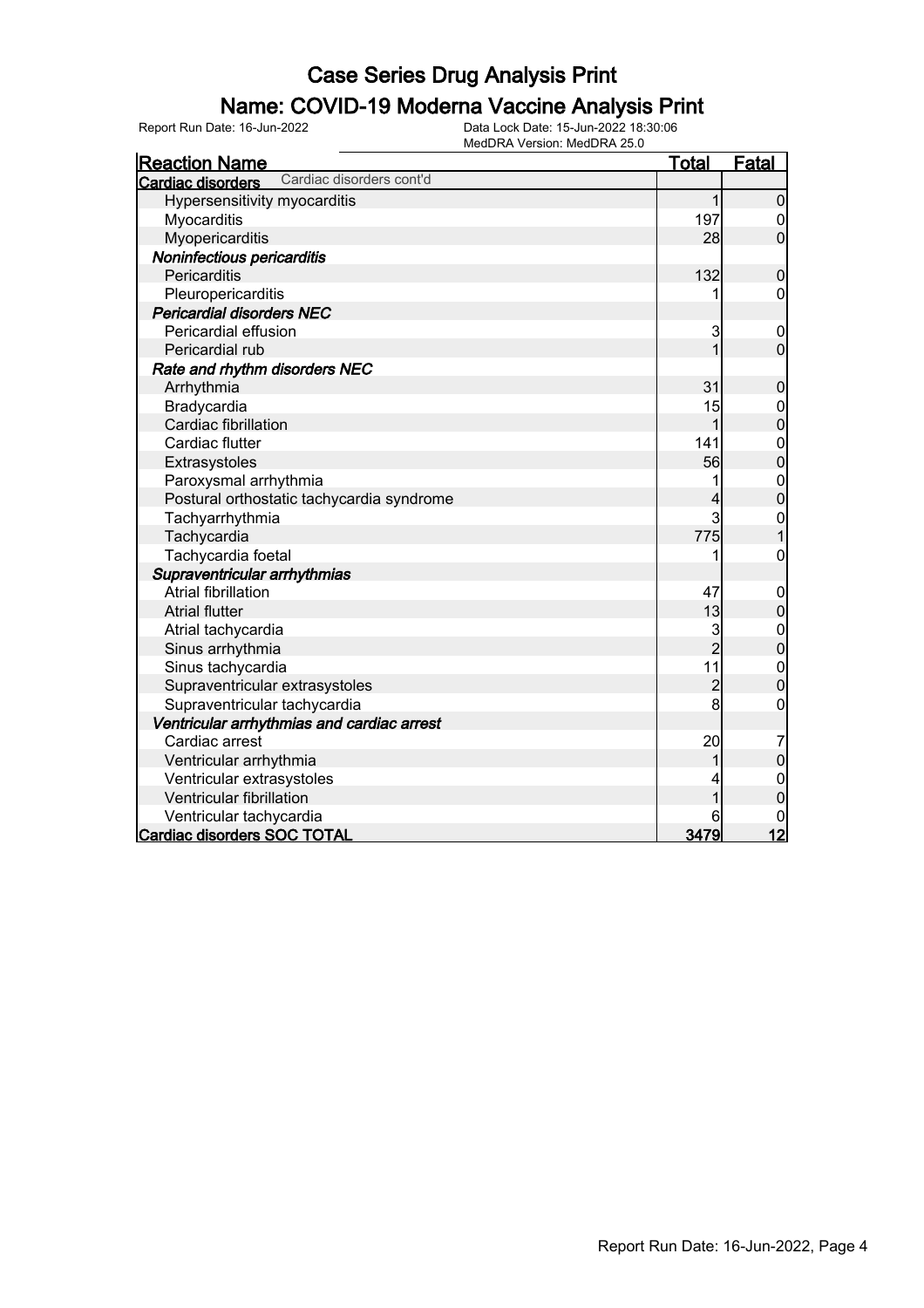# Case Series Drug Analysis Print

## Name: COVID-19 Moderna Vaccine Analysis Print

Report Run Date: 16-Jun-2022

Data Lock Date: 15-Jun-2022 18:30:06
MedDRA Version: MedDRA 25.0

| Reaction Name | Total | Fatal |
|---|---|---|
| **Cardiac disorders** Cardiac disorders cont'd | | |
| Hypersensitivity myocarditis | 1 | 0 |
| Myocarditis | 197 | 0 |
| Myopericarditis | 28 | 0 |
| ***Noninfectious pericarditis*** | | |
| Pericarditis | 132 | 0 |
| Pleuropericarditis | 1 | 0 |
| ***Pericardial disorders NEC*** | | |
| Pericardial effusion | 3 | 0 |
| Pericardial rub | 1 | 0 |
| ***Rate and rhythm disorders NEC*** | | |
| Arrhythmia | 31 | 0 |
| Bradycardia | 15 | 0 |
| Cardiac fibrillation | 1 | 0 |
| Cardiac flutter | 141 | 0 |
| Extrasystoles | 56 | 0 |
| Paroxysmal arrhythmia | 1 | 0 |
| Postural orthostatic tachycardia syndrome | 4 | 0 |
| Tachyarrhythmia | 3 | 0 |
| Tachycardia | 775 | 1 |
| Tachycardia foetal | 1 | 0 |
| ***Supraventricular arrhythmias*** | | |
| Atrial fibrillation | 47 | 0 |
| Atrial flutter | 13 | 0 |
| Atrial tachycardia | 3 | 0 |
| Sinus arrhythmia | 2 | 0 |
| Sinus tachycardia | 11 | 0 |
| Supraventricular extrasystoles | 2 | 0 |
| Supraventricular tachycardia | 8 | 0 |
| ***Ventricular arrhythmias and cardiac arrest*** | | |
| Cardiac arrest | 20 | 7 |
| Ventricular arrhythmia | 1 | 0 |
| Ventricular extrasystoles | 4 | 0 |
| Ventricular fibrillation | 1 | 0 |
| Ventricular tachycardia | 6 | 0 |
| **Cardiac disorders SOC TOTAL** | **3479** | **12** |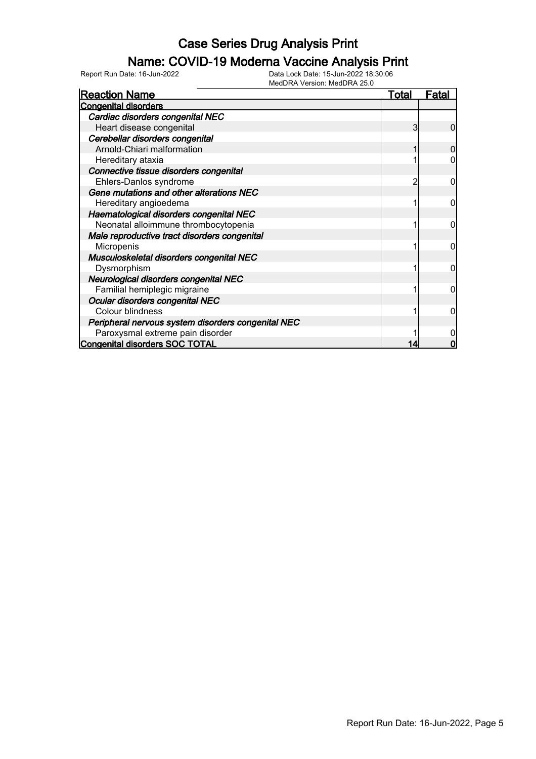# Case Series Drug Analysis Print

## Name: COVID-19 Moderna Vaccine Analysis Print

Report Run Date: 16-Jun-2022

Data Lock Date: 15-Jun-2022 18:30:06
MedDRA Version: MedDRA 25.0

| Reaction Name | Total | Fatal |
|---|---|---|
| **Congenital disorders** | | |
| ***Cardiac disorders congenital NEC*** | | |
| Heart disease congenital | 3 | 0 |
| ***Cerebellar disorders congenital*** | | |
| Arnold-Chiari malformation | 1 | 0 |
| Hereditary ataxia | 1 | 0 |
| ***Connective tissue disorders congenital*** | | |
| Ehlers-Danlos syndrome | 2 | 0 |
| ***Gene mutations and other alterations NEC*** | | |
| Hereditary angioedema | 1 | 0 |
| ***Haematological disorders congenital NEC*** | | |
| Neonatal alloimmune thrombocytopenia | 1 | 0 |
| ***Male reproductive tract disorders congenital*** | | |
| Micropenis | 1 | 0 |
| ***Musculoskeletal disorders congenital NEC*** | | |
| Dysmorphism | 1 | 0 |
| ***Neurological disorders congenital NEC*** | | |
| Familial hemiplegic migraine | 1 | 0 |
| ***Ocular disorders congenital NEC*** | | |
| Colour blindness | 1 | 0 |
| ***Peripheral nervous system disorders congenital NEC*** | | |
| Paroxysmal extreme pain disorder | 1 | 0 |
| **Congenital disorders SOC TOTAL** | **14** | **0** |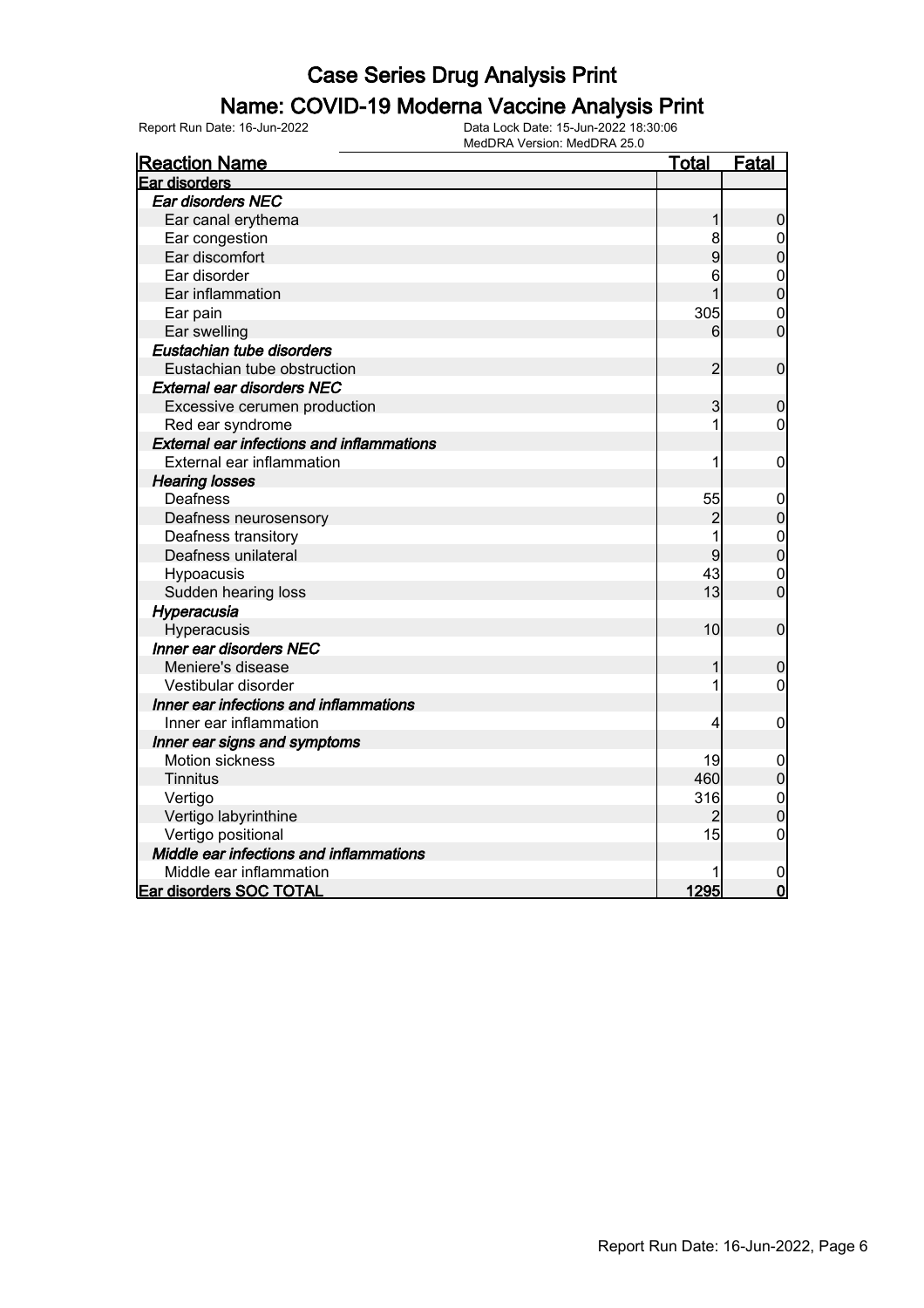# Case Series Drug Analysis Print

## Name: COVID-19 Moderna Vaccine Analysis Print

Report Run Date: 16-Jun-2022 | Data Lock Date: 15-Jun-2022 18:30:06 | MedDRA Version: MedDRA 25.0

| Reaction Name | Total | Fatal |
|---|---|---|
| **Ear disorders** | | |
| ***Ear disorders NEC*** | | |
| Ear canal erythema | 1 | 0 |
| Ear congestion | 8 | 0 |
| Ear discomfort | 9 | 0 |
| Ear disorder | 6 | 0 |
| Ear inflammation | 1 | 0 |
| Ear pain | 305 | 0 |
| Ear swelling | 6 | 0 |
| ***Eustachian tube disorders*** | | |
| Eustachian tube obstruction | 2 | 0 |
| ***External ear disorders NEC*** | | |
| Excessive cerumen production | 3 | 0 |
| Red ear syndrome | 1 | 0 |
| ***External ear infections and inflammations*** | | |
| External ear inflammation | 1 | 0 |
| ***Hearing losses*** | | |
| Deafness | 55 | 0 |
| Deafness neurosensory | 2 | 0 |
| Deafness transitory | 1 | 0 |
| Deafness unilateral | 9 | 0 |
| Hypoacusis | 43 | 0 |
| Sudden hearing loss | 13 | 0 |
| ***Hyperacusia*** | | |
| Hyperacusis | 10 | 0 |
| ***Inner ear disorders NEC*** | | |
| Meniere's disease | 1 | 0 |
| Vestibular disorder | 1 | 0 |
| ***Inner ear infections and inflammations*** | | |
| Inner ear inflammation | 4 | 0 |
| ***Inner ear signs and symptoms*** | | |
| Motion sickness | 19 | 0 |
| Tinnitus | 460 | 0 |
| Vertigo | 316 | 0 |
| Vertigo labyrinthine | 2 | 0 |
| Vertigo positional | 15 | 0 |
| ***Middle ear infections and inflammations*** | | |
| Middle ear inflammation | 1 | 0 |
| **Ear disorders SOC TOTAL** | **1295** | **0** |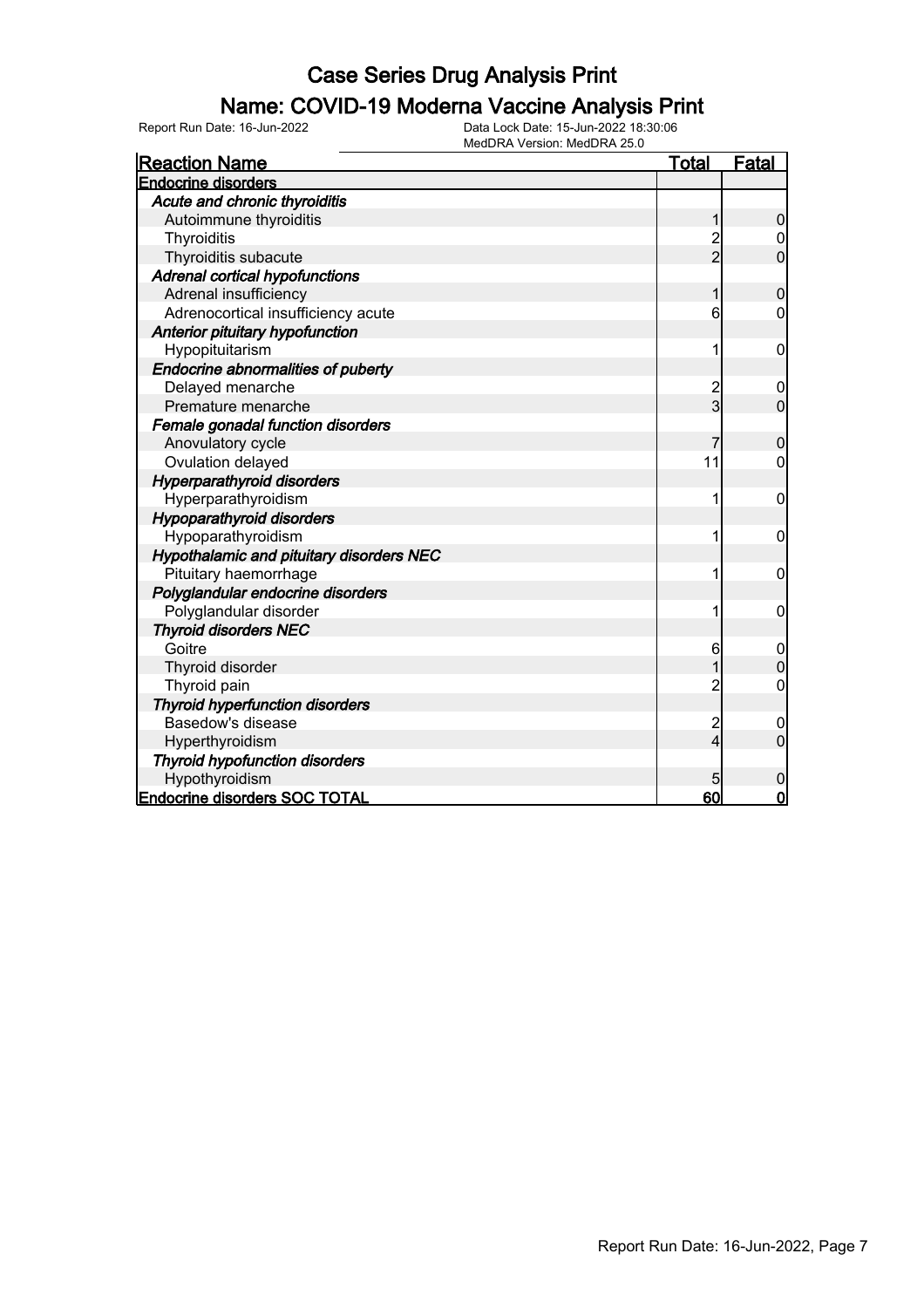# Case Series Drug Analysis Print

## Name: COVID-19 Moderna Vaccine Analysis Print

Report Run Date: 16-Jun-2022    Data Lock Date: 15-Jun-2022 18:30:06
MedDRA Version: MedDRA 25.0

| Reaction Name | Total | Fatal |
|---|---|---|
| **Endocrine disorders** | | |
| ***Acute and chronic thyroiditis*** | | |
| Autoimmune thyroiditis | 1 | 0 |
| Thyroiditis | 2 | 0 |
| Thyroiditis subacute | 2 | 0 |
| ***Adrenal cortical hypofunctions*** | | |
| Adrenal insufficiency | 1 | 0 |
| Adrenocortical insufficiency acute | 6 | 0 |
| ***Anterior pituitary hypofunction*** | | |
| Hypopituitarism | 1 | 0 |
| ***Endocrine abnormalities of puberty*** | | |
| Delayed menarche | 2 | 0 |
| Premature menarche | 3 | 0 |
| ***Female gonadal function disorders*** | | |
| Anovulatory cycle | 7 | 0 |
| Ovulation delayed | 11 | 0 |
| ***Hyperparathyroid disorders*** | | |
| Hyperparathyroidism | 1 | 0 |
| ***Hypoparathyroid disorders*** | | |
| Hypoparathyroidism | 1 | 0 |
| ***Hypothalamic and pituitary disorders NEC*** | | |
| Pituitary haemorrhage | 1 | 0 |
| ***Polyglandular endocrine disorders*** | | |
| Polyglandular disorder | 1 | 0 |
| ***Thyroid disorders NEC*** | | |
| Goitre | 6 | 0 |
| Thyroid disorder | 1 | 0 |
| Thyroid pain | 2 | 0 |
| ***Thyroid hyperfunction disorders*** | | |
| Basedow's disease | 2 | 0 |
| Hyperthyroidism | 4 | 0 |
| ***Thyroid hypofunction disorders*** | | |
| Hypothyroidism | 5 | 0 |
| **Endocrine disorders SOC TOTAL** | **60** | **0** |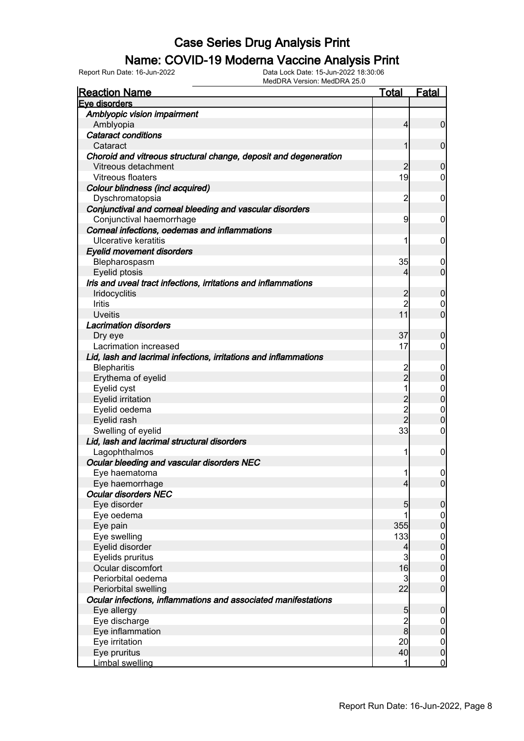# Case Series Drug Analysis Print

## Name: COVID-19 Moderna Vaccine Analysis Print

Report Run Date: 16-Jun-2022    Data Lock Date: 15-Jun-2022 18:30:06
MedDRA Version: MedDRA 25.0

| Reaction Name | Total | Fatal |
|---|---|---|
| **Eye disorders** | | |
| *Amblyopic vision impairment* | | |
| Amblyopia | 4 | 0 |
| *Cataract conditions* | | |
| Cataract | 1 | 0 |
| *Choroid and vitreous structural change, deposit and degeneration* | | |
| Vitreous detachment | 2 | 0 |
| Vitreous floaters | 19 | 0 |
| *Colour blindness (incl acquired)* | | |
| Dyschromatopsia | 2 | 0 |
| *Conjunctival and corneal bleeding and vascular disorders* | | |
| Conjunctival haemorrhage | 9 | 0 |
| *Corneal infections, oedemas and inflammations* | | |
| Ulcerative keratitis | 1 | 0 |
| *Eyelid movement disorders* | | |
| Blepharospasm | 35 | 0 |
| Eyelid ptosis | 4 | 0 |
| *Iris and uveal tract infections, irritations and inflammations* | | |
| Iridocyclitis | 2 | 0 |
| Iritis | 2 | 0 |
| Uveitis | 11 | 0 |
| *Lacrimation disorders* | | |
| Dry eye | 37 | 0 |
| Lacrimation increased | 17 | 0 |
| *Lid, lash and lacrimal infections, irritations and inflammations* | | |
| Blepharitis | 2 | 0 |
| Erythema of eyelid | 2 | 0 |
| Eyelid cyst | 1 | 0 |
| Eyelid irritation | 2 | 0 |
| Eyelid oedema | 2 | 0 |
| Eyelid rash | 2 | 0 |
| Swelling of eyelid | 33 | 0 |
| *Lid, lash and lacrimal structural disorders* | | |
| Lagophthalmos | 1 | 0 |
| *Ocular bleeding and vascular disorders NEC* | | |
| Eye haematoma | 1 | 0 |
| Eye haemorrhage | 4 | 0 |
| *Ocular disorders NEC* | | |
| Eye disorder | 5 | 0 |
| Eye oedema | 1 | 0 |
| Eye pain | 355 | 0 |
| Eye swelling | 133 | 0 |
| Eyelid disorder | 4 | 0 |
| Eyelids pruritus | 3 | 0 |
| Ocular discomfort | 16 | 0 |
| Periorbital oedema | 3 | 0 |
| Periorbital swelling | 22 | 0 |
| *Ocular infections, inflammations and associated manifestations* | | |
| Eye allergy | 5 | 0 |
| Eye discharge | 2 | 0 |
| Eye inflammation | 8 | 0 |
| Eye irritation | 20 | 0 |
| Eye pruritus | 40 | 0 |
| Limbal swelling | 1 | 0 |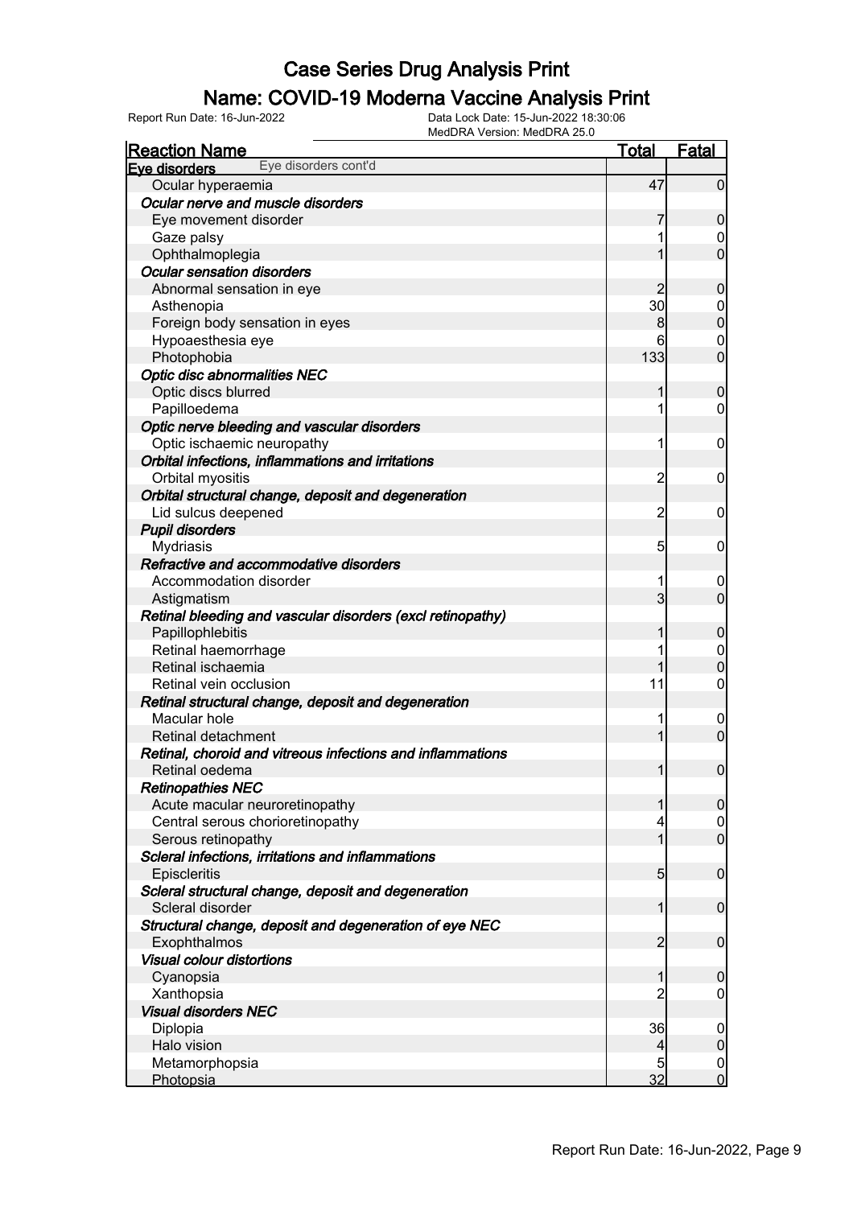# Case Series Drug Analysis Print

## Name: COVID-19 Moderna Vaccine Analysis Print

Report Run Date: 16-Jun-2022 | Data Lock Date: 15-Jun-2022 18:30:06 | MedDRA Version: MedDRA 25.0

| Reaction Name | Total | Fatal |
|---|---|---|
| **Eye disorders** Eye disorders cont'd | | |
| Ocular hyperaemia | 47 | 0 |
| ***Ocular nerve and muscle disorders*** | | |
| Eye movement disorder | 7 | 0 |
| Gaze palsy | 1 | 0 |
| Ophthalmoplegia | 1 | 0 |
| ***Ocular sensation disorders*** | | |
| Abnormal sensation in eye | 2 | 0 |
| Asthenopia | 30 | 0 |
| Foreign body sensation in eyes | 8 | 0 |
| Hypoaesthesia eye | 6 | 0 |
| Photophobia | 133 | 0 |
| ***Optic disc abnormalities NEC*** | | |
| Optic discs blurred | 1 | 0 |
| Papilloedema | 1 | 0 |
| ***Optic nerve bleeding and vascular disorders*** | | |
| Optic ischaemic neuropathy | 1 | 0 |
| ***Orbital infections, inflammations and irritations*** | | |
| Orbital myositis | 2 | 0 |
| ***Orbital structural change, deposit and degeneration*** | | |
| Lid sulcus deepened | 2 | 0 |
| ***Pupil disorders*** | | |
| Mydriasis | 5 | 0 |
| ***Refractive and accommodative disorders*** | | |
| Accommodation disorder | 1 | 0 |
| Astigmatism | 3 | 0 |
| ***Retinal bleeding and vascular disorders (excl retinopathy)*** | | |
| Papillophlebitis | 1 | 0 |
| Retinal haemorrhage | 1 | 0 |
| Retinal ischaemia | 1 | 0 |
| Retinal vein occlusion | 11 | 0 |
| ***Retinal structural change, deposit and degeneration*** | | |
| Macular hole | 1 | 0 |
| Retinal detachment | 1 | 0 |
| ***Retinal, choroid and vitreous infections and inflammations*** | | |
| Retinal oedema | 1 | 0 |
| ***Retinopathies NEC*** | | |
| Acute macular neuroretinopathy | 1 | 0 |
| Central serous chorioretinopathy | 4 | 0 |
| Serous retinopathy | 1 | 0 |
| ***Scleral infections, irritations and inflammations*** | | |
| Episcleritis | 5 | 0 |
| ***Scleral structural change, deposit and degeneration*** | | |
| Scleral disorder | 1 | 0 |
| ***Structural change, deposit and degeneration of eye NEC*** | | |
| Exophthalmos | 2 | 0 |
| ***Visual colour distortions*** | | |
| Cyanopsia | 1 | 0 |
| Xanthopsia | 2 | 0 |
| ***Visual disorders NEC*** | | |
| Diplopia | 36 | 0 |
| Halo vision | 4 | 0 |
| Metamorphopsia | 5 | 0 |
| Photopsia | 32 | 0 |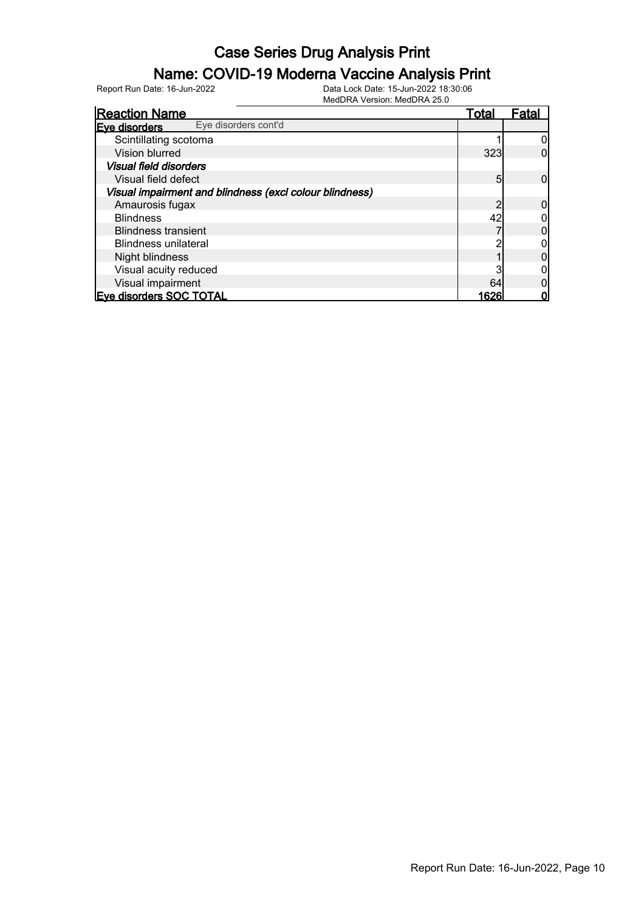# Case Series Drug Analysis Print

## Name: COVID-19 Moderna Vaccine Analysis Print

Report Run Date: 16-Jun-2022

Data Lock Date: 15-Jun-2022 18:30:06
MedDRA Version: MedDRA 25.0

| Reaction Name | Total | Fatal |
|---|---|---|
| **Eye disorders** Eye disorders cont'd | | |
| Scintillating scotoma | 1 | 0 |
| Vision blurred | 323 | 0 |
| ***Visual field disorders*** | | |
| Visual field defect | 5 | 0 |
| ***Visual impairment and blindness (excl colour blindness)*** | | |
| Amaurosis fugax | 2 | 0 |
| Blindness | 42 | 0 |
| Blindness transient | 7 | 0 |
| Blindness unilateral | 2 | 0 |
| Night blindness | 1 | 0 |
| Visual acuity reduced | 3 | 0 |
| Visual impairment | 64 | 0 |
| **Eye disorders SOC TOTAL** | **1626** | **0** |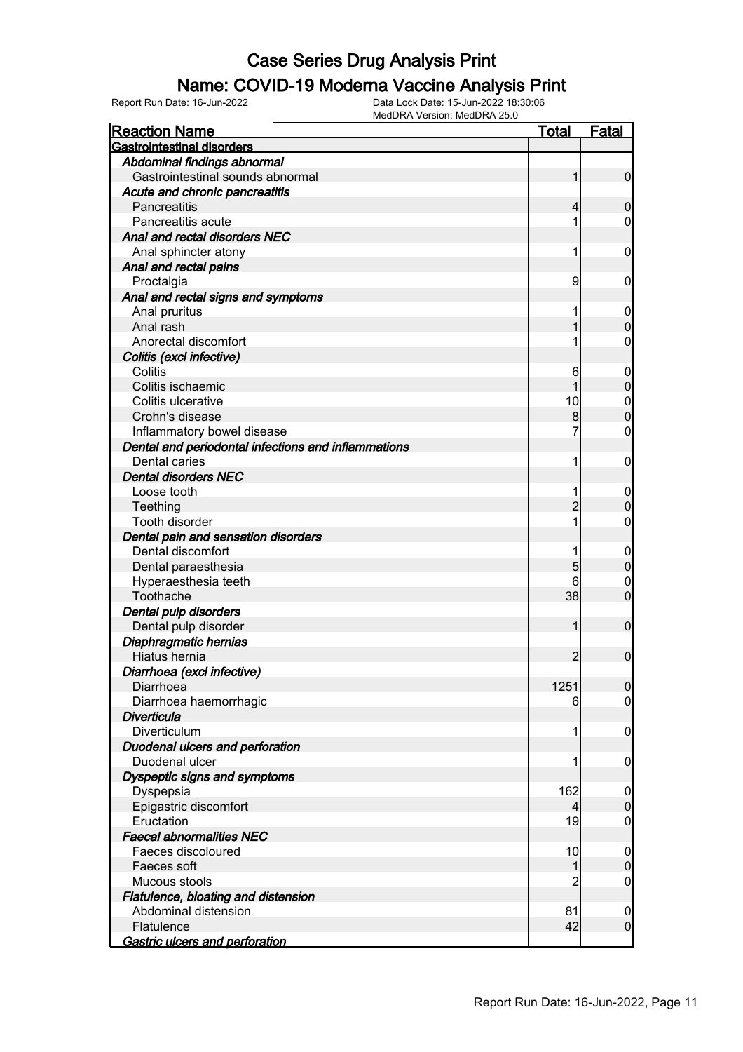# Case Series Drug Analysis Print

## Name: COVID-19 Moderna Vaccine Analysis Print

Report Run Date: 16-Jun-2022    Data Lock Date: 15-Jun-2022 18:30:06
MedDRA Version: MedDRA 25.0

| Reaction Name | Total | Fatal |
|---|---|---|
| **Gastrointestinal disorders** | | |
| *Abdominal findings abnormal* | | |
| Gastrointestinal sounds abnormal | 1 | 0 |
| *Acute and chronic pancreatitis* | | |
| Pancreatitis | 4 | 0 |
| Pancreatitis acute | 1 | 0 |
| *Anal and rectal disorders NEC* | | |
| Anal sphincter atony | 1 | 0 |
| *Anal and rectal pains* | | |
| Proctalgia | 9 | 0 |
| *Anal and rectal signs and symptoms* | | |
| Anal pruritus | 1 | 0 |
| Anal rash | 1 | 0 |
| Anorectal discomfort | 1 | 0 |
| *Colitis (excl infective)* | | |
| Colitis | 6 | 0 |
| Colitis ischaemic | 1 | 0 |
| Colitis ulcerative | 10 | 0 |
| Crohn's disease | 8 | 0 |
| Inflammatory bowel disease | 7 | 0 |
| *Dental and periodontal infections and inflammations* | | |
| Dental caries | 1 | 0 |
| *Dental disorders NEC* | | |
| Loose tooth | 1 | 0 |
| Teething | 2 | 0 |
| Tooth disorder | 1 | 0 |
| *Dental pain and sensation disorders* | | |
| Dental discomfort | 1 | 0 |
| Dental paraesthesia | 5 | 0 |
| Hyperaesthesia teeth | 6 | 0 |
| Toothache | 38 | 0 |
| *Dental pulp disorders* | | |
| Dental pulp disorder | 1 | 0 |
| *Diaphragmatic hernias* | | |
| Hiatus hernia | 2 | 0 |
| *Diarrhoea (excl infective)* | | |
| Diarrhoea | 1251 | 0 |
| Diarrhoea haemorrhagic | 6 | 0 |
| *Diverticula* | | |
| Diverticulum | 1 | 0 |
| *Duodenal ulcers and perforation* | | |
| Duodenal ulcer | 1 | 0 |
| *Dyspeptic signs and symptoms* | | |
| Dyspepsia | 162 | 0 |
| Epigastric discomfort | 4 | 0 |
| Eructation | 19 | 0 |
| *Faecal abnormalities NEC* | | |
| Faeces discoloured | 10 | 0 |
| Faeces soft | 1 | 0 |
| Mucous stools | 2 | 0 |
| *Flatulence, bloating and distension* | | |
| Abdominal distension | 81 | 0 |
| Flatulence | 42 | 0 |
| *Gastric ulcers and perforation* | | |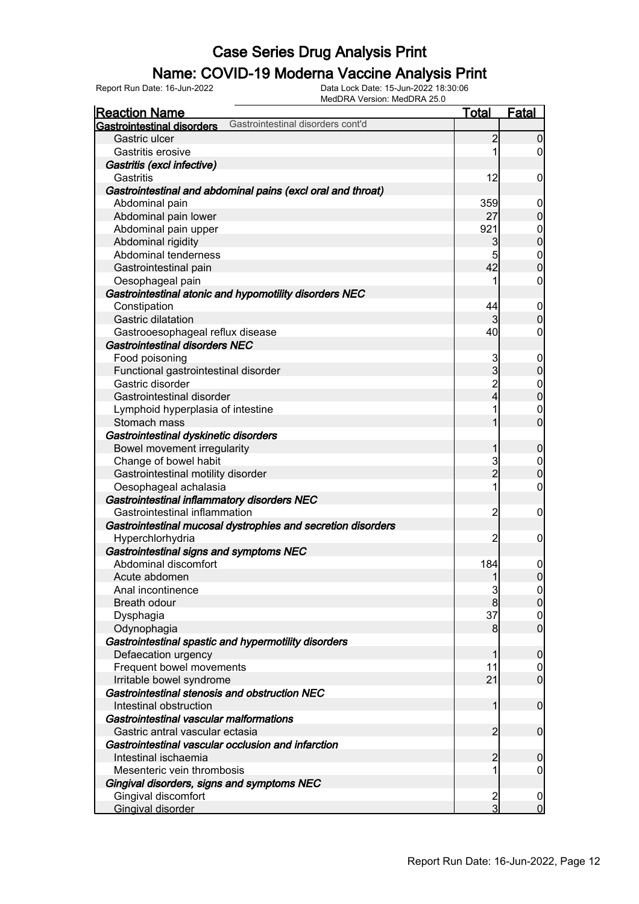# Case Series Drug Analysis Print

## Name: COVID-19 Moderna Vaccine Analysis Print

Report Run Date: 16-Jun-2022 | Data Lock Date: 15-Jun-2022 18:30:06 | MedDRA Version: MedDRA 25.0

| Reaction Name | Total | Fatal |
|---|---|---|
| **Gastrointestinal disorders** Gastrointestinal disorders cont'd | | |
| Gastric ulcer | 2 | 0 |
| Gastritis erosive | 1 | 0 |
| ***Gastritis (excl infective)*** | | |
| Gastritis | 12 | 0 |
| ***Gastrointestinal and abdominal pains (excl oral and throat)*** | | |
| Abdominal pain | 359 | 0 |
| Abdominal pain lower | 27 | 0 |
| Abdominal pain upper | 921 | 0 |
| Abdominal rigidity | 3 | 0 |
| Abdominal tenderness | 5 | 0 |
| Gastrointestinal pain | 42 | 0 |
| Oesophageal pain | 1 | 0 |
| ***Gastrointestinal atonic and hypomotility disorders NEC*** | | |
| Constipation | 44 | 0 |
| Gastric dilatation | 3 | 0 |
| Gastrooesophageal reflux disease | 40 | 0 |
| ***Gastrointestinal disorders NEC*** | | |
| Food poisoning | 3 | 0 |
| Functional gastrointestinal disorder | 3 | 0 |
| Gastric disorder | 2 | 0 |
| Gastrointestinal disorder | 4 | 0 |
| Lymphoid hyperplasia of intestine | 1 | 0 |
| Stomach mass | 1 | 0 |
| ***Gastrointestinal dyskinetic disorders*** | | |
| Bowel movement irregularity | 1 | 0 |
| Change of bowel habit | 3 | 0 |
| Gastrointestinal motility disorder | 2 | 0 |
| Oesophageal achalasia | 1 | 0 |
| ***Gastrointestinal inflammatory disorders NEC*** | | |
| Gastrointestinal inflammation | 2 | 0 |
| ***Gastrointestinal mucosal dystrophies and secretion disorders*** | | |
| Hyperchlorhydria | 2 | 0 |
| ***Gastrointestinal signs and symptoms NEC*** | | |
| Abdominal discomfort | 184 | 0 |
| Acute abdomen | 1 | 0 |
| Anal incontinence | 3 | 0 |
| Breath odour | 8 | 0 |
| Dysphagia | 37 | 0 |
| Odynophagia | 8 | 0 |
| ***Gastrointestinal spastic and hypermotility disorders*** | | |
| Defaecation urgency | 1 | 0 |
| Frequent bowel movements | 11 | 0 |
| Irritable bowel syndrome | 21 | 0 |
| ***Gastrointestinal stenosis and obstruction NEC*** | | |
| Intestinal obstruction | 1 | 0 |
| ***Gastrointestinal vascular malformations*** | | |
| Gastric antral vascular ectasia | 2 | 0 |
| ***Gastrointestinal vascular occlusion and infarction*** | | |
| Intestinal ischaemia | 2 | 0 |
| Mesenteric vein thrombosis | 1 | 0 |
| ***Gingival disorders, signs and symptoms NEC*** | | |
| Gingival discomfort | 2 | 0 |
| Gingival disorder | 3 | 0 |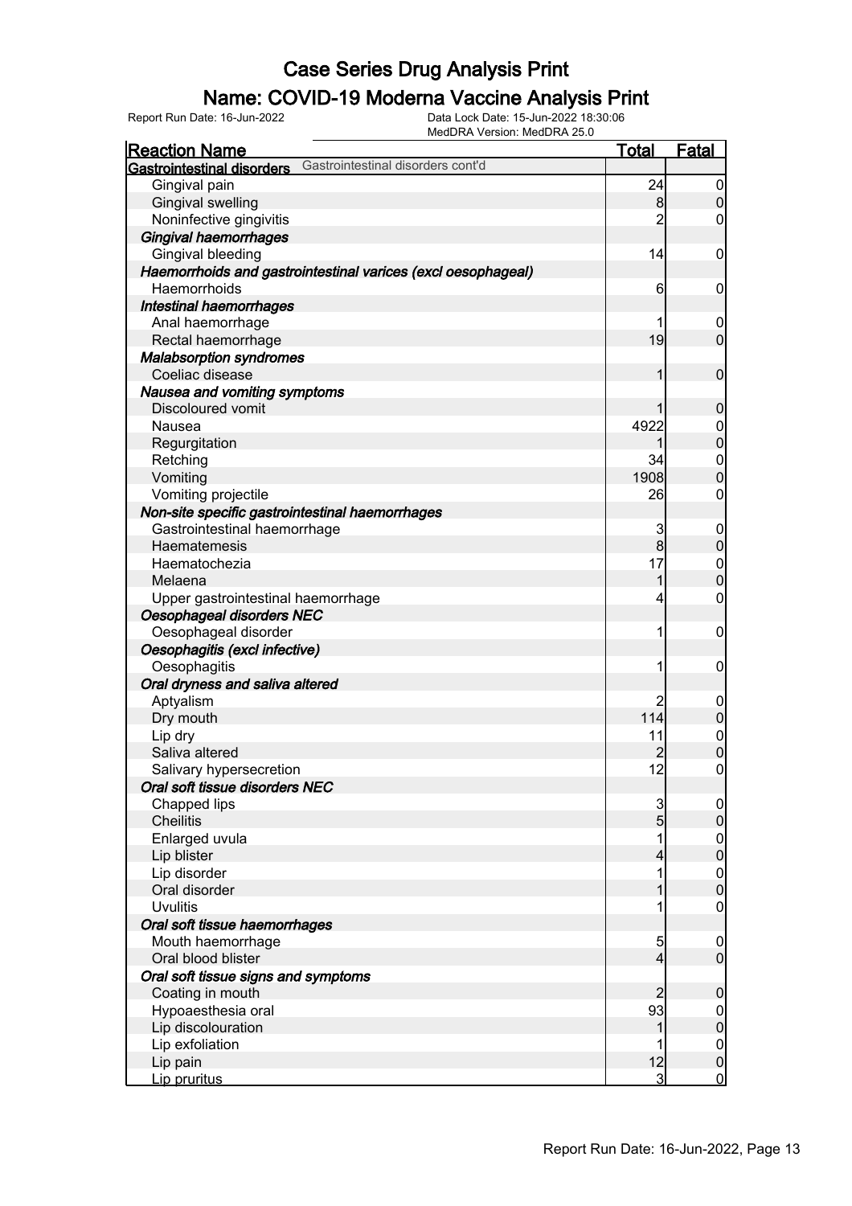# Case Series Drug Analysis Print

## Name: COVID-19 Moderna Vaccine Analysis Print

Report Run Date: 16-Jun-2022    Data Lock Date: 15-Jun-2022 18:30:06
MedDRA Version: MedDRA 25.0

| Reaction Name | Total | Fatal |
|---|---|---|
| **Gastrointestinal disorders** Gastrointestinal disorders cont'd | | |
| Gingival pain | 24 | 0 |
| Gingival swelling | 8 | 0 |
| Noninfective gingivitis | 2 | 0 |
| ***Gingival haemorrhages*** | | |
| Gingival bleeding | 14 | 0 |
| ***Haemorrhoids and gastrointestinal varices (excl oesophageal)*** | | |
| Haemorrhoids | 6 | 0 |
| ***Intestinal haemorrhages*** | | |
| Anal haemorrhage | 1 | 0 |
| Rectal haemorrhage | 19 | 0 |
| ***Malabsorption syndromes*** | | |
| Coeliac disease | 1 | 0 |
| ***Nausea and vomiting symptoms*** | | |
| Discoloured vomit | 1 | 0 |
| Nausea | 4922 | 0 |
| Regurgitation | 1 | 0 |
| Retching | 34 | 0 |
| Vomiting | 1908 | 0 |
| Vomiting projectile | 26 | 0 |
| ***Non-site specific gastrointestinal haemorrhages*** | | |
| Gastrointestinal haemorrhage | 3 | 0 |
| Haematemesis | 8 | 0 |
| Haematochezia | 17 | 0 |
| Melaena | 1 | 0 |
| Upper gastrointestinal haemorrhage | 4 | 0 |
| ***Oesophageal disorders NEC*** | | |
| Oesophageal disorder | 1 | 0 |
| ***Oesophagitis (excl infective)*** | | |
| Oesophagitis | 1 | 0 |
| ***Oral dryness and saliva altered*** | | |
| Aptyalism | 2 | 0 |
| Dry mouth | 114 | 0 |
| Lip dry | 11 | 0 |
| Saliva altered | 2 | 0 |
| Salivary hypersecretion | 12 | 0 |
| ***Oral soft tissue disorders NEC*** | | |
| Chapped lips | 3 | 0 |
| Cheilitis | 5 | 0 |
| Enlarged uvula | 1 | 0 |
| Lip blister | 4 | 0 |
| Lip disorder | 1 | 0 |
| Oral disorder | 1 | 0 |
| Uvulitis | 1 | 0 |
| ***Oral soft tissue haemorrhages*** | | |
| Mouth haemorrhage | 5 | 0 |
| Oral blood blister | 4 | 0 |
| ***Oral soft tissue signs and symptoms*** | | |
| Coating in mouth | 2 | 0 |
| Hypoaesthesia oral | 93 | 0 |
| Lip discolouration | 1 | 0 |
| Lip exfoliation | 1 | 0 |
| Lip pain | 12 | 0 |
| Lip pruritus | 3 | 0 |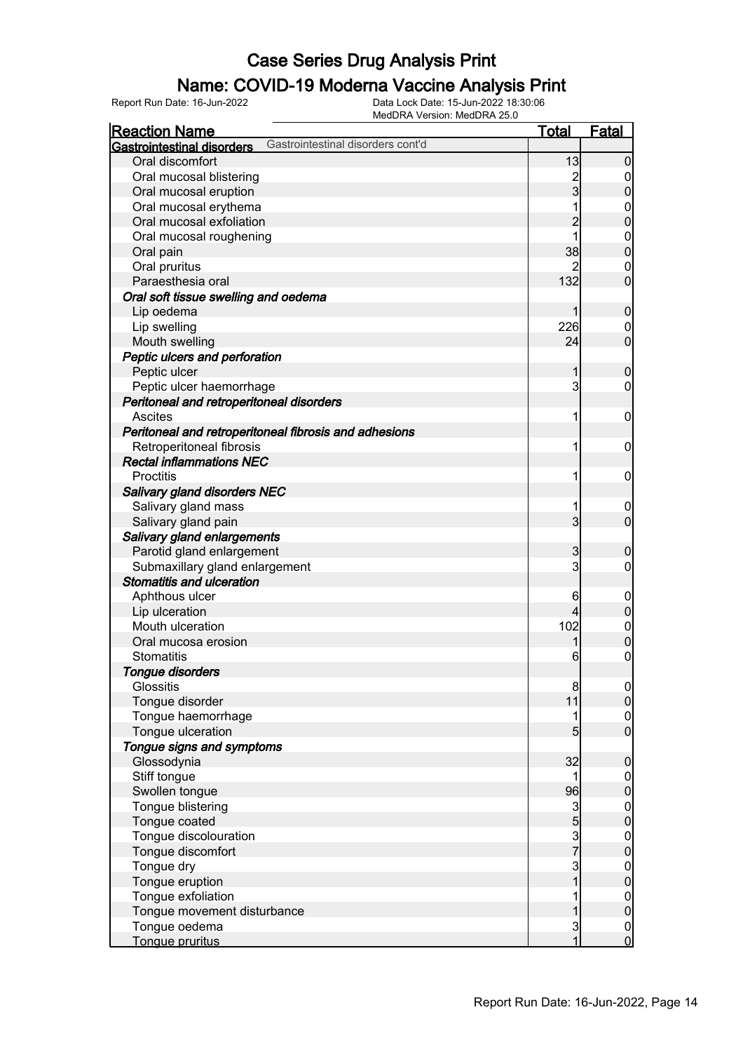# Case Series Drug Analysis Print

## Name: COVID-19 Moderna Vaccine Analysis Print

Report Run Date: 16-Jun-2022

Data Lock Date: 15-Jun-2022 18:30:06

MedDRA Version: MedDRA 25.0

| Reaction Name | Total | Fatal |
|---|---|---|
| **Gastrointestinal disorders** Gastrointestinal disorders cont'd | | |
| Oral discomfort | 13 | 0 |
| Oral mucosal blistering | 2 | 0 |
| Oral mucosal eruption | 3 | 0 |
| Oral mucosal erythema | 1 | 0 |
| Oral mucosal exfoliation | 2 | 0 |
| Oral mucosal roughening | 1 | 0 |
| Oral pain | 38 | 0 |
| Oral pruritus | 2 | 0 |
| Paraesthesia oral | 132 | 0 |
| ***Oral soft tissue swelling and oedema*** | | |
| Lip oedema | 1 | 0 |
| Lip swelling | 226 | 0 |
| Mouth swelling | 24 | 0 |
| ***Peptic ulcers and perforation*** | | |
| Peptic ulcer | 1 | 0 |
| Peptic ulcer haemorrhage | 3 | 0 |
| ***Peritoneal and retroperitoneal disorders*** | | |
| Ascites | 1 | 0 |
| ***Peritoneal and retroperitoneal fibrosis and adhesions*** | | |
| Retroperitoneal fibrosis | 1 | 0 |
| ***Rectal inflammations NEC*** | | |
| Proctitis | 1 | 0 |
| ***Salivary gland disorders NEC*** | | |
| Salivary gland mass | 1 | 0 |
| Salivary gland pain | 3 | 0 |
| ***Salivary gland enlargements*** | | |
| Parotid gland enlargement | 3 | 0 |
| Submaxillary gland enlargement | 3 | 0 |
| ***Stomatitis and ulceration*** | | |
| Aphthous ulcer | 6 | 0 |
| Lip ulceration | 4 | 0 |
| Mouth ulceration | 102 | 0 |
| Oral mucosa erosion | 1 | 0 |
| Stomatitis | 6 | 0 |
| ***Tongue disorders*** | | |
| Glossitis | 8 | 0 |
| Tongue disorder | 11 | 0 |
| Tongue haemorrhage | 1 | 0 |
| Tongue ulceration | 5 | 0 |
| ***Tongue signs and symptoms*** | | |
| Glossodynia | 32 | 0 |
| Stiff tongue | 1 | 0 |
| Swollen tongue | 96 | 0 |
| Tongue blistering | 3 | 0 |
| Tongue coated | 5 | 0 |
| Tongue discolouration | 3 | 0 |
| Tongue discomfort | 7 | 0 |
| Tongue dry | 3 | 0 |
| Tongue eruption | 1 | 0 |
| Tongue exfoliation | 1 | 0 |
| Tongue movement disturbance | 1 | 0 |
| Tongue oedema | 3 | 0 |
| Tongue pruritus | 1 | 0 |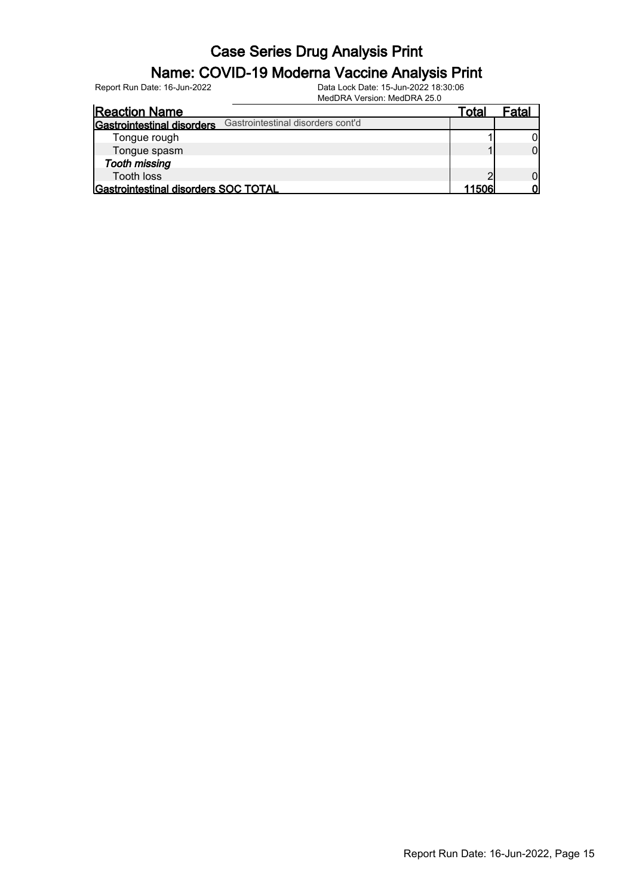# Case Series Drug Analysis Print

## Name: COVID-19 Moderna Vaccine Analysis Print

Report Run Date: 16-Jun-2022

Data Lock Date: 15-Jun-2022 18:30:06
MedDRA Version: MedDRA 25.0

| Reaction Name | Total | Fatal |
|---|---|---|
| **Gastrointestinal disorders** Gastrointestinal disorders cont'd | | |
| Tongue rough | 1 | 0 |
| Tongue spasm | 1 | 0 |
| ***Tooth missing*** | | |
| Tooth loss | 2 | 0 |
| **Gastrointestinal disorders SOC TOTAL** | **11506** | **0** |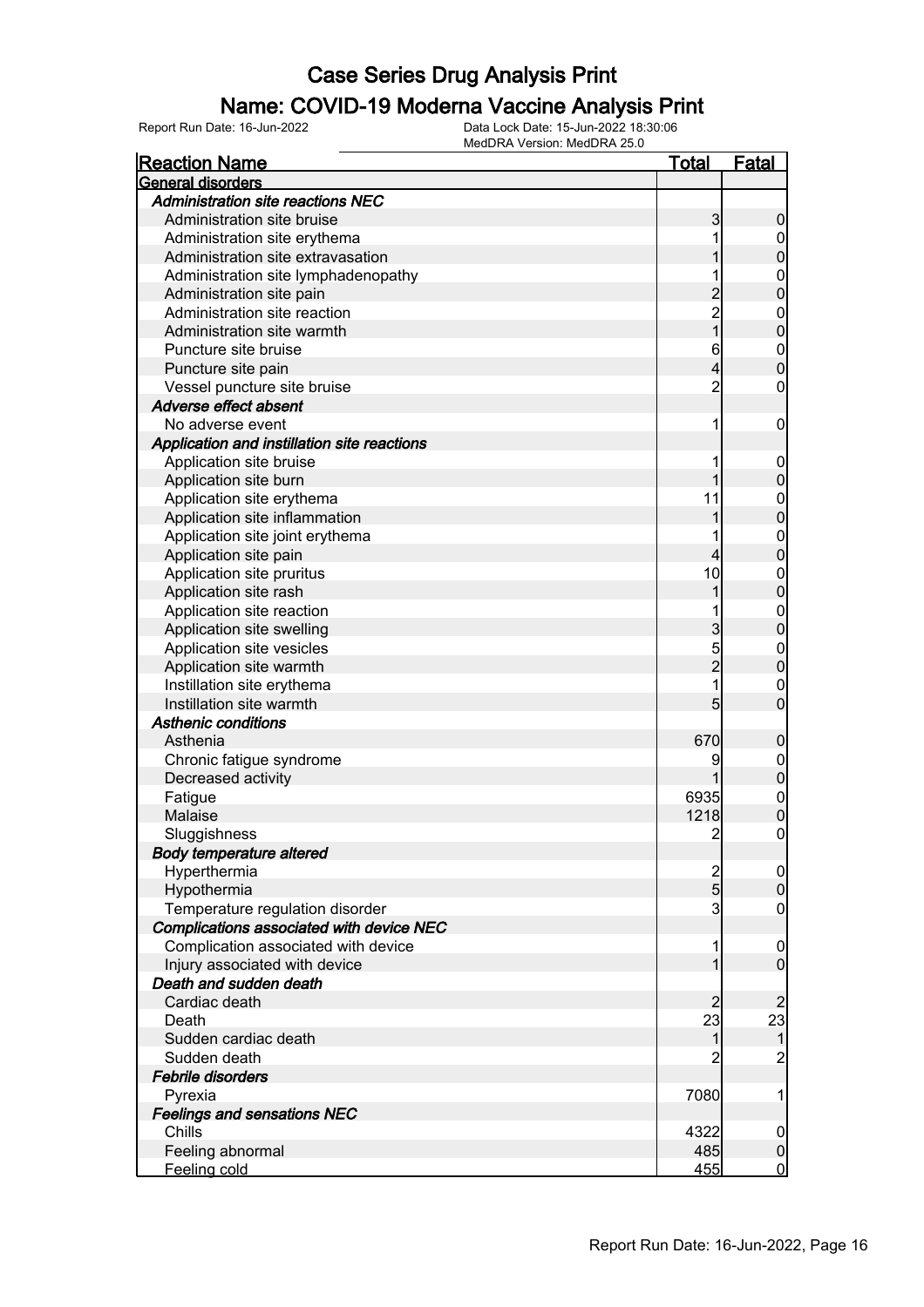# Case Series Drug Analysis Print

## Name: COVID-19 Moderna Vaccine Analysis Print

Report Run Date: 16-Jun-2022 | Data Lock Date: 15-Jun-2022 18:30:06 | MedDRA Version: MedDRA 25.0

| Reaction Name | Total | Fatal |
|---|---|---|
| **General disorders** | | |
| ***Administration site reactions NEC*** | | |
| Administration site bruise | 3 | 0 |
| Administration site erythema | 1 | 0 |
| Administration site extravasation | 1 | 0 |
| Administration site lymphadenopathy | 1 | 0 |
| Administration site pain | 2 | 0 |
| Administration site reaction | 2 | 0 |
| Administration site warmth | 1 | 0 |
| Puncture site bruise | 6 | 0 |
| Puncture site pain | 4 | 0 |
| Vessel puncture site bruise | 2 | 0 |
| ***Adverse effect absent*** | | |
| No adverse event | 1 | 0 |
| ***Application and instillation site reactions*** | | |
| Application site bruise | 1 | 0 |
| Application site burn | 1 | 0 |
| Application site erythema | 11 | 0 |
| Application site inflammation | 1 | 0 |
| Application site joint erythema | 1 | 0 |
| Application site pain | 4 | 0 |
| Application site pruritus | 10 | 0 |
| Application site rash | 1 | 0 |
| Application site reaction | 1 | 0 |
| Application site swelling | 3 | 0 |
| Application site vesicles | 5 | 0 |
| Application site warmth | 2 | 0 |
| Instillation site erythema | 1 | 0 |
| Instillation site warmth | 5 | 0 |
| ***Asthenic conditions*** | | |
| Asthenia | 670 | 0 |
| Chronic fatigue syndrome | 9 | 0 |
| Decreased activity | 1 | 0 |
| Fatigue | 6935 | 0 |
| Malaise | 1218 | 0 |
| Sluggishness | 2 | 0 |
| ***Body temperature altered*** | | |
| Hyperthermia | 2 | 0 |
| Hypothermia | 5 | 0 |
| Temperature regulation disorder | 3 | 0 |
| ***Complications associated with device NEC*** | | |
| Complication associated with device | 1 | 0 |
| Injury associated with device | 1 | 0 |
| ***Death and sudden death*** | | |
| Cardiac death | 2 | 2 |
| Death | 23 | 23 |
| Sudden cardiac death | 1 | 1 |
| Sudden death | 2 | 2 |
| ***Febrile disorders*** | | |
| Pyrexia | 7080 | 1 |
| ***Feelings and sensations NEC*** | | |
| Chills | 4322 | 0 |
| Feeling abnormal | 485 | 0 |
| Feeling cold | 455 | 0 |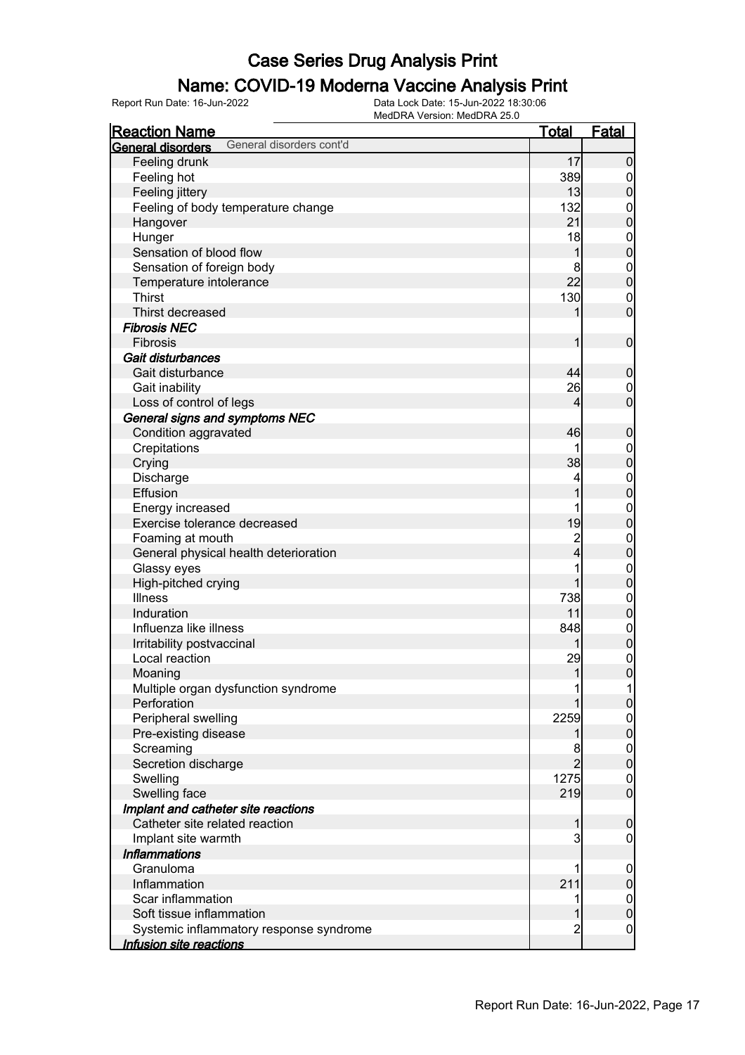# Case Series Drug Analysis Print

## Name: COVID-19 Moderna Vaccine Analysis Print

Report Run Date: 16-Jun-2022

Data Lock Date: 15-Jun-2022 18:30:06
MedDRA Version: MedDRA 25.0

| Reaction Name | Total | Fatal |
|---|---|---|
| **General disorders** General disorders cont'd | | |
| Feeling drunk | 17 | 0 |
| Feeling hot | 389 | 0 |
| Feeling jittery | 13 | 0 |
| Feeling of body temperature change | 132 | 0 |
| Hangover | 21 | 0 |
| Hunger | 18 | 0 |
| Sensation of blood flow | 1 | 0 |
| Sensation of foreign body | 8 | 0 |
| Temperature intolerance | 22 | 0 |
| Thirst | 130 | 0 |
| Thirst decreased | 1 | 0 |
| ***Fibrosis NEC*** | | |
| Fibrosis | 1 | 0 |
| ***Gait disturbances*** | | |
| Gait disturbance | 44 | 0 |
| Gait inability | 26 | 0 |
| Loss of control of legs | 4 | 0 |
| ***General signs and symptoms NEC*** | | |
| Condition aggravated | 46 | 0 |
| Crepitations | 1 | 0 |
| Crying | 38 | 0 |
| Discharge | 4 | 0 |
| Effusion | 1 | 0 |
| Energy increased | 1 | 0 |
| Exercise tolerance decreased | 19 | 0 |
| Foaming at mouth | 2 | 0 |
| General physical health deterioration | 4 | 0 |
| Glassy eyes | 1 | 0 |
| High-pitched crying | 1 | 0 |
| Illness | 738 | 0 |
| Induration | 11 | 0 |
| Influenza like illness | 848 | 0 |
| Irritability postvaccinal | 1 | 0 |
| Local reaction | 29 | 0 |
| Moaning | 1 | 0 |
| Multiple organ dysfunction syndrome | 1 | 1 |
| Perforation | 1 | 0 |
| Peripheral swelling | 2259 | 0 |
| Pre-existing disease | 1 | 0 |
| Screaming | 8 | 0 |
| Secretion discharge | 2 | 0 |
| Swelling | 1275 | 0 |
| Swelling face | 219 | 0 |
| ***Implant and catheter site reactions*** | | |
| Catheter site related reaction | 1 | 0 |
| Implant site warmth | 3 | 0 |
| ***Inflammations*** | | |
| Granuloma | 1 | 0 |
| Inflammation | 211 | 0 |
| Scar inflammation | 1 | 0 |
| Soft tissue inflammation | 1 | 0 |
| Systemic inflammatory response syndrome | 2 | 0 |
| ***Infusion site reactions*** | | |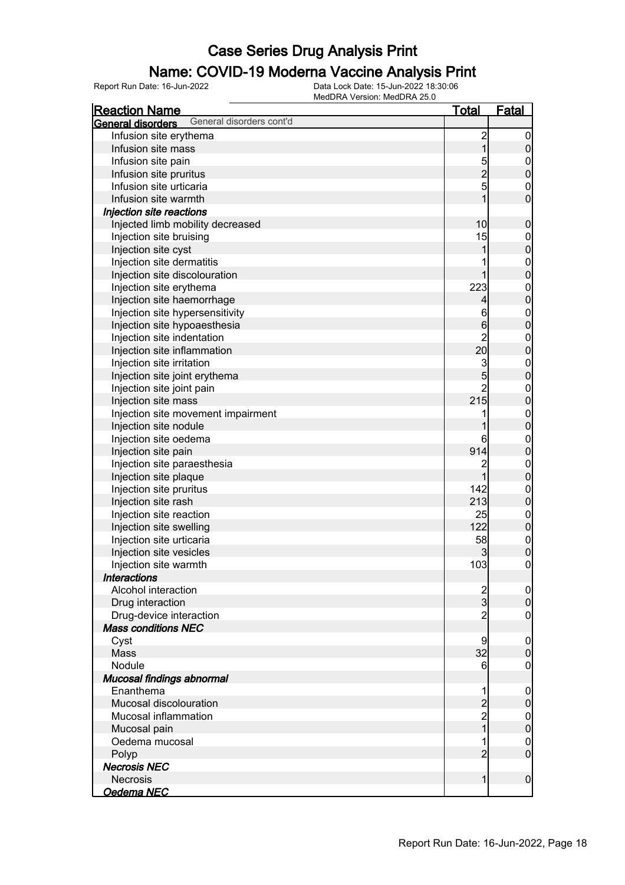# Case Series Drug Analysis Print

## Name: COVID-19 Moderna Vaccine Analysis Print

Report Run Date: 16-Jun-2022

Data Lock Date: 15-Jun-2022 18:30:06
MedDRA Version: MedDRA 25.0

| Reaction Name | Total | Fatal |
|---|---|---|
| **General disorders** General disorders cont'd | | |
| Infusion site erythema | 2 | 0 |
| Infusion site mass | 1 | 0 |
| Infusion site pain | 5 | 0 |
| Infusion site pruritus | 2 | 0 |
| Infusion site urticaria | 5 | 0 |
| Infusion site warmth | 1 | 0 |
| ***Injection site reactions*** | | |
| Injected limb mobility decreased | 10 | 0 |
| Injection site bruising | 15 | 0 |
| Injection site cyst | 1 | 0 |
| Injection site dermatitis | 1 | 0 |
| Injection site discolouration | 1 | 0 |
| Injection site erythema | 223 | 0 |
| Injection site haemorrhage | 4 | 0 |
| Injection site hypersensitivity | 6 | 0 |
| Injection site hypoaesthesia | 6 | 0 |
| Injection site indentation | 2 | 0 |
| Injection site inflammation | 20 | 0 |
| Injection site irritation | 3 | 0 |
| Injection site joint erythema | 5 | 0 |
| Injection site joint pain | 2 | 0 |
| Injection site mass | 215 | 0 |
| Injection site movement impairment | 1 | 0 |
| Injection site nodule | 1 | 0 |
| Injection site oedema | 6 | 0 |
| Injection site pain | 914 | 0 |
| Injection site paraesthesia | 2 | 0 |
| Injection site plaque | 1 | 0 |
| Injection site pruritus | 142 | 0 |
| Injection site rash | 213 | 0 |
| Injection site reaction | 25 | 0 |
| Injection site swelling | 122 | 0 |
| Injection site urticaria | 58 | 0 |
| Injection site vesicles | 3 | 0 |
| Injection site warmth | 103 | 0 |
| ***Interactions*** | | |
| Alcohol interaction | 2 | 0 |
| Drug interaction | 3 | 0 |
| Drug-device interaction | 2 | 0 |
| ***Mass conditions NEC*** | | |
| Cyst | 9 | 0 |
| Mass | 32 | 0 |
| Nodule | 6 | 0 |
| ***Mucosal findings abnormal*** | | |
| Enanthema | 1 | 0 |
| Mucosal discolouration | 2 | 0 |
| Mucosal inflammation | 2 | 0 |
| Mucosal pain | 1 | 0 |
| Oedema mucosal | 1 | 0 |
| Polyp | 2 | 0 |
| ***Necrosis NEC*** | | |
| Necrosis | 1 | 0 |
| ***Oedema NEC*** | | |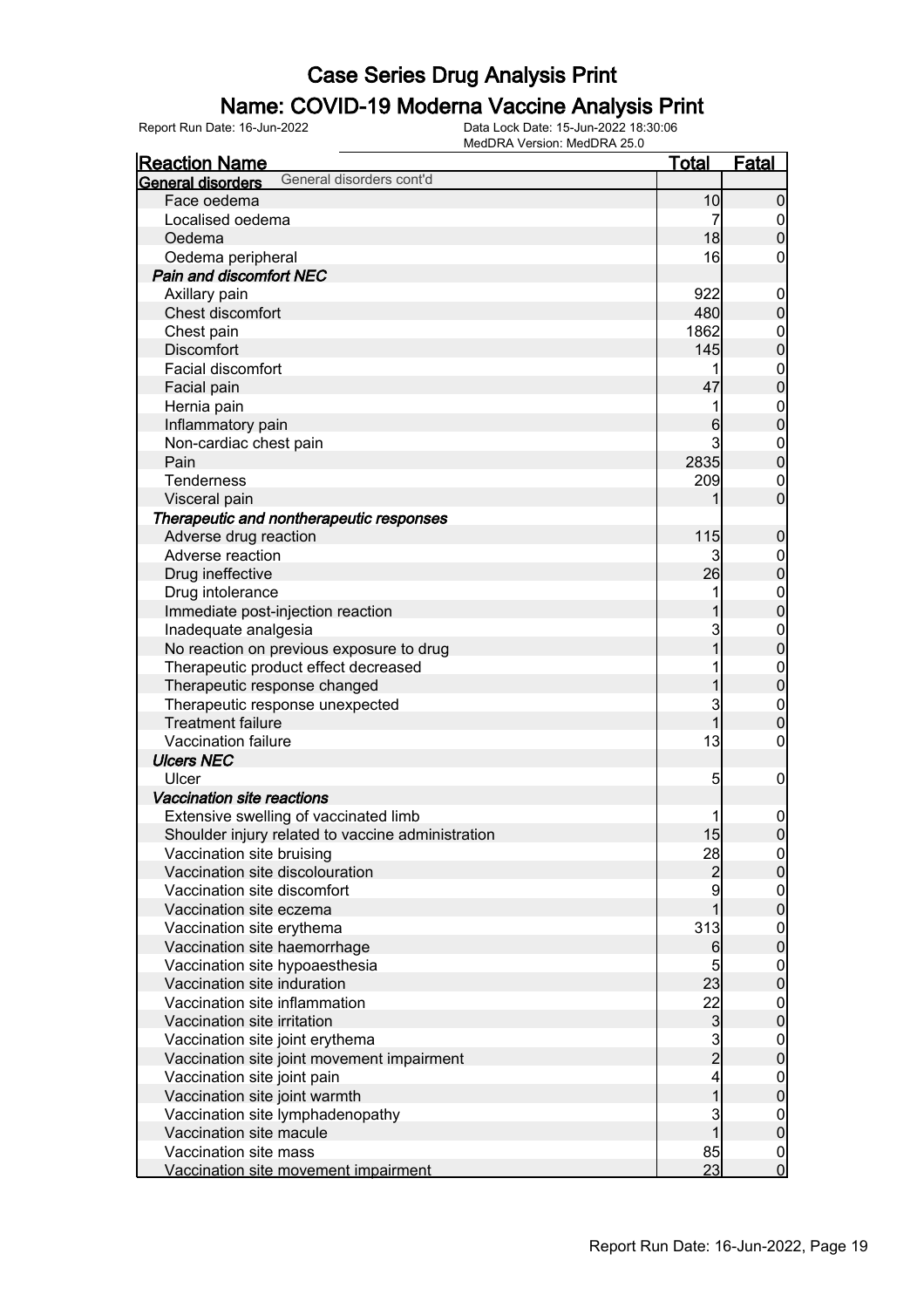# Case Series Drug Analysis Print

## Name: COVID-19 Moderna Vaccine Analysis Print

Report Run Date: 16-Jun-2022
Data Lock Date: 15-Jun-2022 18:30:06
MedDRA Version: MedDRA 25.0

| Reaction Name | Total | Fatal |
|---|---|---|
| **General disorders** General disorders cont'd | | |
| Face oedema | 10 | 0 |
| Localised oedema | 7 | 0 |
| Oedema | 18 | 0 |
| Oedema peripheral | 16 | 0 |
| ***Pain and discomfort NEC*** | | |
| Axillary pain | 922 | 0 |
| Chest discomfort | 480 | 0 |
| Chest pain | 1862 | 0 |
| Discomfort | 145 | 0 |
| Facial discomfort | 1 | 0 |
| Facial pain | 47 | 0 |
| Hernia pain | 1 | 0 |
| Inflammatory pain | 6 | 0 |
| Non-cardiac chest pain | 3 | 0 |
| Pain | 2835 | 0 |
| Tenderness | 209 | 0 |
| Visceral pain | 1 | 0 |
| ***Therapeutic and nontherapeutic responses*** | | |
| Adverse drug reaction | 115 | 0 |
| Adverse reaction | 3 | 0 |
| Drug ineffective | 26 | 0 |
| Drug intolerance | 1 | 0 |
| Immediate post-injection reaction | 1 | 0 |
| Inadequate analgesia | 3 | 0 |
| No reaction on previous exposure to drug | 1 | 0 |
| Therapeutic product effect decreased | 1 | 0 |
| Therapeutic response changed | 1 | 0 |
| Therapeutic response unexpected | 3 | 0 |
| Treatment failure | 1 | 0 |
| Vaccination failure | 13 | 0 |
| ***Ulcers NEC*** | | |
| Ulcer | 5 | 0 |
| ***Vaccination site reactions*** | | |
| Extensive swelling of vaccinated limb | 1 | 0 |
| Shoulder injury related to vaccine administration | 15 | 0 |
| Vaccination site bruising | 28 | 0 |
| Vaccination site discolouration | 2 | 0 |
| Vaccination site discomfort | 9 | 0 |
| Vaccination site eczema | 1 | 0 |
| Vaccination site erythema | 313 | 0 |
| Vaccination site haemorrhage | 6 | 0 |
| Vaccination site hypoaesthesia | 5 | 0 |
| Vaccination site induration | 23 | 0 |
| Vaccination site inflammation | 22 | 0 |
| Vaccination site irritation | 3 | 0 |
| Vaccination site joint erythema | 3 | 0 |
| Vaccination site joint movement impairment | 2 | 0 |
| Vaccination site joint pain | 4 | 0 |
| Vaccination site joint warmth | 1 | 0 |
| Vaccination site lymphadenopathy | 3 | 0 |
| Vaccination site macule | 1 | 0 |
| Vaccination site mass | 85 | 0 |
| Vaccination site movement impairment | 23 | 0 |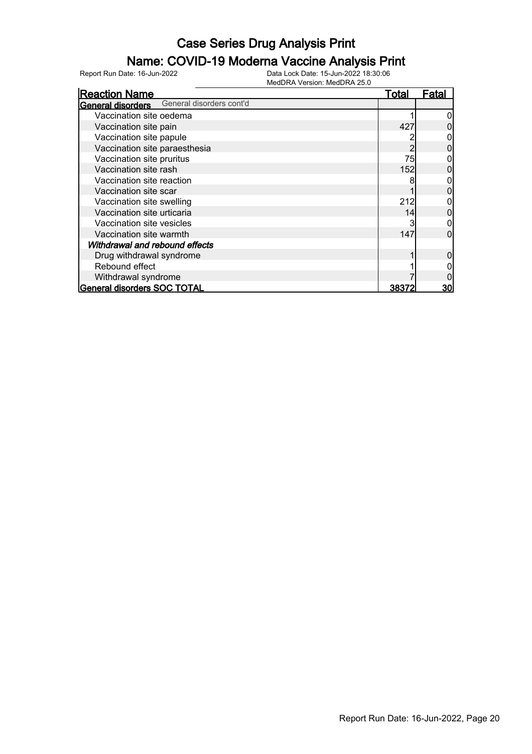# Case Series Drug Analysis Print

## Name: COVID-19 Moderna Vaccine Analysis Print

Report Run Date: 16-Jun-2022

Data Lock Date: 15-Jun-2022 18:30:06
MedDRA Version: MedDRA 25.0

| Reaction Name | Total | Fatal |
|---|---|---|
| **General disorders** General disorders cont'd | | |
| Vaccination site oedema | 1 | 0 |
| Vaccination site pain | 427 | 0 |
| Vaccination site papule | 2 | 0 |
| Vaccination site paraesthesia | 2 | 0 |
| Vaccination site pruritus | 75 | 0 |
| Vaccination site rash | 152 | 0 |
| Vaccination site reaction | 8 | 0 |
| Vaccination site scar | 1 | 0 |
| Vaccination site swelling | 212 | 0 |
| Vaccination site urticaria | 14 | 0 |
| Vaccination site vesicles | 3 | 0 |
| Vaccination site warmth | 147 | 0 |
| ***Withdrawal and rebound effects*** | | |
| Drug withdrawal syndrome | 1 | 0 |
| Rebound effect | 1 | 0 |
| Withdrawal syndrome | 7 | 0 |
| **General disorders SOC TOTAL** | **38372** | **30** |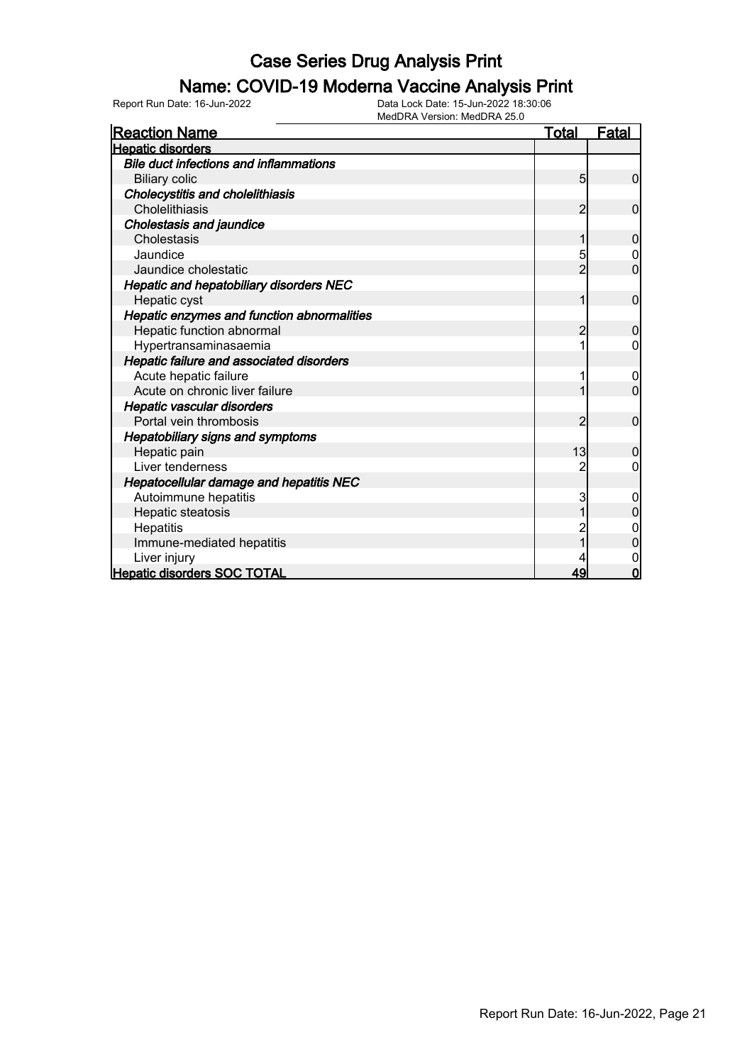# Case Series Drug Analysis Print

## Name: COVID-19 Moderna Vaccine Analysis Print

Report Run Date: 16-Jun-2022

Data Lock Date: 15-Jun-2022 18:30:06
MedDRA Version: MedDRA 25.0

| Reaction Name | Total | Fatal |
|---|---|---|
| **Hepatic disorders** | | |
| ***Bile duct infections and inflammations*** | | |
| Biliary colic | 5 | 0 |
| ***Cholecystitis and cholelithiasis*** | | |
| Cholelithiasis | 2 | 0 |
| ***Cholestasis and jaundice*** | | |
| Cholestasis | 1 | 0 |
| Jaundice | 5 | 0 |
| Jaundice cholestatic | 2 | 0 |
| ***Hepatic and hepatobiliary disorders NEC*** | | |
| Hepatic cyst | 1 | 0 |
| ***Hepatic enzymes and function abnormalities*** | | |
| Hepatic function abnormal | 2 | 0 |
| Hypertransaminasaemia | 1 | 0 |
| ***Hepatic failure and associated disorders*** | | |
| Acute hepatic failure | 1 | 0 |
| Acute on chronic liver failure | 1 | 0 |
| ***Hepatic vascular disorders*** | | |
| Portal vein thrombosis | 2 | 0 |
| ***Hepatobiliary signs and symptoms*** | | |
| Hepatic pain | 13 | 0 |
| Liver tenderness | 2 | 0 |
| ***Hepatocellular damage and hepatitis NEC*** | | |
| Autoimmune hepatitis | 3 | 0 |
| Hepatic steatosis | 1 | 0 |
| Hepatitis | 2 | 0 |
| Immune-mediated hepatitis | 1 | 0 |
| Liver injury | 4 | 0 |
| **Hepatic disorders SOC TOTAL** | **49** | **0** |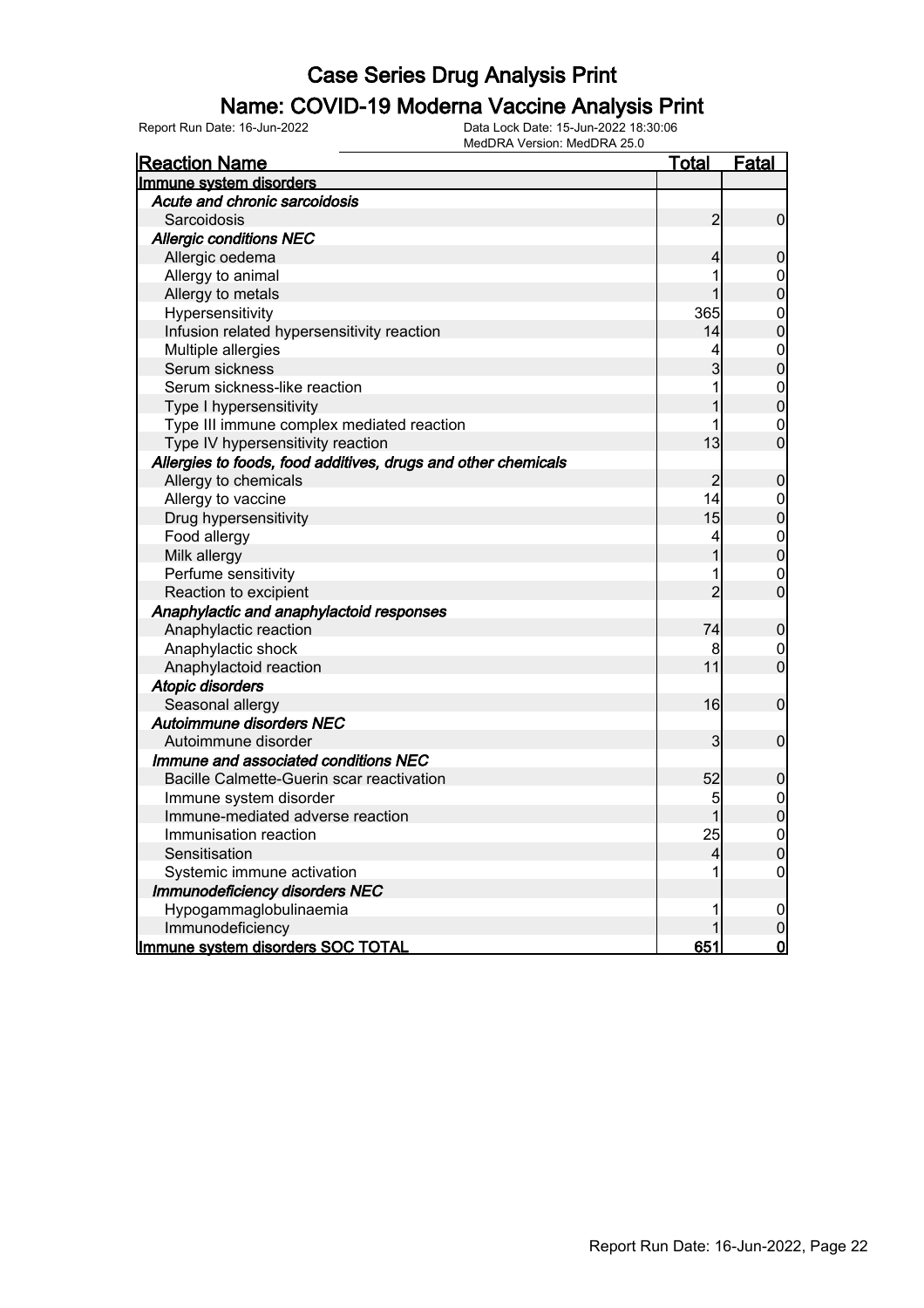# Case Series Drug Analysis Print

## Name: COVID-19 Moderna Vaccine Analysis Print

Report Run Date: 16-Jun-2022

Data Lock Date: 15-Jun-2022 18:30:06

MedDRA Version: MedDRA 25.0

| Reaction Name | Total | Fatal |
|---|---|---|
| **Immune system disorders** | | |
| ***Acute and chronic sarcoidosis*** | | |
| Sarcoidosis | 2 | 0 |
| ***Allergic conditions NEC*** | | |
| Allergic oedema | 4 | 0 |
| Allergy to animal | 1 | 0 |
| Allergy to metals | 1 | 0 |
| Hypersensitivity | 365 | 0 |
| Infusion related hypersensitivity reaction | 14 | 0 |
| Multiple allergies | 4 | 0 |
| Serum sickness | 3 | 0 |
| Serum sickness-like reaction | 1 | 0 |
| Type I hypersensitivity | 1 | 0 |
| Type III immune complex mediated reaction | 1 | 0 |
| Type IV hypersensitivity reaction | 13 | 0 |
| ***Allergies to foods, food additives, drugs and other chemicals*** | | |
| Allergy to chemicals | 2 | 0 |
| Allergy to vaccine | 14 | 0 |
| Drug hypersensitivity | 15 | 0 |
| Food allergy | 4 | 0 |
| Milk allergy | 1 | 0 |
| Perfume sensitivity | 1 | 0 |
| Reaction to excipient | 2 | 0 |
| ***Anaphylactic and anaphylactoid responses*** | | |
| Anaphylactic reaction | 74 | 0 |
| Anaphylactic shock | 8 | 0 |
| Anaphylactoid reaction | 11 | 0 |
| ***Atopic disorders*** | | |
| Seasonal allergy | 16 | 0 |
| ***Autoimmune disorders NEC*** | | |
| Autoimmune disorder | 3 | 0 |
| ***Immune and associated conditions NEC*** | | |
| Bacille Calmette-Guerin scar reactivation | 52 | 0 |
| Immune system disorder | 5 | 0 |
| Immune-mediated adverse reaction | 1 | 0 |
| Immunisation reaction | 25 | 0 |
| Sensitisation | 4 | 0 |
| Systemic immune activation | 1 | 0 |
| ***Immunodeficiency disorders NEC*** | | |
| Hypogammaglobulinaemia | 1 | 0 |
| Immunodeficiency | 1 | 0 |
| **Immune system disorders SOC TOTAL** | **651** | **0** |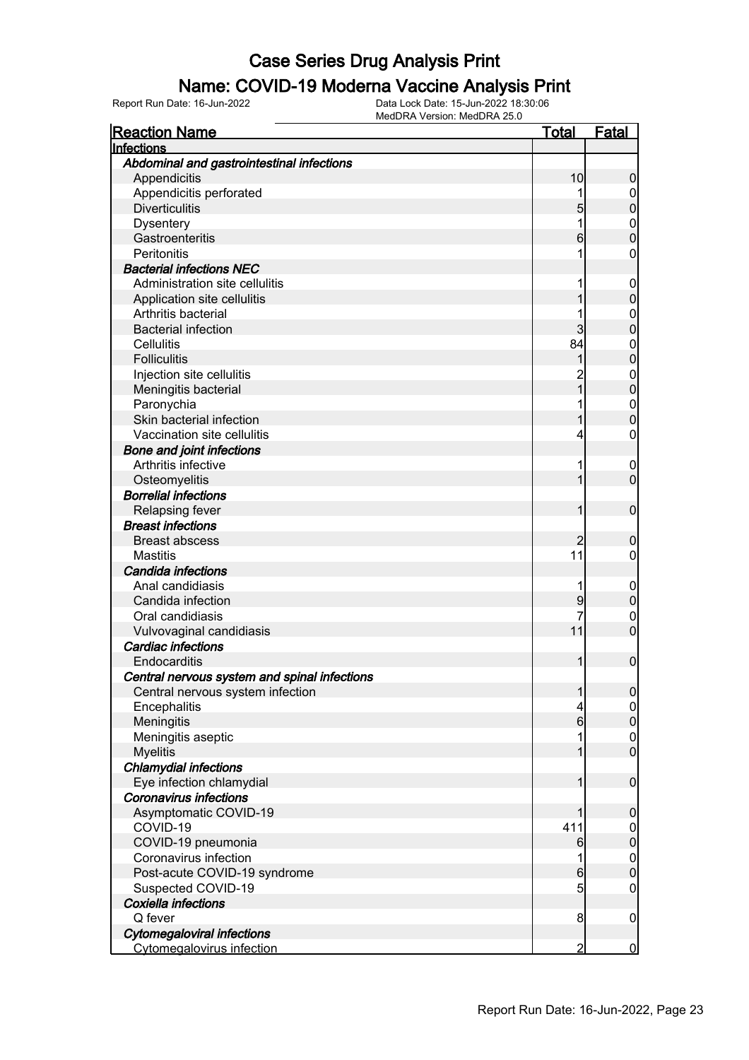# Case Series Drug Analysis Print

## Name: COVID-19 Moderna Vaccine Analysis Print

Report Run Date: 16-Jun-2022    Data Lock Date: 15-Jun-2022 18:30:06
MedDRA Version: MedDRA 25.0

| Reaction Name | Total | Fatal |
|---|---|---|
| **Infections** | | |
| ***Abdominal and gastrointestinal infections*** | | |
| Appendicitis | 10 | 0 |
| Appendicitis perforated | 1 | 0 |
| Diverticulitis | 5 | 0 |
| Dysentery | 1 | 0 |
| Gastroenteritis | 6 | 0 |
| Peritonitis | 1 | 0 |
| ***Bacterial infections NEC*** | | |
| Administration site cellulitis | 1 | 0 |
| Application site cellulitis | 1 | 0 |
| Arthritis bacterial | 1 | 0 |
| Bacterial infection | 3 | 0 |
| Cellulitis | 84 | 0 |
| Folliculitis | 1 | 0 |
| Injection site cellulitis | 2 | 0 |
| Meningitis bacterial | 1 | 0 |
| Paronychia | 1 | 0 |
| Skin bacterial infection | 1 | 0 |
| Vaccination site cellulitis | 4 | 0 |
| ***Bone and joint infections*** | | |
| Arthritis infective | 1 | 0 |
| Osteomyelitis | 1 | 0 |
| ***Borrelial infections*** | | |
| Relapsing fever | 1 | 0 |
| ***Breast infections*** | | |
| Breast abscess | 2 | 0 |
| Mastitis | 11 | 0 |
| ***Candida infections*** | | |
| Anal candidiasis | 1 | 0 |
| Candida infection | 9 | 0 |
| Oral candidiasis | 7 | 0 |
| Vulvovaginal candidiasis | 11 | 0 |
| ***Cardiac infections*** | | |
| Endocarditis | 1 | 0 |
| ***Central nervous system and spinal infections*** | | |
| Central nervous system infection | 1 | 0 |
| Encephalitis | 4 | 0 |
| Meningitis | 6 | 0 |
| Meningitis aseptic | 1 | 0 |
| Myelitis | 1 | 0 |
| ***Chlamydial infections*** | | |
| Eye infection chlamydial | 1 | 0 |
| ***Coronavirus infections*** | | |
| Asymptomatic COVID-19 | 1 | 0 |
| COVID-19 | 411 | 0 |
| COVID-19 pneumonia | 6 | 0 |
| Coronavirus infection | 1 | 0 |
| Post-acute COVID-19 syndrome | 6 | 0 |
| Suspected COVID-19 | 5 | 0 |
| ***Coxiella infections*** | | |
| Q fever | 8 | 0 |
| ***Cytomegaloviral infections*** | | |
| Cytomegalovirus infection | 2 | 0 |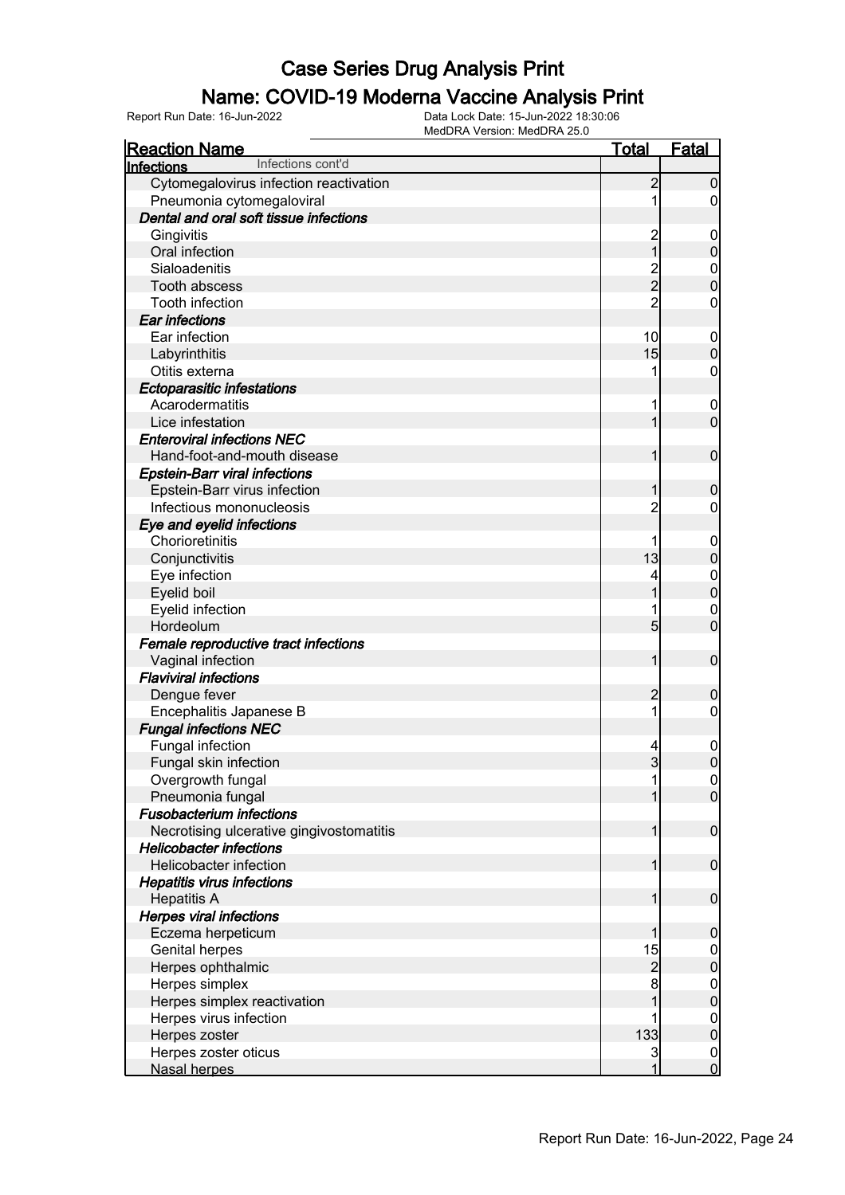# Case Series Drug Analysis Print

## Name: COVID-19 Moderna Vaccine Analysis Print

Report Run Date: 16-Jun-2022  
Data Lock Date: 15-Jun-2022 18:30:06  
MedDRA Version: MedDRA 25.0

| Reaction Name | Total | Fatal |
|---|---|---|
| **Infections** Infections cont'd | | |
| Cytomegalovirus infection reactivation | 2 | 0 |
| Pneumonia cytomegaloviral | 1 | 0 |
| ***Dental and oral soft tissue infections*** | | |
| Gingivitis | 2 | 0 |
| Oral infection | 1 | 0 |
| Sialoadenitis | 2 | 0 |
| Tooth abscess | 2 | 0 |
| Tooth infection | 2 | 0 |
| ***Ear infections*** | | |
| Ear infection | 10 | 0 |
| Labyrinthitis | 15 | 0 |
| Otitis externa | 1 | 0 |
| ***Ectoparasitic infestations*** | | |
| Acarodermatitis | 1 | 0 |
| Lice infestation | 1 | 0 |
| ***Enteroviral infections NEC*** | | |
| Hand-foot-and-mouth disease | 1 | 0 |
| ***Epstein-Barr viral infections*** | | |
| Epstein-Barr virus infection | 1 | 0 |
| Infectious mononucleosis | 2 | 0 |
| ***Eye and eyelid infections*** | | |
| Chorioretinitis | 1 | 0 |
| Conjunctivitis | 13 | 0 |
| Eye infection | 4 | 0 |
| Eyelid boil | 1 | 0 |
| Eyelid infection | 1 | 0 |
| Hordeolum | 5 | 0 |
| ***Female reproductive tract infections*** | | |
| Vaginal infection | 1 | 0 |
| ***Flaviviral infections*** | | |
| Dengue fever | 2 | 0 |
| Encephalitis Japanese B | 1 | 0 |
| ***Fungal infections NEC*** | | |
| Fungal infection | 4 | 0 |
| Fungal skin infection | 3 | 0 |
| Overgrowth fungal | 1 | 0 |
| Pneumonia fungal | 1 | 0 |
| ***Fusobacterium infections*** | | |
| Necrotising ulcerative gingivostomatitis | 1 | 0 |
| ***Helicobacter infections*** | | |
| Helicobacter infection | 1 | 0 |
| ***Hepatitis virus infections*** | | |
| Hepatitis A | 1 | 0 |
| ***Herpes viral infections*** | | |
| Eczema herpeticum | 1 | 0 |
| Genital herpes | 15 | 0 |
| Herpes ophthalmic | 2 | 0 |
| Herpes simplex | 8 | 0 |
| Herpes simplex reactivation | 1 | 0 |
| Herpes virus infection | 1 | 0 |
| Herpes zoster | 133 | 0 |
| Herpes zoster oticus | 3 | 0 |
| Nasal herpes | 1 | 0 |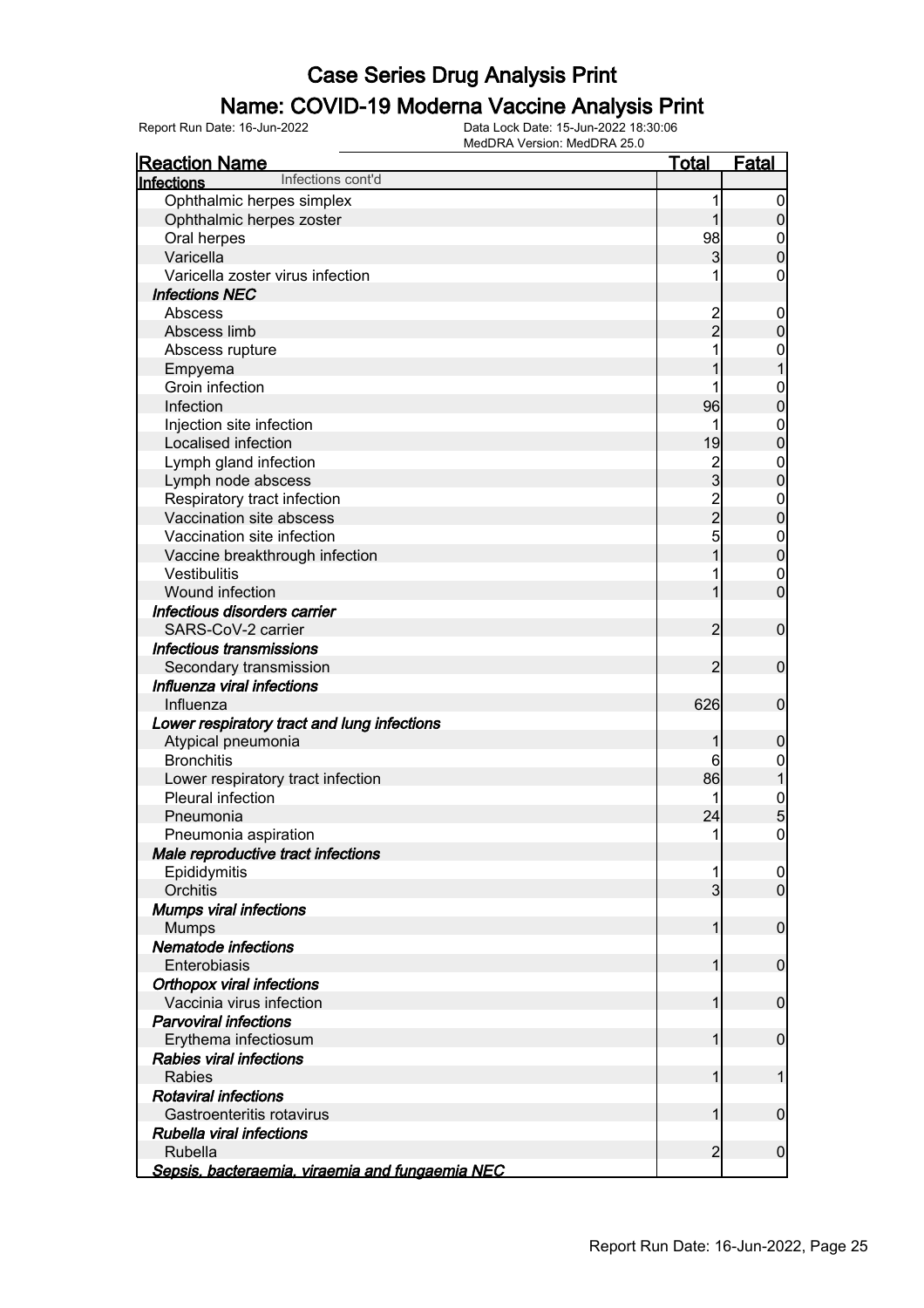# Case Series Drug Analysis Print

## Name: COVID-19 Moderna Vaccine Analysis Print

Report Run Date: 16-Jun-2022    Data Lock Date: 15-Jun-2022 18:30:06
MedDRA Version: MedDRA 25.0

| Reaction Name | Total | Fatal |
|---|---|---|
| **Infections** Infections cont'd | | |
| Ophthalmic herpes simplex | 1 | 0 |
| Ophthalmic herpes zoster | 1 | 0 |
| Oral herpes | 98 | 0 |
| Varicella | 3 | 0 |
| Varicella zoster virus infection | 1 | 0 |
| ***Infections NEC*** | | |
| Abscess | 2 | 0 |
| Abscess limb | 2 | 0 |
| Abscess rupture | 1 | 0 |
| Empyema | 1 | 1 |
| Groin infection | 1 | 0 |
| Infection | 96 | 0 |
| Injection site infection | 1 | 0 |
| Localised infection | 19 | 0 |
| Lymph gland infection | 2 | 0 |
| Lymph node abscess | 3 | 0 |
| Respiratory tract infection | 2 | 0 |
| Vaccination site abscess | 2 | 0 |
| Vaccination site infection | 5 | 0 |
| Vaccine breakthrough infection | 1 | 0 |
| Vestibulitis | 1 | 0 |
| Wound infection | 1 | 0 |
| ***Infectious disorders carrier*** | | |
| SARS-CoV-2 carrier | 2 | 0 |
| ***Infectious transmissions*** | | |
| Secondary transmission | 2 | 0 |
| ***Influenza viral infections*** | | |
| Influenza | 626 | 0 |
| ***Lower respiratory tract and lung infections*** | | |
| Atypical pneumonia | 1 | 0 |
| Bronchitis | 6 | 0 |
| Lower respiratory tract infection | 86 | 1 |
| Pleural infection | 1 | 0 |
| Pneumonia | 24 | 5 |
| Pneumonia aspiration | 1 | 0 |
| ***Male reproductive tract infections*** | | |
| Epididymitis | 1 | 0 |
| Orchitis | 3 | 0 |
| ***Mumps viral infections*** | | |
| Mumps | 1 | 0 |
| ***Nematode infections*** | | |
| Enterobiasis | 1 | 0 |
| ***Orthopox viral infections*** | | |
| Vaccinia virus infection | 1 | 0 |
| ***Parvoviral infections*** | | |
| Erythema infectiosum | 1 | 0 |
| ***Rabies viral infections*** | | |
| Rabies | 1 | 1 |
| ***Rotaviral infections*** | | |
| Gastroenteritis rotavirus | 1 | 0 |
| ***Rubella viral infections*** | | |
| Rubella | 2 | 0 |
| ***Sepsis, bacteraemia, viraemia and fungaemia NEC*** | | |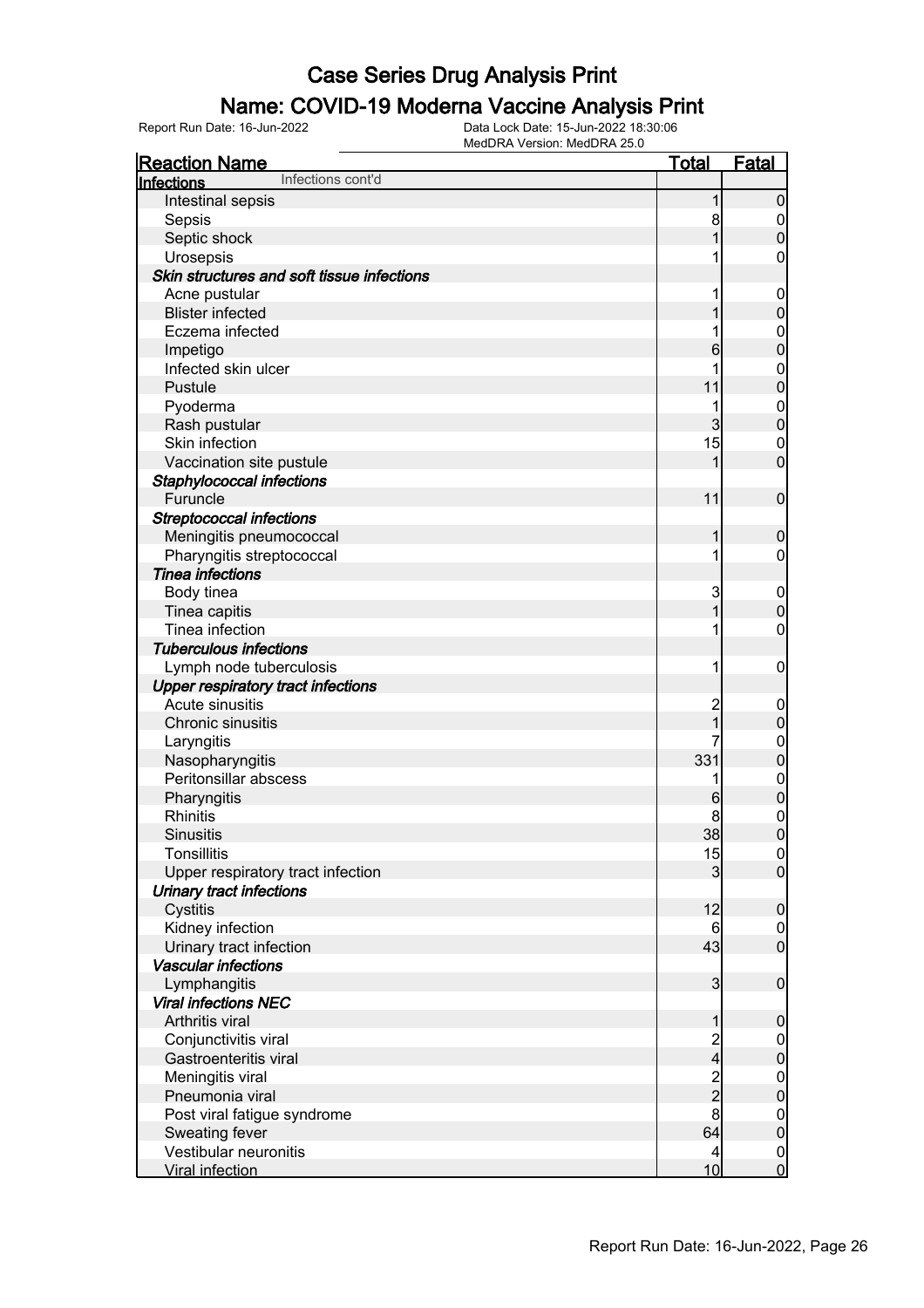# Case Series Drug Analysis Print

## Name: COVID-19 Moderna Vaccine Analysis Print

Report Run Date: 16-Jun-2022 | Data Lock Date: 15-Jun-2022 18:30:06 | MedDRA Version: MedDRA 25.0

| Reaction Name | Total | Fatal |
|---|---|---|
| **Infections** Infections cont'd | | |
| Intestinal sepsis | 1 | 0 |
| Sepsis | 8 | 0 |
| Septic shock | 1 | 0 |
| Urosepsis | 1 | 0 |
| ***Skin structures and soft tissue infections*** | | |
| Acne pustular | 1 | 0 |
| Blister infected | 1 | 0 |
| Eczema infected | 1 | 0 |
| Impetigo | 6 | 0 |
| Infected skin ulcer | 1 | 0 |
| Pustule | 11 | 0 |
| Pyoderma | 1 | 0 |
| Rash pustular | 3 | 0 |
| Skin infection | 15 | 0 |
| Vaccination site pustule | 1 | 0 |
| ***Staphylococcal infections*** | | |
| Furuncle | 11 | 0 |
| ***Streptococcal infections*** | | |
| Meningitis pneumococcal | 1 | 0 |
| Pharyngitis streptococcal | 1 | 0 |
| ***Tinea infections*** | | |
| Body tinea | 3 | 0 |
| Tinea capitis | 1 | 0 |
| Tinea infection | 1 | 0 |
| ***Tuberculous infections*** | | |
| Lymph node tuberculosis | 1 | 0 |
| ***Upper respiratory tract infections*** | | |
| Acute sinusitis | 2 | 0 |
| Chronic sinusitis | 1 | 0 |
| Laryngitis | 7 | 0 |
| Nasopharyngitis | 331 | 0 |
| Peritonsillar abscess | 1 | 0 |
| Pharyngitis | 6 | 0 |
| Rhinitis | 8 | 0 |
| Sinusitis | 38 | 0 |
| Tonsillitis | 15 | 0 |
| Upper respiratory tract infection | 3 | 0 |
| ***Urinary tract infections*** | | |
| Cystitis | 12 | 0 |
| Kidney infection | 6 | 0 |
| Urinary tract infection | 43 | 0 |
| ***Vascular infections*** | | |
| Lymphangitis | 3 | 0 |
| ***Viral infections NEC*** | | |
| Arthritis viral | 1 | 0 |
| Conjunctivitis viral | 2 | 0 |
| Gastroenteritis viral | 4 | 0 |
| Meningitis viral | 2 | 0 |
| Pneumonia viral | 2 | 0 |
| Post viral fatigue syndrome | 8 | 0 |
| Sweating fever | 64 | 0 |
| Vestibular neuronitis | 4 | 0 |
| Viral infection | 10 | 0 |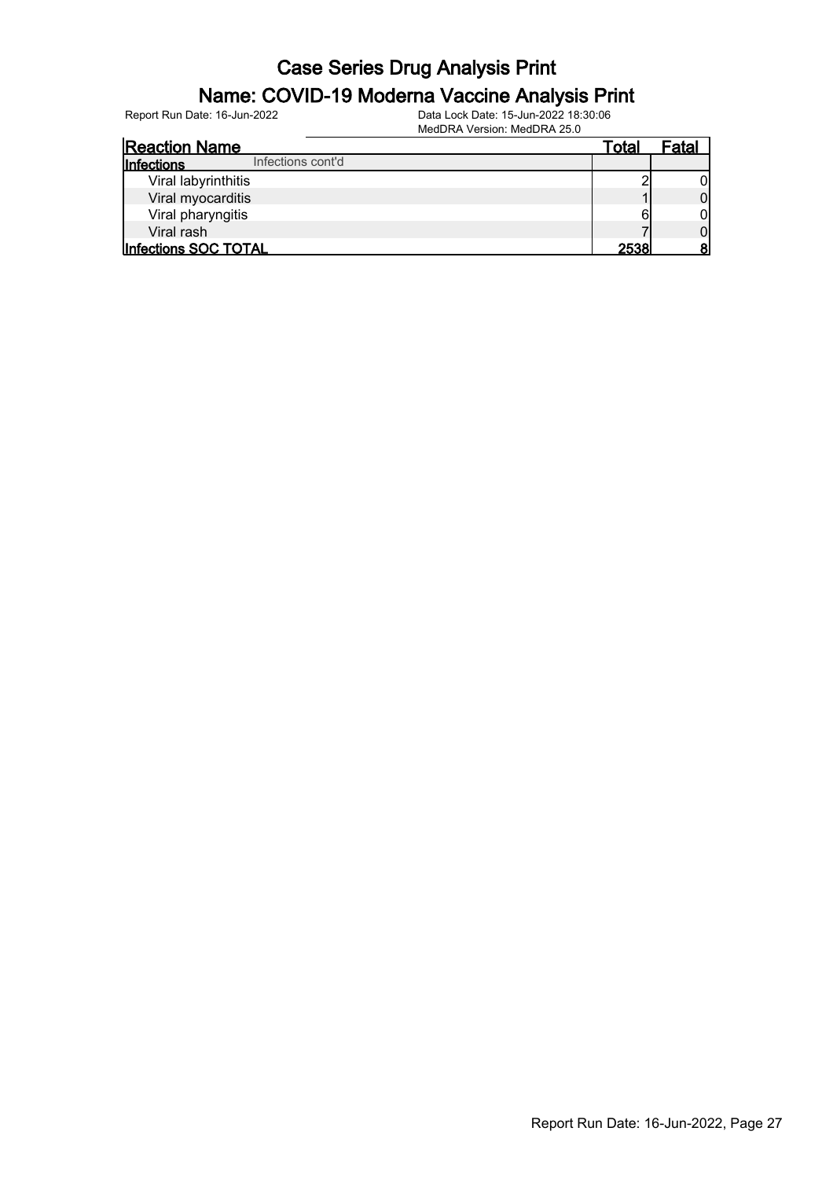# Case Series Drug Analysis Print

## Name: COVID-19 Moderna Vaccine Analysis Print

Report Run Date: 16-Jun-2022

Data Lock Date: 15-Jun-2022 18:30:06
MedDRA Version: MedDRA 25.0

| Reaction Name | Total | Fatal |
|---|---|---|
| **Infections** Infections cont'd | | |
| Viral labyrinthitis | 2 | 0 |
| Viral myocarditis | 1 | 0 |
| Viral pharyngitis | 6 | 0 |
| Viral rash | 7 | 0 |
| **Infections SOC TOTAL** | **2538** | **8** |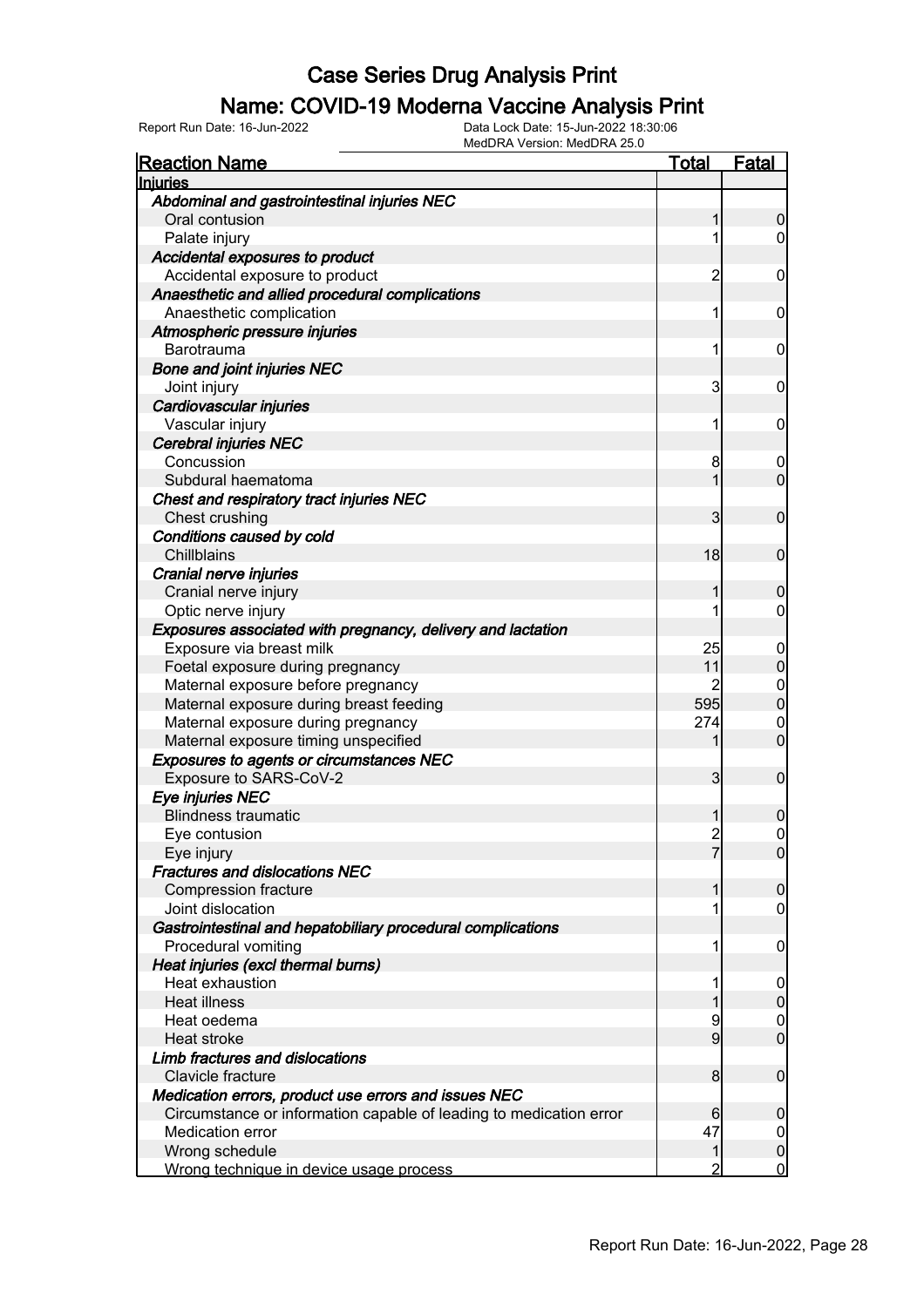# Case Series Drug Analysis Print

## Name: COVID-19 Moderna Vaccine Analysis Print

Report Run Date: 16-Jun-2022    Data Lock Date: 15-Jun-2022 18:30:06
MedDRA Version: MedDRA 25.0

| Reaction Name | Total | Fatal |
|---|---|---|
| **Injuries** | | |
| ***Abdominal and gastrointestinal injuries NEC*** | | |
| Oral contusion | 1 | 0 |
| Palate injury | 1 | 0 |
| ***Accidental exposures to product*** | | |
| Accidental exposure to product | 2 | 0 |
| ***Anaesthetic and allied procedural complications*** | | |
| Anaesthetic complication | 1 | 0 |
| ***Atmospheric pressure injuries*** | | |
| Barotrauma | 1 | 0 |
| ***Bone and joint injuries NEC*** | | |
| Joint injury | 3 | 0 |
| ***Cardiovascular injuries*** | | |
| Vascular injury | 1 | 0 |
| ***Cerebral injuries NEC*** | | |
| Concussion | 8 | 0 |
| Subdural haematoma | 1 | 0 |
| ***Chest and respiratory tract injuries NEC*** | | |
| Chest crushing | 3 | 0 |
| ***Conditions caused by cold*** | | |
| Chillblains | 18 | 0 |
| ***Cranial nerve injuries*** | | |
| Cranial nerve injury | 1 | 0 |
| Optic nerve injury | 1 | 0 |
| ***Exposures associated with pregnancy, delivery and lactation*** | | |
| Exposure via breast milk | 25 | 0 |
| Foetal exposure during pregnancy | 11 | 0 |
| Maternal exposure before pregnancy | 2 | 0 |
| Maternal exposure during breast feeding | 595 | 0 |
| Maternal exposure during pregnancy | 274 | 0 |
| Maternal exposure timing unspecified | 1 | 0 |
| ***Exposures to agents or circumstances NEC*** | | |
| Exposure to SARS-CoV-2 | 3 | 0 |
| ***Eye injuries NEC*** | | |
| Blindness traumatic | 1 | 0 |
| Eye contusion | 2 | 0 |
| Eye injury | 7 | 0 |
| ***Fractures and dislocations NEC*** | | |
| Compression fracture | 1 | 0 |
| Joint dislocation | 1 | 0 |
| ***Gastrointestinal and hepatobiliary procedural complications*** | | |
| Procedural vomiting | 1 | 0 |
| ***Heat injuries (excl thermal burns)*** | | |
| Heat exhaustion | 1 | 0 |
| Heat illness | 1 | 0 |
| Heat oedema | 9 | 0 |
| Heat stroke | 9 | 0 |
| ***Limb fractures and dislocations*** | | |
| Clavicle fracture | 8 | 0 |
| ***Medication errors, product use errors and issues NEC*** | | |
| Circumstance or information capable of leading to medication error | 6 | 0 |
| Medication error | 47 | 0 |
| Wrong schedule | 1 | 0 |
| Wrong technique in device usage process | 2 | 0 |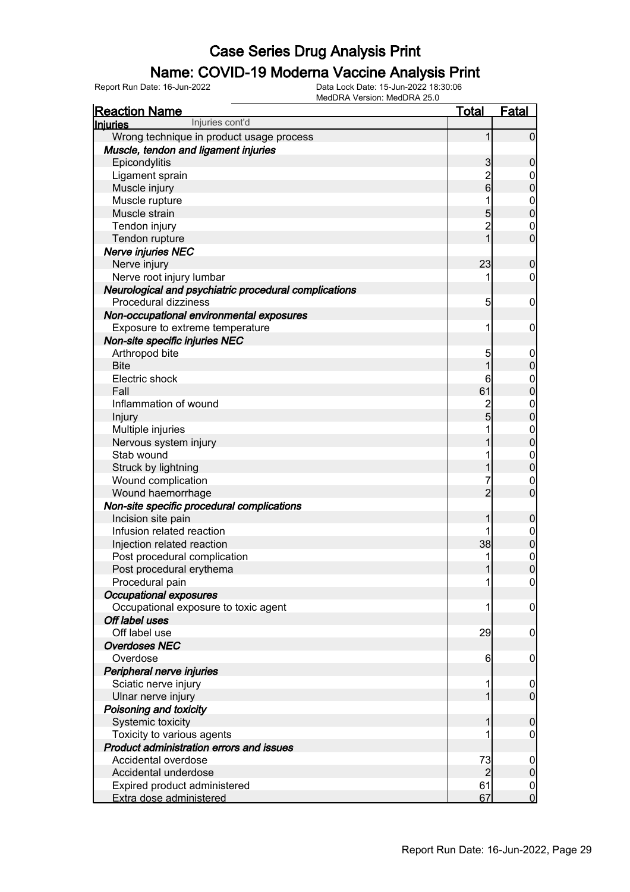# Case Series Drug Analysis Print

## Name: COVID-19 Moderna Vaccine Analysis Print

Report Run Date: 16-Jun-2022 | Data Lock Date: 15-Jun-2022 18:30:06 | MedDRA Version: MedDRA 25.0

| Reaction Name | Total | Fatal |
|---|---|---|
| **Injuries** Injuries cont'd | | |
| Wrong technique in product usage process | 1 | 0 |
| ***Muscle, tendon and ligament injuries*** | | |
| Epicondylitis | 3 | 0 |
| Ligament sprain | 2 | 0 |
| Muscle injury | 6 | 0 |
| Muscle rupture | 1 | 0 |
| Muscle strain | 5 | 0 |
| Tendon injury | 2 | 0 |
| Tendon rupture | 1 | 0 |
| ***Nerve injuries NEC*** | | |
| Nerve injury | 23 | 0 |
| Nerve root injury lumbar | 1 | 0 |
| ***Neurological and psychiatric procedural complications*** | | |
| Procedural dizziness | 5 | 0 |
| ***Non-occupational environmental exposures*** | | |
| Exposure to extreme temperature | 1 | 0 |
| ***Non-site specific injuries NEC*** | | |
| Arthropod bite | 5 | 0 |
| Bite | 1 | 0 |
| Electric shock | 6 | 0 |
| Fall | 61 | 0 |
| Inflammation of wound | 2 | 0 |
| Injury | 5 | 0 |
| Multiple injuries | 1 | 0 |
| Nervous system injury | 1 | 0 |
| Stab wound | 1 | 0 |
| Struck by lightning | 1 | 0 |
| Wound complication | 7 | 0 |
| Wound haemorrhage | 2 | 0 |
| ***Non-site specific procedural complications*** | | |
| Incision site pain | 1 | 0 |
| Infusion related reaction | 1 | 0 |
| Injection related reaction | 38 | 0 |
| Post procedural complication | 1 | 0 |
| Post procedural erythema | 1 | 0 |
| Procedural pain | 1 | 0 |
| ***Occupational exposures*** | | |
| Occupational exposure to toxic agent | 1 | 0 |
| ***Off label uses*** | | |
| Off label use | 29 | 0 |
| ***Overdoses NEC*** | | |
| Overdose | 6 | 0 |
| ***Peripheral nerve injuries*** | | |
| Sciatic nerve injury | 1 | 0 |
| Ulnar nerve injury | 1 | 0 |
| ***Poisoning and toxicity*** | | |
| Systemic toxicity | 1 | 0 |
| Toxicity to various agents | 1 | 0 |
| ***Product administration errors and issues*** | | |
| Accidental overdose | 73 | 0 |
| Accidental underdose | 2 | 0 |
| Expired product administered | 61 | 0 |
| Extra dose administered | 67 | 0 |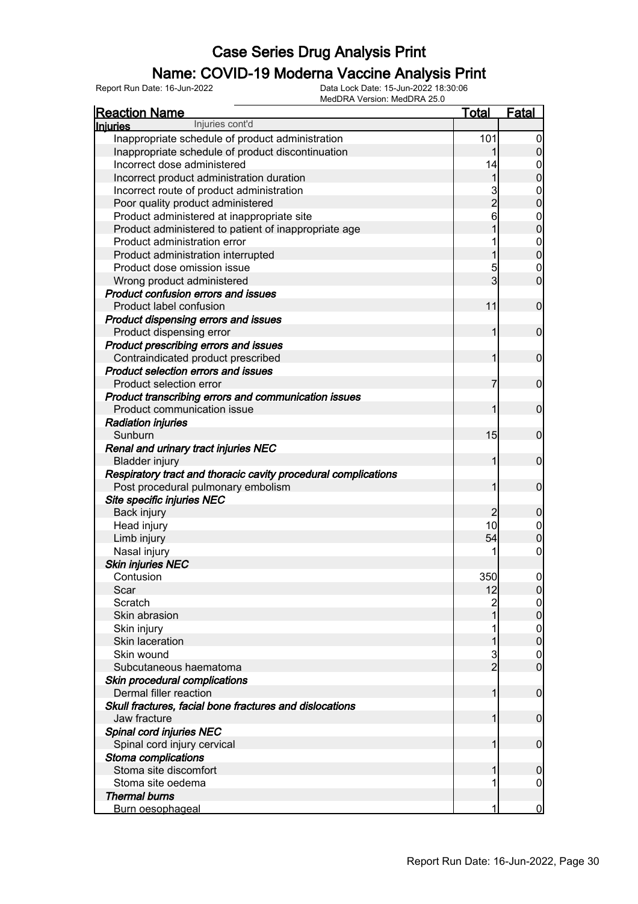# Case Series Drug Analysis Print

## Name: COVID-19 Moderna Vaccine Analysis Print

Report Run Date: 16-Jun-2022    Data Lock Date: 15-Jun-2022 18:30:06
MedDRA Version: MedDRA 25.0

| Reaction Name | Total | Fatal |
|---|---|---|
| **Injuries** Injuries cont'd | | |
| Inappropriate schedule of product administration | 101 | 0 |
| Inappropriate schedule of product discontinuation | 1 | 0 |
| Incorrect dose administered | 14 | 0 |
| Incorrect product administration duration | 1 | 0 |
| Incorrect route of product administration | 3 | 0 |
| Poor quality product administered | 2 | 0 |
| Product administered at inappropriate site | 6 | 0 |
| Product administered to patient of inappropriate age | 1 | 0 |
| Product administration error | 1 | 0 |
| Product administration interrupted | 1 | 0 |
| Product dose omission issue | 5 | 0 |
| Wrong product administered | 3 | 0 |
| ***Product confusion errors and issues*** | | |
| Product label confusion | 11 | 0 |
| ***Product dispensing errors and issues*** | | |
| Product dispensing error | 1 | 0 |
| ***Product prescribing errors and issues*** | | |
| Contraindicated product prescribed | 1 | 0 |
| ***Product selection errors and issues*** | | |
| Product selection error | 7 | 0 |
| ***Product transcribing errors and communication issues*** | | |
| Product communication issue | 1 | 0 |
| ***Radiation injuries*** | | |
| Sunburn | 15 | 0 |
| ***Renal and urinary tract injuries NEC*** | | |
| Bladder injury | 1 | 0 |
| ***Respiratory tract and thoracic cavity procedural complications*** | | |
| Post procedural pulmonary embolism | 1 | 0 |
| ***Site specific injuries NEC*** | | |
| Back injury | 2 | 0 |
| Head injury | 10 | 0 |
| Limb injury | 54 | 0 |
| Nasal injury | 1 | 0 |
| ***Skin injuries NEC*** | | |
| Contusion | 350 | 0 |
| Scar | 12 | 0 |
| Scratch | 2 | 0 |
| Skin abrasion | 1 | 0 |
| Skin injury | 1 | 0 |
| Skin laceration | 1 | 0 |
| Skin wound | 3 | 0 |
| Subcutaneous haematoma | 2 | 0 |
| ***Skin procedural complications*** | | |
| Dermal filler reaction | 1 | 0 |
| ***Skull fractures, facial bone fractures and dislocations*** | | |
| Jaw fracture | 1 | 0 |
| ***Spinal cord injuries NEC*** | | |
| Spinal cord injury cervical | 1 | 0 |
| ***Stoma complications*** | | |
| Stoma site discomfort | 1 | 0 |
| Stoma site oedema | 1 | 0 |
| ***Thermal burns*** | | |
| Burn oesophageal | 1 | 0 |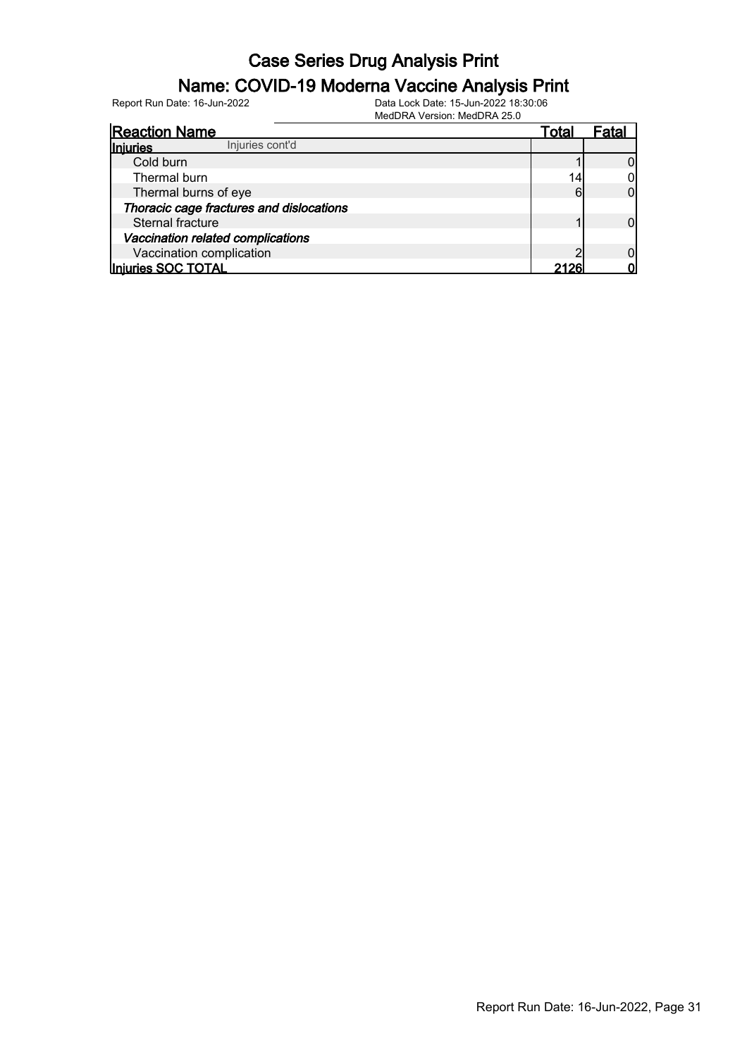# Case Series Drug Analysis Print

## Name: COVID-19 Moderna Vaccine Analysis Print

Report Run Date: 16-Jun-2022

Data Lock Date: 15-Jun-2022 18:30:06

MedDRA Version: MedDRA 25.0

| Reaction Name | Total | Fatal |
|---|---|---|
| **Injuries** Injuries cont'd | | |
| Cold burn | 1 | 0 |
| Thermal burn | 14 | 0 |
| Thermal burns of eye | 6 | 0 |
| ***Thoracic cage fractures and dislocations*** | | |
| Sternal fracture | 1 | 0 |
| ***Vaccination related complications*** | | |
| Vaccination complication | 2 | 0 |
| **Injuries SOC TOTAL** | **2126** | **0** |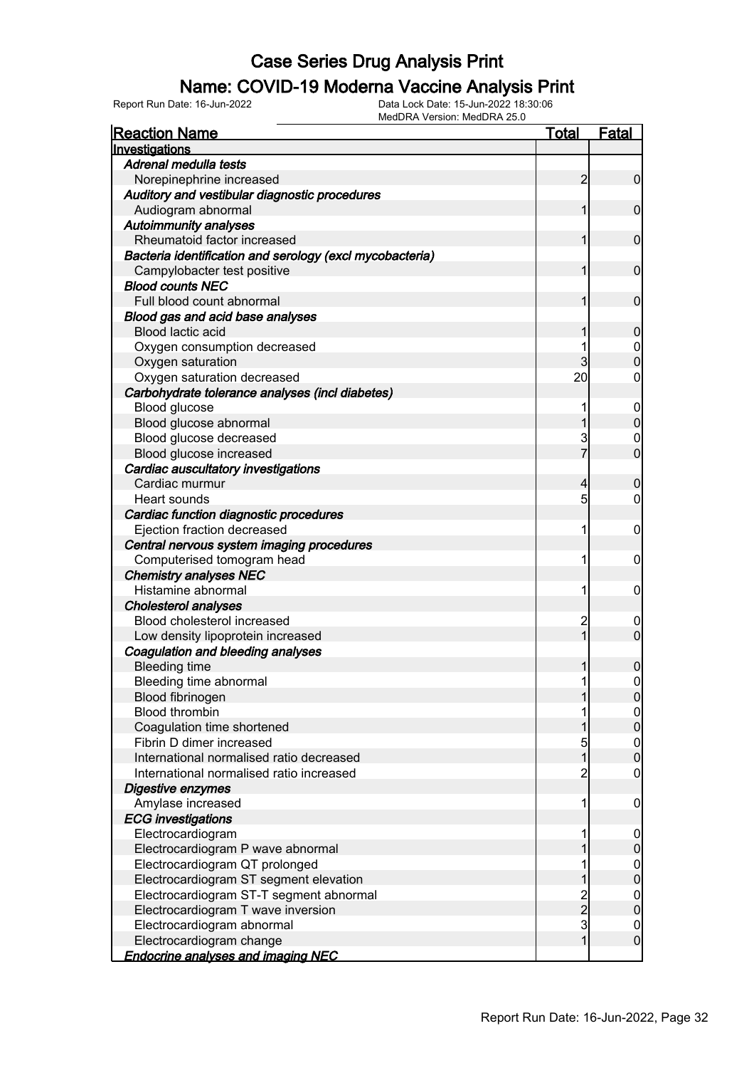# Case Series Drug Analysis Print

## Name: COVID-19 Moderna Vaccine Analysis Print

Report Run Date: 16-Jun-2022    Data Lock Date: 15-Jun-2022 18:30:06
MedDRA Version: MedDRA 25.0

| Reaction Name | Total | Fatal |
|---|---|---|
| **Investigations** | | |
| *Adrenal medulla tests* | | |
| Norepinephrine increased | 2 | 0 |
| *Auditory and vestibular diagnostic procedures* | | |
| Audiogram abnormal | 1 | 0 |
| *Autoimmunity analyses* | | |
| Rheumatoid factor increased | 1 | 0 |
| *Bacteria identification and serology (excl mycobacteria)* | | |
| Campylobacter test positive | 1 | 0 |
| *Blood counts NEC* | | |
| Full blood count abnormal | 1 | 0 |
| *Blood gas and acid base analyses* | | |
| Blood lactic acid | 1 | 0 |
| Oxygen consumption decreased | 1 | 0 |
| Oxygen saturation | 3 | 0 |
| Oxygen saturation decreased | 20 | 0 |
| *Carbohydrate tolerance analyses (incl diabetes)* | | |
| Blood glucose | 1 | 0 |
| Blood glucose abnormal | 1 | 0 |
| Blood glucose decreased | 3 | 0 |
| Blood glucose increased | 7 | 0 |
| *Cardiac auscultatory investigations* | | |
| Cardiac murmur | 4 | 0 |
| Heart sounds | 5 | 0 |
| *Cardiac function diagnostic procedures* | | |
| Ejection fraction decreased | 1 | 0 |
| *Central nervous system imaging procedures* | | |
| Computerised tomogram head | 1 | 0 |
| *Chemistry analyses NEC* | | |
| Histamine abnormal | 1 | 0 |
| *Cholesterol analyses* | | |
| Blood cholesterol increased | 2 | 0 |
| Low density lipoprotein increased | 1 | 0 |
| *Coagulation and bleeding analyses* | | |
| Bleeding time | 1 | 0 |
| Bleeding time abnormal | 1 | 0 |
| Blood fibrinogen | 1 | 0 |
| Blood thrombin | 1 | 0 |
| Coagulation time shortened | 1 | 0 |
| Fibrin D dimer increased | 5 | 0 |
| International normalised ratio decreased | 1 | 0 |
| International normalised ratio increased | 2 | 0 |
| *Digestive enzymes* | | |
| Amylase increased | 1 | 0 |
| *ECG investigations* | | |
| Electrocardiogram | 1 | 0 |
| Electrocardiogram P wave abnormal | 1 | 0 |
| Electrocardiogram QT prolonged | 1 | 0 |
| Electrocardiogram ST segment elevation | 1 | 0 |
| Electrocardiogram ST-T segment abnormal | 2 | 0 |
| Electrocardiogram T wave inversion | 2 | 0 |
| Electrocardiogram abnormal | 3 | 0 |
| Electrocardiogram change | 1 | 0 |
| *Endocrine analyses and imaging NEC* | | |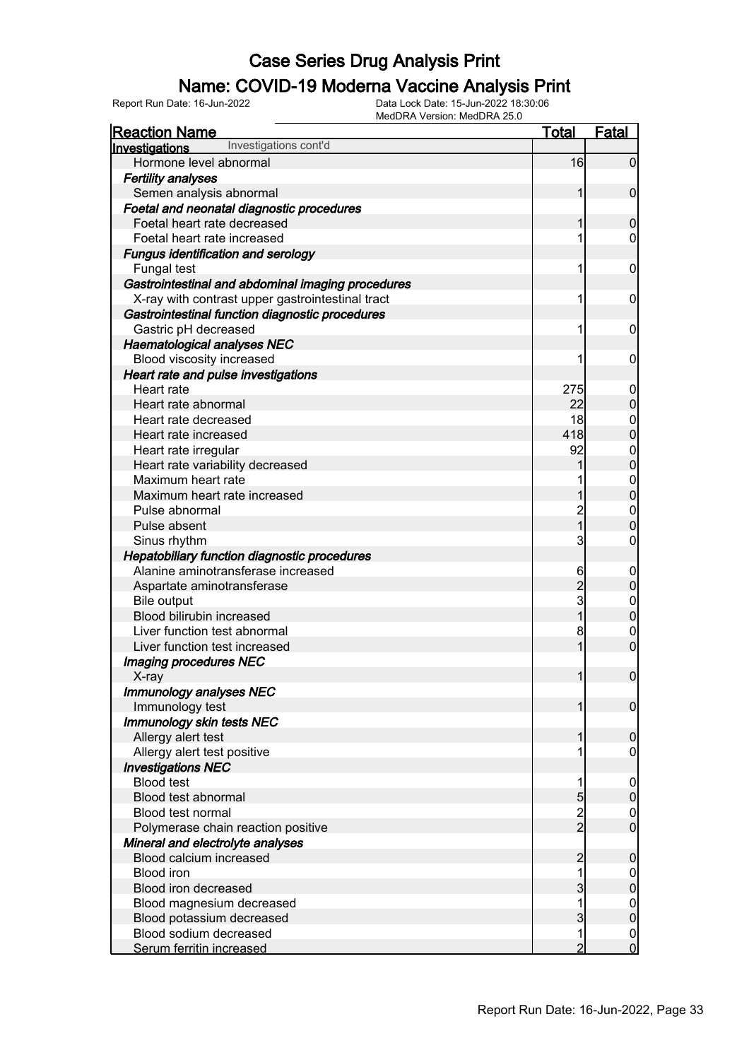# Case Series Drug Analysis Print

## Name: COVID-19 Moderna Vaccine Analysis Print

Report Run Date: 16-Jun-2022    Data Lock Date: 15-Jun-2022 18:30:06
MedDRA Version: MedDRA 25.0

| Reaction Name | Total | Fatal |
|---|---|---|
| **Investigations** Investigations cont'd | | |
| Hormone level abnormal | 16 | 0 |
| ***Fertility analyses*** | | |
| Semen analysis abnormal | 1 | 0 |
| ***Foetal and neonatal diagnostic procedures*** | | |
| Foetal heart rate decreased | 1 | 0 |
| Foetal heart rate increased | 1 | 0 |
| ***Fungus identification and serology*** | | |
| Fungal test | 1 | 0 |
| ***Gastrointestinal and abdominal imaging procedures*** | | |
| X-ray with contrast upper gastrointestinal tract | 1 | 0 |
| ***Gastrointestinal function diagnostic procedures*** | | |
| Gastric pH decreased | 1 | 0 |
| ***Haematological analyses NEC*** | | |
| Blood viscosity increased | 1 | 0 |
| ***Heart rate and pulse investigations*** | | |
| Heart rate | 275 | 0 |
| Heart rate abnormal | 22 | 0 |
| Heart rate decreased | 18 | 0 |
| Heart rate increased | 418 | 0 |
| Heart rate irregular | 92 | 0 |
| Heart rate variability decreased | 1 | 0 |
| Maximum heart rate | 1 | 0 |
| Maximum heart rate increased | 1 | 0 |
| Pulse abnormal | 2 | 0 |
| Pulse absent | 1 | 0 |
| Sinus rhythm | 3 | 0 |
| ***Hepatobiliary function diagnostic procedures*** | | |
| Alanine aminotransferase increased | 6 | 0 |
| Aspartate aminotransferase | 2 | 0 |
| Bile output | 3 | 0 |
| Blood bilirubin increased | 1 | 0 |
| Liver function test abnormal | 8 | 0 |
| Liver function test increased | 1 | 0 |
| ***Imaging procedures NEC*** | | |
| X-ray | 1 | 0 |
| ***Immunology analyses NEC*** | | |
| Immunology test | 1 | 0 |
| ***Immunology skin tests NEC*** | | |
| Allergy alert test | 1 | 0 |
| Allergy alert test positive | 1 | 0 |
| ***Investigations NEC*** | | |
| Blood test | 1 | 0 |
| Blood test abnormal | 5 | 0 |
| Blood test normal | 2 | 0 |
| Polymerase chain reaction positive | 2 | 0 |
| ***Mineral and electrolyte analyses*** | | |
| Blood calcium increased | 2 | 0 |
| Blood iron | 1 | 0 |
| Blood iron decreased | 3 | 0 |
| Blood magnesium decreased | 1 | 0 |
| Blood potassium decreased | 3 | 0 |
| Blood sodium decreased | 1 | 0 |
| Serum ferritin increased | 2 | 0 |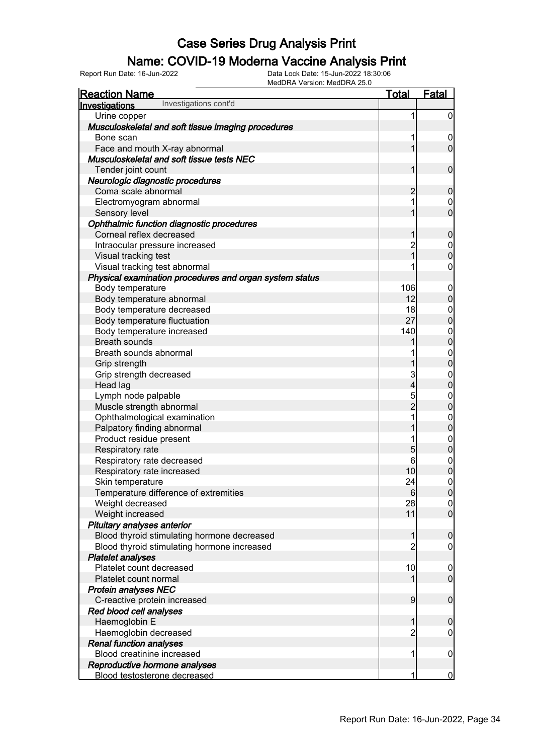# Case Series Drug Analysis Print

## Name: COVID-19 Moderna Vaccine Analysis Print

Report Run Date: 16-Jun-2022    Data Lock Date: 15-Jun-2022 18:30:06
MedDRA Version: MedDRA 25.0

| Reaction Name | Total | Fatal |
|---|---|---|
| **Investigations** Investigations cont'd | | |
| Urine copper | 1 | 0 |
| ***Musculoskeletal and soft tissue imaging procedures*** | | |
| Bone scan | 1 | 0 |
| Face and mouth X-ray abnormal | 1 | 0 |
| ***Musculoskeletal and soft tissue tests NEC*** | | |
| Tender joint count | 1 | 0 |
| ***Neurologic diagnostic procedures*** | | |
| Coma scale abnormal | 2 | 0 |
| Electromyogram abnormal | 1 | 0 |
| Sensory level | 1 | 0 |
| ***Ophthalmic function diagnostic procedures*** | | |
| Corneal reflex decreased | 1 | 0 |
| Intraocular pressure increased | 2 | 0 |
| Visual tracking test | 1 | 0 |
| Visual tracking test abnormal | 1 | 0 |
| ***Physical examination procedures and organ system status*** | | |
| Body temperature | 106 | 0 |
| Body temperature abnormal | 12 | 0 |
| Body temperature decreased | 18 | 0 |
| Body temperature fluctuation | 27 | 0 |
| Body temperature increased | 140 | 0 |
| Breath sounds | 1 | 0 |
| Breath sounds abnormal | 1 | 0 |
| Grip strength | 1 | 0 |
| Grip strength decreased | 3 | 0 |
| Head lag | 4 | 0 |
| Lymph node palpable | 5 | 0 |
| Muscle strength abnormal | 2 | 0 |
| Ophthalmological examination | 1 | 0 |
| Palpatory finding abnormal | 1 | 0 |
| Product residue present | 1 | 0 |
| Respiratory rate | 5 | 0 |
| Respiratory rate decreased | 6 | 0 |
| Respiratory rate increased | 10 | 0 |
| Skin temperature | 24 | 0 |
| Temperature difference of extremities | 6 | 0 |
| Weight decreased | 28 | 0 |
| Weight increased | 11 | 0 |
| ***Pituitary analyses anterior*** | | |
| Blood thyroid stimulating hormone decreased | 1 | 0 |
| Blood thyroid stimulating hormone increased | 2 | 0 |
| ***Platelet analyses*** | | |
| Platelet count decreased | 10 | 0 |
| Platelet count normal | 1 | 0 |
| ***Protein analyses NEC*** | | |
| C-reactive protein increased | 9 | 0 |
| ***Red blood cell analyses*** | | |
| Haemoglobin E | 1 | 0 |
| Haemoglobin decreased | 2 | 0 |
| ***Renal function analyses*** | | |
| Blood creatinine increased | 1 | 0 |
| ***Reproductive hormone analyses*** | | |
| Blood testosterone decreased | 1 | 0 |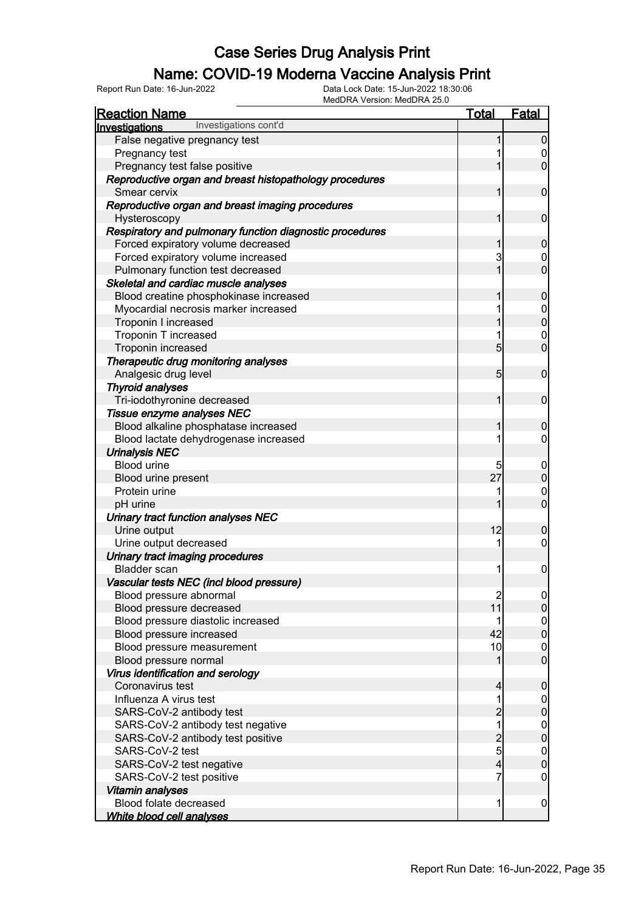# Case Series Drug Analysis Print

## Name: COVID-19 Moderna Vaccine Analysis Print

Report Run Date: 16-Jun-2022    Data Lock Date: 15-Jun-2022 18:30:06
MedDRA Version: MedDRA 25.0

| Reaction Name | Total | Fatal |
|---|---|---|
| **Investigations** Investigations cont'd | | |
| False negative pregnancy test | 1 | 0 |
| Pregnancy test | 1 | 0 |
| Pregnancy test false positive | 1 | 0 |
| ***Reproductive organ and breast histopathology procedures*** | | |
| Smear cervix | 1 | 0 |
| ***Reproductive organ and breast imaging procedures*** | | |
| Hysteroscopy | 1 | 0 |
| ***Respiratory and pulmonary function diagnostic procedures*** | | |
| Forced expiratory volume decreased | 1 | 0 |
| Forced expiratory volume increased | 3 | 0 |
| Pulmonary function test decreased | 1 | 0 |
| ***Skeletal and cardiac muscle analyses*** | | |
| Blood creatine phosphokinase increased | 1 | 0 |
| Myocardial necrosis marker increased | 1 | 0 |
| Troponin I increased | 1 | 0 |
| Troponin T increased | 1 | 0 |
| Troponin increased | 5 | 0 |
| ***Therapeutic drug monitoring analyses*** | | |
| Analgesic drug level | 5 | 0 |
| ***Thyroid analyses*** | | |
| Tri-iodothyronine decreased | 1 | 0 |
| ***Tissue enzyme analyses NEC*** | | |
| Blood alkaline phosphatase increased | 1 | 0 |
| Blood lactate dehydrogenase increased | 1 | 0 |
| ***Urinalysis NEC*** | | |
| Blood urine | 5 | 0 |
| Blood urine present | 27 | 0 |
| Protein urine | 1 | 0 |
| pH urine | 1 | 0 |
| ***Urinary tract function analyses NEC*** | | |
| Urine output | 12 | 0 |
| Urine output decreased | 1 | 0 |
| ***Urinary tract imaging procedures*** | | |
| Bladder scan | 1 | 0 |
| ***Vascular tests NEC (incl blood pressure)*** | | |
| Blood pressure abnormal | 2 | 0 |
| Blood pressure decreased | 11 | 0 |
| Blood pressure diastolic increased | 1 | 0 |
| Blood pressure increased | 42 | 0 |
| Blood pressure measurement | 10 | 0 |
| Blood pressure normal | 1 | 0 |
| ***Virus identification and serology*** | | |
| Coronavirus test | 4 | 0 |
| Influenza A virus test | 1 | 0 |
| SARS-CoV-2 antibody test | 2 | 0 |
| SARS-CoV-2 antibody test negative | 1 | 0 |
| SARS-CoV-2 antibody test positive | 2 | 0 |
| SARS-CoV-2 test | 5 | 0 |
| SARS-CoV-2 test negative | 4 | 0 |
| SARS-CoV-2 test positive | 7 | 0 |
| ***Vitamin analyses*** | | |
| Blood folate decreased | 1 | 0 |
| ***White blood cell analyses*** | | |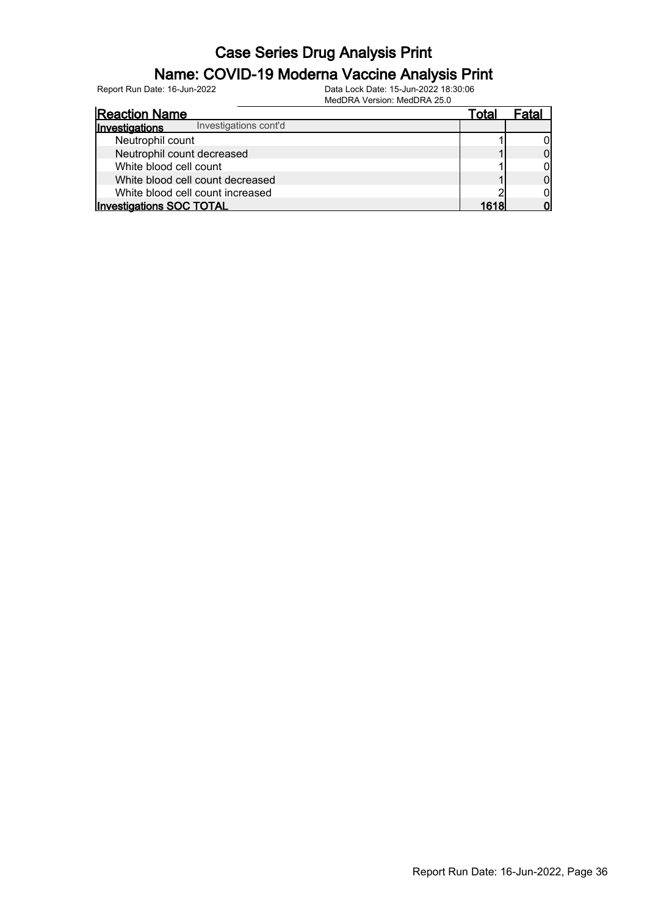# Case Series Drug Analysis Print

## Name: COVID-19 Moderna Vaccine Analysis Print

Report Run Date: 16-Jun-2022

Data Lock Date: 15-Jun-2022 18:30:06
MedDRA Version: MedDRA 25.0

| Reaction Name | Total | Fatal |
|---|---|---|
| **Investigations** Investigations cont'd | | |
| Neutrophil count | 1 | 0 |
| Neutrophil count decreased | 1 | 0 |
| White blood cell count | 1 | 0 |
| White blood cell count decreased | 1 | 0 |
| White blood cell count increased | 2 | 0 |
| **Investigations SOC TOTAL** | **1618** | **0** |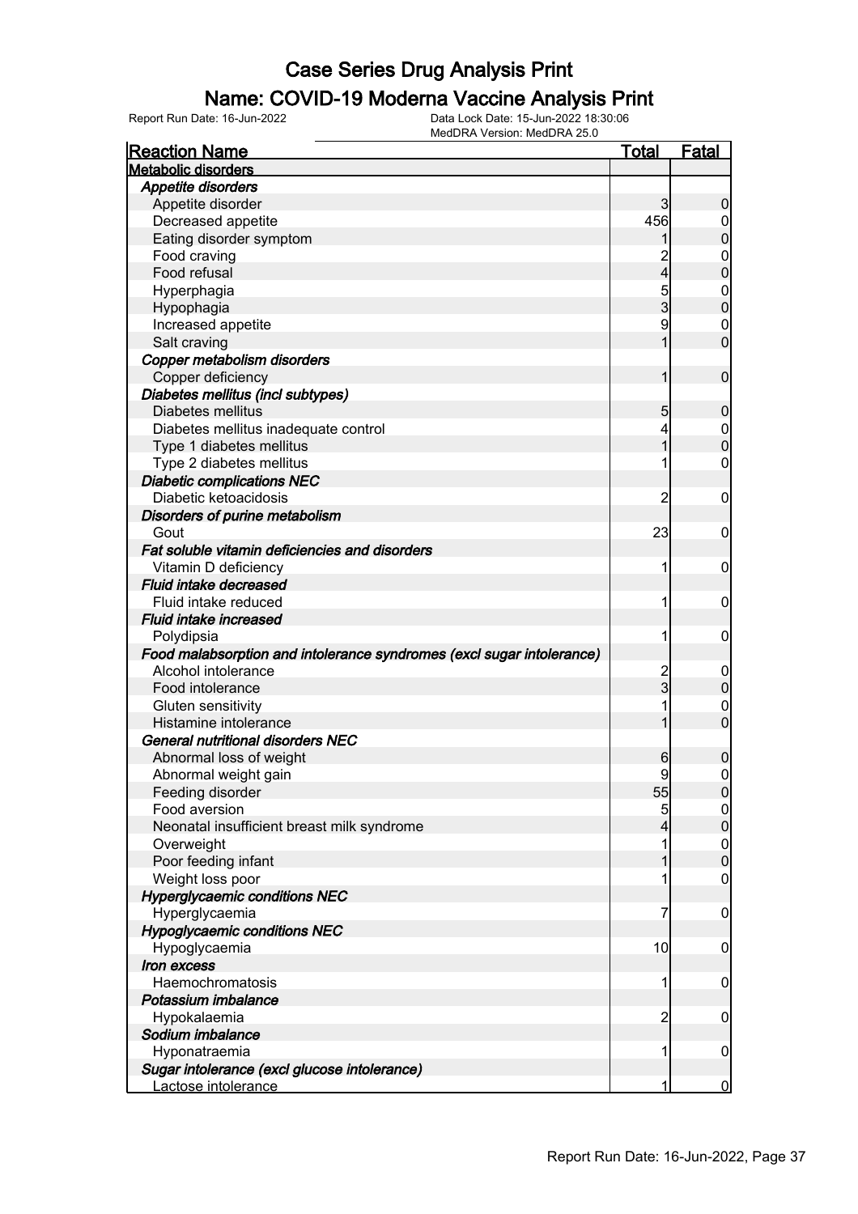# Case Series Drug Analysis Print

## Name: COVID-19 Moderna Vaccine Analysis Print

Report Run Date: 16-Jun-2022    Data Lock Date: 15-Jun-2022 18:30:06
MedDRA Version: MedDRA 25.0

| Reaction Name | Total | Fatal |
|---|---|---|
| **Metabolic disorders** | | |
| ***Appetite disorders*** | | |
| Appetite disorder | 3 | 0 |
| Decreased appetite | 456 | 0 |
| Eating disorder symptom | 1 | 0 |
| Food craving | 2 | 0 |
| Food refusal | 4 | 0 |
| Hyperphagia | 5 | 0 |
| Hypophagia | 3 | 0 |
| Increased appetite | 9 | 0 |
| Salt craving | 1 | 0 |
| ***Copper metabolism disorders*** | | |
| Copper deficiency | 1 | 0 |
| ***Diabetes mellitus (incl subtypes)*** | | |
| Diabetes mellitus | 5 | 0 |
| Diabetes mellitus inadequate control | 4 | 0 |
| Type 1 diabetes mellitus | 1 | 0 |
| Type 2 diabetes mellitus | 1 | 0 |
| ***Diabetic complications NEC*** | | |
| Diabetic ketoacidosis | 2 | 0 |
| ***Disorders of purine metabolism*** | | |
| Gout | 23 | 0 |
| ***Fat soluble vitamin deficiencies and disorders*** | | |
| Vitamin D deficiency | 1 | 0 |
| ***Fluid intake decreased*** | | |
| Fluid intake reduced | 1 | 0 |
| ***Fluid intake increased*** | | |
| Polydipsia | 1 | 0 |
| ***Food malabsorption and intolerance syndromes (excl sugar intolerance)*** | | |
| Alcohol intolerance | 2 | 0 |
| Food intolerance | 3 | 0 |
| Gluten sensitivity | 1 | 0 |
| Histamine intolerance | 1 | 0 |
| ***General nutritional disorders NEC*** | | |
| Abnormal loss of weight | 6 | 0 |
| Abnormal weight gain | 9 | 0 |
| Feeding disorder | 55 | 0 |
| Food aversion | 5 | 0 |
| Neonatal insufficient breast milk syndrome | 4 | 0 |
| Overweight | 1 | 0 |
| Poor feeding infant | 1 | 0 |
| Weight loss poor | 1 | 0 |
| ***Hyperglycaemic conditions NEC*** | | |
| Hyperglycaemia | 7 | 0 |
| ***Hypoglycaemic conditions NEC*** | | |
| Hypoglycaemia | 10 | 0 |
| ***Iron excess*** | | |
| Haemochromatosis | 1 | 0 |
| ***Potassium imbalance*** | | |
| Hypokalaemia | 2 | 0 |
| ***Sodium imbalance*** | | |
| Hyponatraemia | 1 | 0 |
| ***Sugar intolerance (excl glucose intolerance)*** | | |
| Lactose intolerance | 1 | 0 |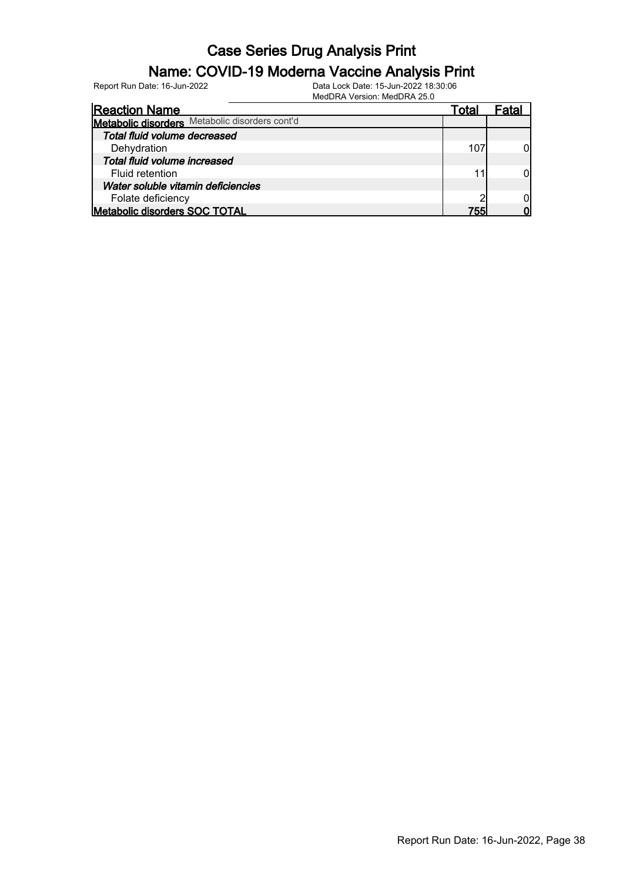# Case Series Drug Analysis Print

## Name: COVID-19 Moderna Vaccine Analysis Print

Report Run Date: 16-Jun-2022

Data Lock Date: 15-Jun-2022 18:30:06
MedDRA Version: MedDRA 25.0

| Reaction Name | Total | Fatal |
|---|---|---|
| **Metabolic disorders** Metabolic disorders cont'd | | |
| ***Total fluid volume decreased*** | | |
| Dehydration | 107 | 0 |
| ***Total fluid volume increased*** | | |
| Fluid retention | 11 | 0 |
| ***Water soluble vitamin deficiencies*** | | |
| Folate deficiency | 2 | 0 |
| **Metabolic disorders SOC TOTAL** | **755** | **0** |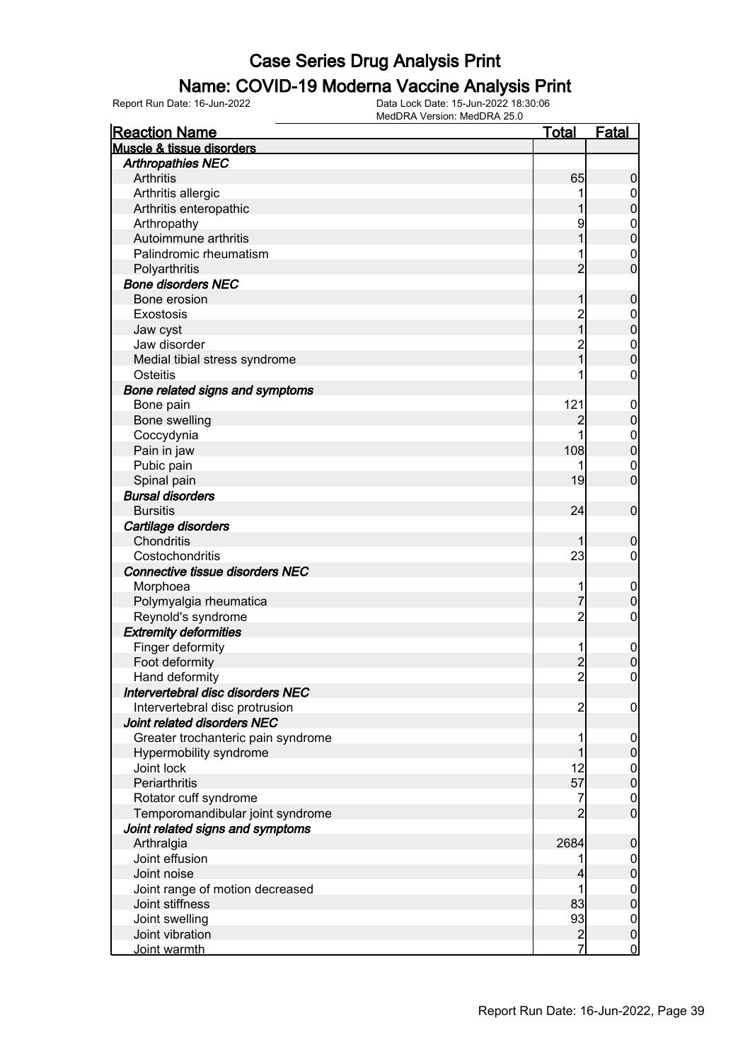# Case Series Drug Analysis Print

## Name: COVID-19 Moderna Vaccine Analysis Print

Report Run Date: 16-Jun-2022    Data Lock Date: 15-Jun-2022 18:30:06    MedDRA Version: MedDRA 25.0

| Reaction Name | Total | Fatal |
|---|---|---|
| **Muscle & tissue disorders** | | |
| ***Arthropathies NEC*** | | |
| Arthritis | 65 | 0 |
| Arthritis allergic | 1 | 0 |
| Arthritis enteropathic | 1 | 0 |
| Arthropathy | 9 | 0 |
| Autoimmune arthritis | 1 | 0 |
| Palindromic rheumatism | 1 | 0 |
| Polyarthritis | 2 | 0 |
| ***Bone disorders NEC*** | | |
| Bone erosion | 1 | 0 |
| Exostosis | 2 | 0 |
| Jaw cyst | 1 | 0 |
| Jaw disorder | 2 | 0 |
| Medial tibial stress syndrome | 1 | 0 |
| Osteitis | 1 | 0 |
| ***Bone related signs and symptoms*** | | |
| Bone pain | 121 | 0 |
| Bone swelling | 2 | 0 |
| Coccydynia | 1 | 0 |
| Pain in jaw | 108 | 0 |
| Pubic pain | 1 | 0 |
| Spinal pain | 19 | 0 |
| ***Bursal disorders*** | | |
| Bursitis | 24 | 0 |
| ***Cartilage disorders*** | | |
| Chondritis | 1 | 0 |
| Costochondritis | 23 | 0 |
| ***Connective tissue disorders NEC*** | | |
| Morphoea | 1 | 0 |
| Polymyalgia rheumatica | 7 | 0 |
| Reynold's syndrome | 2 | 0 |
| ***Extremity deformities*** | | |
| Finger deformity | 1 | 0 |
| Foot deformity | 2 | 0 |
| Hand deformity | 2 | 0 |
| ***Intervertebral disc disorders NEC*** | | |
| Intervertebral disc protrusion | 2 | 0 |
| ***Joint related disorders NEC*** | | |
| Greater trochanteric pain syndrome | 1 | 0 |
| Hypermobility syndrome | 1 | 0 |
| Joint lock | 12 | 0 |
| Periarthritis | 57 | 0 |
| Rotator cuff syndrome | 7 | 0 |
| Temporomandibular joint syndrome | 2 | 0 |
| ***Joint related signs and symptoms*** | | |
| Arthralgia | 2684 | 0 |
| Joint effusion | 1 | 0 |
| Joint noise | 4 | 0 |
| Joint range of motion decreased | 1 | 0 |
| Joint stiffness | 83 | 0 |
| Joint swelling | 93 | 0 |
| Joint vibration | 2 | 0 |
| Joint warmth | 7 | 0 |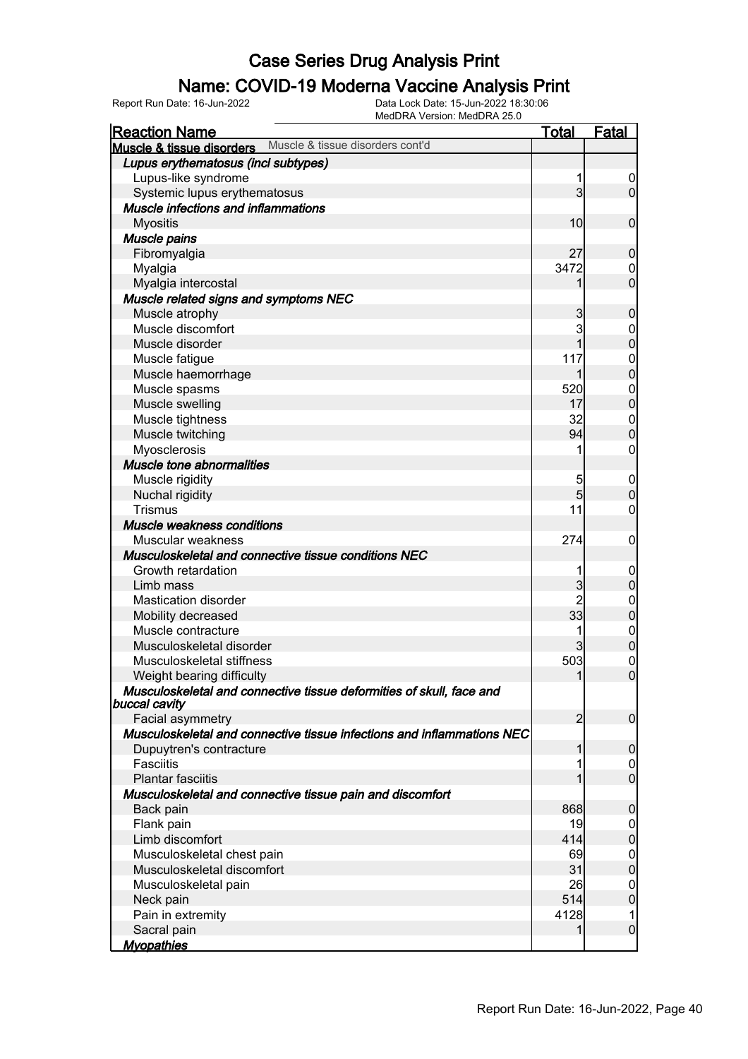# Case Series Drug Analysis Print

## Name: COVID-19 Moderna Vaccine Analysis Print

Report Run Date: 16-Jun-2022    Data Lock Date: 15-Jun-2022 18:30:06
MedDRA Version: MedDRA 25.0

| Reaction Name | Total | Fatal |
|---|---|---|
| **Muscle & tissue disorders** Muscle & tissue disorders cont'd | | |
| ***Lupus erythematosus (incl subtypes)*** | | |
| Lupus-like syndrome | 1 | 0 |
| Systemic lupus erythematosus | 3 | 0 |
| ***Muscle infections and inflammations*** | | |
| Myositis | 10 | 0 |
| ***Muscle pains*** | | |
| Fibromyalgia | 27 | 0 |
| Myalgia | 3472 | 0 |
| Myalgia intercostal | 1 | 0 |
| ***Muscle related signs and symptoms NEC*** | | |
| Muscle atrophy | 3 | 0 |
| Muscle discomfort | 3 | 0 |
| Muscle disorder | 1 | 0 |
| Muscle fatigue | 117 | 0 |
| Muscle haemorrhage | 1 | 0 |
| Muscle spasms | 520 | 0 |
| Muscle swelling | 17 | 0 |
| Muscle tightness | 32 | 0 |
| Muscle twitching | 94 | 0 |
| Myosclerosis | 1 | 0 |
| ***Muscle tone abnormalities*** | | |
| Muscle rigidity | 5 | 0 |
| Nuchal rigidity | 5 | 0 |
| Trismus | 11 | 0 |
| ***Muscle weakness conditions*** | | |
| Muscular weakness | 274 | 0 |
| ***Musculoskeletal and connective tissue conditions NEC*** | | |
| Growth retardation | 1 | 0 |
| Limb mass | 3 | 0 |
| Mastication disorder | 2 | 0 |
| Mobility decreased | 33 | 0 |
| Muscle contracture | 1 | 0 |
| Musculoskeletal disorder | 3 | 0 |
| Musculoskeletal stiffness | 503 | 0 |
| Weight bearing difficulty | 1 | 0 |
| ***Musculoskeletal and connective tissue deformities of skull, face and buccal cavity*** | | |
| Facial asymmetry | 2 | 0 |
| ***Musculoskeletal and connective tissue infections and inflammations NEC*** | | |
| Dupuytren's contracture | 1 | 0 |
| Fasciitis | 1 | 0 |
| Plantar fasciitis | 1 | 0 |
| ***Musculoskeletal and connective tissue pain and discomfort*** | | |
| Back pain | 868 | 0 |
| Flank pain | 19 | 0 |
| Limb discomfort | 414 | 0 |
| Musculoskeletal chest pain | 69 | 0 |
| Musculoskeletal discomfort | 31 | 0 |
| Musculoskeletal pain | 26 | 0 |
| Neck pain | 514 | 0 |
| Pain in extremity | 4128 | 1 |
| Sacral pain | 1 | 0 |
| ***Myopathies*** | | |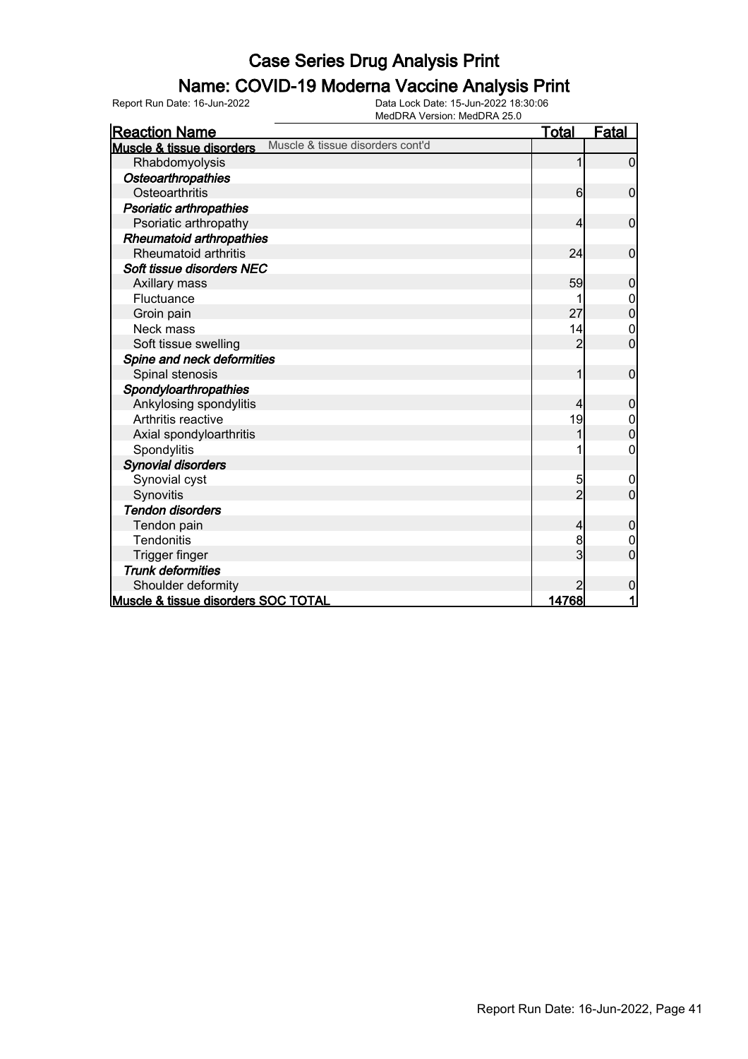# Case Series Drug Analysis Print

## Name: COVID-19 Moderna Vaccine Analysis Print

Report Run Date: 16-Jun-2022    Data Lock Date: 15-Jun-2022 18:30:06
MedDRA Version: MedDRA 25.0

| Reaction Name | Total | Fatal |
|---|---|---|
| **Muscle & tissue disorders** Muscle & tissue disorders cont'd | | |
| Rhabdomyolysis | 1 | 0 |
| ***Osteoarthropathies*** | | |
| Osteoarthritis | 6 | 0 |
| ***Psoriatic arthropathies*** | | |
| Psoriatic arthropathy | 4 | 0 |
| ***Rheumatoid arthropathies*** | | |
| Rheumatoid arthritis | 24 | 0 |
| ***Soft tissue disorders NEC*** | | |
| Axillary mass | 59 | 0 |
| Fluctuance | 1 | 0 |
| Groin pain | 27 | 0 |
| Neck mass | 14 | 0 |
| Soft tissue swelling | 2 | 0 |
| ***Spine and neck deformities*** | | |
| Spinal stenosis | 1 | 0 |
| ***Spondyloarthropathies*** | | |
| Ankylosing spondylitis | 4 | 0 |
| Arthritis reactive | 19 | 0 |
| Axial spondyloarthritis | 1 | 0 |
| Spondylitis | 1 | 0 |
| ***Synovial disorders*** | | |
| Synovial cyst | 5 | 0 |
| Synovitis | 2 | 0 |
| ***Tendon disorders*** | | |
| Tendon pain | 4 | 0 |
| Tendonitis | 8 | 0 |
| Trigger finger | 3 | 0 |
| ***Trunk deformities*** | | |
| Shoulder deformity | 2 | 0 |
| **Muscle & tissue disorders SOC TOTAL** | **14768** | **1** |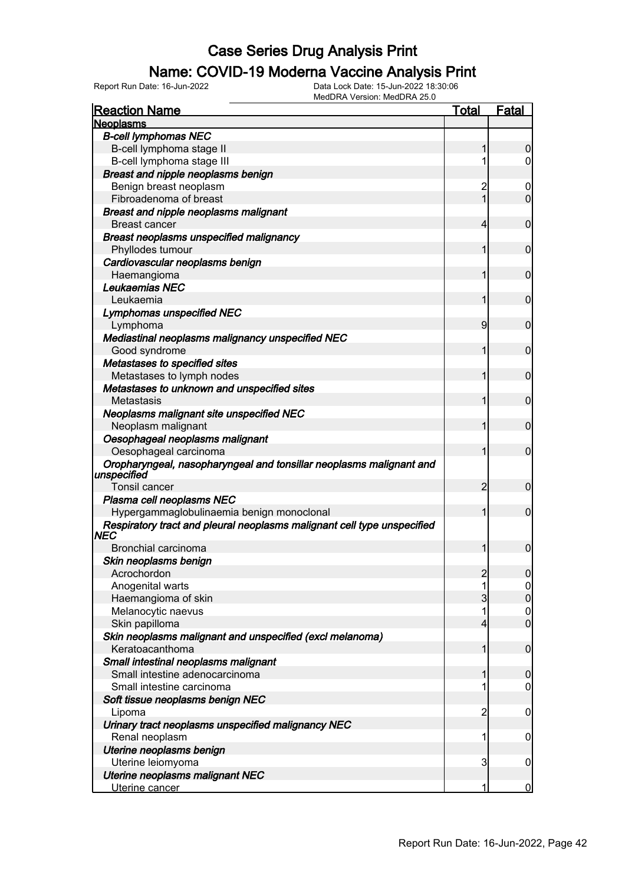# Case Series Drug Analysis Print

## Name: COVID-19 Moderna Vaccine Analysis Print

Report Run Date: 16-Jun-2022

Data Lock Date: 15-Jun-2022 18:30:06

MedDRA Version: MedDRA 25.0

| Reaction Name | Total | Fatal |
|---|---|---|
| **Neoplasms** | | |
| ***B-cell lymphomas NEC*** | | |
| B-cell lymphoma stage II | 1 | 0 |
| B-cell lymphoma stage III | 1 | 0 |
| ***Breast and nipple neoplasms benign*** | | |
| Benign breast neoplasm | 2 | 0 |
| Fibroadenoma of breast | 1 | 0 |
| ***Breast and nipple neoplasms malignant*** | | |
| Breast cancer | 4 | 0 |
| ***Breast neoplasms unspecified malignancy*** | | |
| Phyllodes tumour | 1 | 0 |
| ***Cardiovascular neoplasms benign*** | | |
| Haemangioma | 1 | 0 |
| ***Leukaemias NEC*** | | |
| Leukaemia | 1 | 0 |
| ***Lymphomas unspecified NEC*** | | |
| Lymphoma | 9 | 0 |
| ***Mediastinal neoplasms malignancy unspecified NEC*** | | |
| Good syndrome | 1 | 0 |
| ***Metastases to specified sites*** | | |
| Metastases to lymph nodes | 1 | 0 |
| ***Metastases to unknown and unspecified sites*** | | |
| Metastasis | 1 | 0 |
| ***Neoplasms malignant site unspecified NEC*** | | |
| Neoplasm malignant | 1 | 0 |
| ***Oesophageal neoplasms malignant*** | | |
| Oesophageal carcinoma | 1 | 0 |
| ***Oropharyngeal, nasopharyngeal and tonsillar neoplasms malignant and unspecified*** | | |
| Tonsil cancer | 2 | 0 |
| ***Plasma cell neoplasms NEC*** | | |
| Hypergammaglobulinaemia benign monoclonal | 1 | 0 |
| ***Respiratory tract and pleural neoplasms malignant cell type unspecified NEC*** | | |
| Bronchial carcinoma | 1 | 0 |
| ***Skin neoplasms benign*** | | |
| Acrochordon | 2 | 0 |
| Anogenital warts | 1 | 0 |
| Haemangioma of skin | 3 | 0 |
| Melanocytic naevus | 1 | 0 |
| Skin papilloma | 4 | 0 |
| ***Skin neoplasms malignant and unspecified (excl melanoma)*** | | |
| Keratoacanthoma | 1 | 0 |
| ***Small intestinal neoplasms malignant*** | | |
| Small intestine adenocarcinoma | 1 | 0 |
| Small intestine carcinoma | 1 | 0 |
| ***Soft tissue neoplasms benign NEC*** | | |
| Lipoma | 2 | 0 |
| ***Urinary tract neoplasms unspecified malignancy NEC*** | | |
| Renal neoplasm | 1 | 0 |
| ***Uterine neoplasms benign*** | | |
| Uterine leiomyoma | 3 | 0 |
| ***Uterine neoplasms malignant NEC*** | | |
| Uterine cancer | 1 | 0 |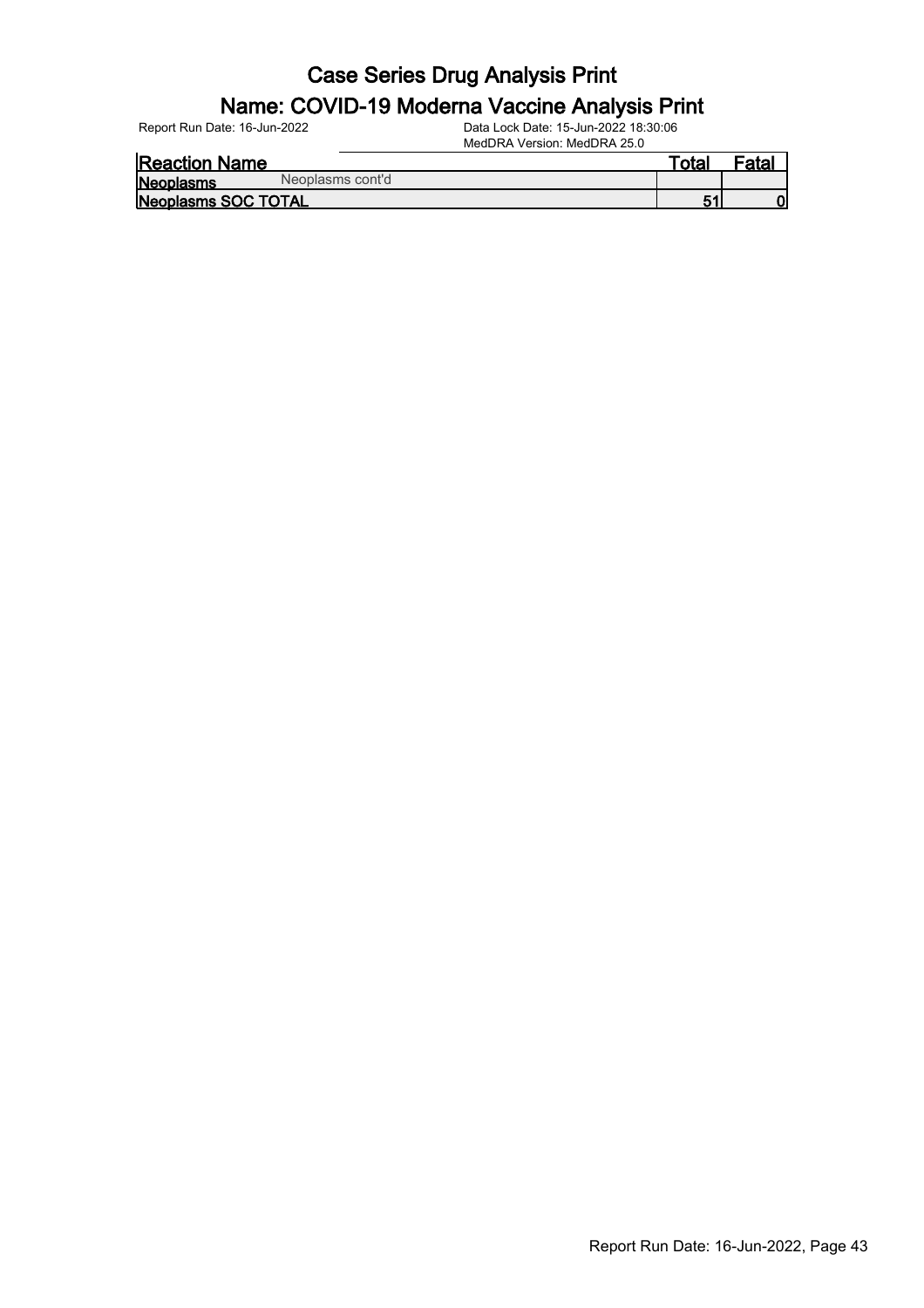# Case Series Drug Analysis Print

## Name: COVID-19 Moderna Vaccine Analysis Print

Report Run Date: 16-Jun-2022

Data Lock Date: 15-Jun-2022 18:30:06
MedDRA Version: MedDRA 25.0

| Reaction Name | Total | Fatal |
|---|---|---|
| **Neoplasms** Neoplasms cont'd | | |
| **Neoplasms SOC TOTAL** | 51 | 0 |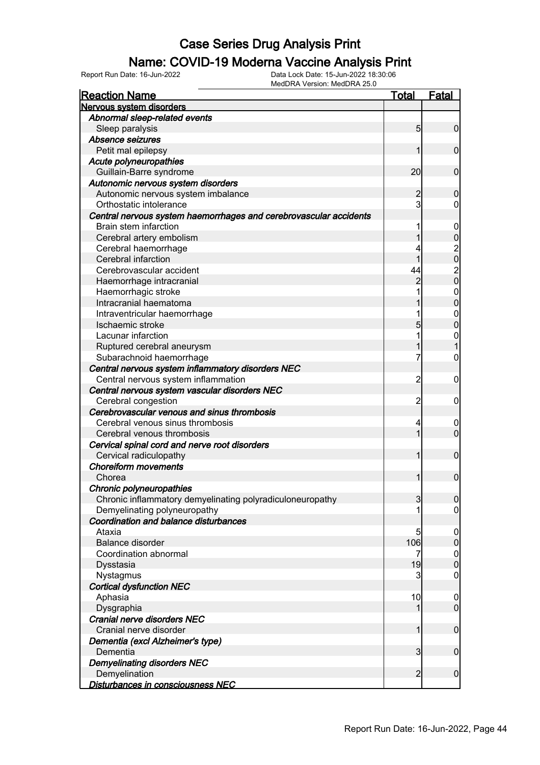# Case Series Drug Analysis Print

## Name: COVID-19 Moderna Vaccine Analysis Print

Report Run Date: 16-Jun-2022    Data Lock Date: 15-Jun-2022 18:30:06
MedDRA Version: MedDRA 25.0

| Reaction Name | Total | Fatal |
|---|---|---|
| **Nervous system disorders** | | |
| ***Abnormal sleep-related events*** | | |
| Sleep paralysis | 5 | 0 |
| ***Absence seizures*** | | |
| Petit mal epilepsy | 1 | 0 |
| ***Acute polyneuropathies*** | | |
| Guillain-Barre syndrome | 20 | 0 |
| ***Autonomic nervous system disorders*** | | |
| Autonomic nervous system imbalance | 2 | 0 |
| Orthostatic intolerance | 3 | 0 |
| ***Central nervous system haemorrhages and cerebrovascular accidents*** | | |
| Brain stem infarction | 1 | 0 |
| Cerebral artery embolism | 1 | 0 |
| Cerebral haemorrhage | 4 | 2 |
| Cerebral infarction | 1 | 0 |
| Cerebrovascular accident | 44 | 2 |
| Haemorrhage intracranial | 2 | 0 |
| Haemorrhagic stroke | 1 | 0 |
| Intracranial haematoma | 1 | 0 |
| Intraventricular haemorrhage | 1 | 0 |
| Ischaemic stroke | 5 | 0 |
| Lacunar infarction | 1 | 0 |
| Ruptured cerebral aneurysm | 1 | 1 |
| Subarachnoid haemorrhage | 7 | 0 |
| ***Central nervous system inflammatory disorders NEC*** | | |
| Central nervous system inflammation | 2 | 0 |
| ***Central nervous system vascular disorders NEC*** | | |
| Cerebral congestion | 2 | 0 |
| ***Cerebrovascular venous and sinus thrombosis*** | | |
| Cerebral venous sinus thrombosis | 4 | 0 |
| Cerebral venous thrombosis | 1 | 0 |
| ***Cervical spinal cord and nerve root disorders*** | | |
| Cervical radiculopathy | 1 | 0 |
| ***Choreiform movements*** | | |
| Chorea | 1 | 0 |
| ***Chronic polyneuropathies*** | | |
| Chronic inflammatory demyelinating polyradiculoneuropathy | 3 | 0 |
| Demyelinating polyneuropathy | 1 | 0 |
| ***Coordination and balance disturbances*** | | |
| Ataxia | 5 | 0 |
| Balance disorder | 106 | 0 |
| Coordination abnormal | 7 | 0 |
| Dysstasia | 19 | 0 |
| Nystagmus | 3 | 0 |
| ***Cortical dysfunction NEC*** | | |
| Aphasia | 10 | 0 |
| Dysgraphia | 1 | 0 |
| ***Cranial nerve disorders NEC*** | | |
| Cranial nerve disorder | 1 | 0 |
| ***Dementia (excl Alzheimer's type)*** | | |
| Dementia | 3 | 0 |
| ***Demyelinating disorders NEC*** | | |
| Demyelination | 2 | 0 |
| ***Disturbances in consciousness NEC*** | | |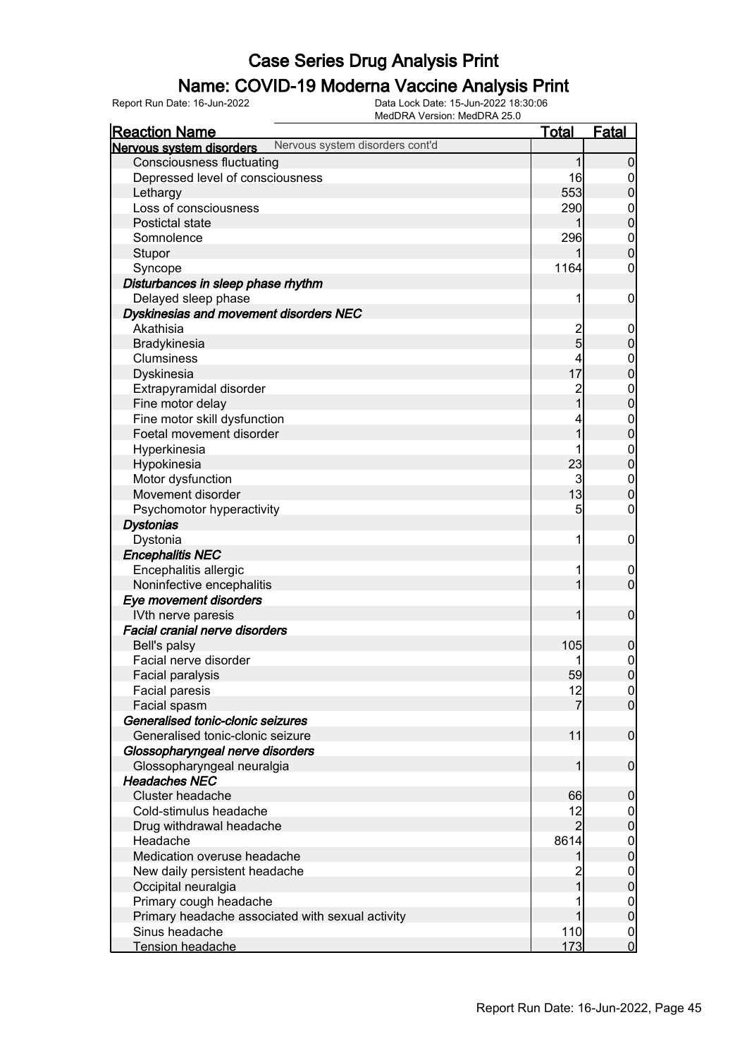# Case Series Drug Analysis Print

## Name: COVID-19 Moderna Vaccine Analysis Print

Report Run Date: 16-Jun-2022

Data Lock Date: 15-Jun-2022 18:30:06

MedDRA Version: MedDRA 25.0

| Reaction Name | Total | Fatal |
|---|---|---|
| **Nervous system disorders** Nervous system disorders cont'd | | |
| Consciousness fluctuating | 1 | 0 |
| Depressed level of consciousness | 16 | 0 |
| Lethargy | 553 | 0 |
| Loss of consciousness | 290 | 0 |
| Postictal state | 1 | 0 |
| Somnolence | 296 | 0 |
| Stupor | 1 | 0 |
| Syncope | 1164 | 0 |
| ***Disturbances in sleep phase rhythm*** | | |
| Delayed sleep phase | 1 | 0 |
| ***Dyskinesias and movement disorders NEC*** | | |
| Akathisia | 2 | 0 |
| Bradykinesia | 5 | 0 |
| Clumsiness | 4 | 0 |
| Dyskinesia | 17 | 0 |
| Extrapyramidal disorder | 2 | 0 |
| Fine motor delay | 1 | 0 |
| Fine motor skill dysfunction | 4 | 0 |
| Foetal movement disorder | 1 | 0 |
| Hyperkinesia | 1 | 0 |
| Hypokinesia | 23 | 0 |
| Motor dysfunction | 3 | 0 |
| Movement disorder | 13 | 0 |
| Psychomotor hyperactivity | 5 | 0 |
| ***Dystonias*** | | |
| Dystonia | 1 | 0 |
| ***Encephalitis NEC*** | | |
| Encephalitis allergic | 1 | 0 |
| Noninfective encephalitis | 1 | 0 |
| ***Eye movement disorders*** | | |
| IVth nerve paresis | 1 | 0 |
| ***Facial cranial nerve disorders*** | | |
| Bell's palsy | 105 | 0 |
| Facial nerve disorder | 1 | 0 |
| Facial paralysis | 59 | 0 |
| Facial paresis | 12 | 0 |
| Facial spasm | 7 | 0 |
| ***Generalised tonic-clonic seizures*** | | |
| Generalised tonic-clonic seizure | 11 | 0 |
| ***Glossopharyngeal nerve disorders*** | | |
| Glossopharyngeal neuralgia | 1 | 0 |
| ***Headaches NEC*** | | |
| Cluster headache | 66 | 0 |
| Cold-stimulus headache | 12 | 0 |
| Drug withdrawal headache | 2 | 0 |
| Headache | 8614 | 0 |
| Medication overuse headache | 1 | 0 |
| New daily persistent headache | 2 | 0 |
| Occipital neuralgia | 1 | 0 |
| Primary cough headache | 1 | 0 |
| Primary headache associated with sexual activity | 1 | 0 |
| Sinus headache | 110 | 0 |
| Tension headache | 173 | 0 |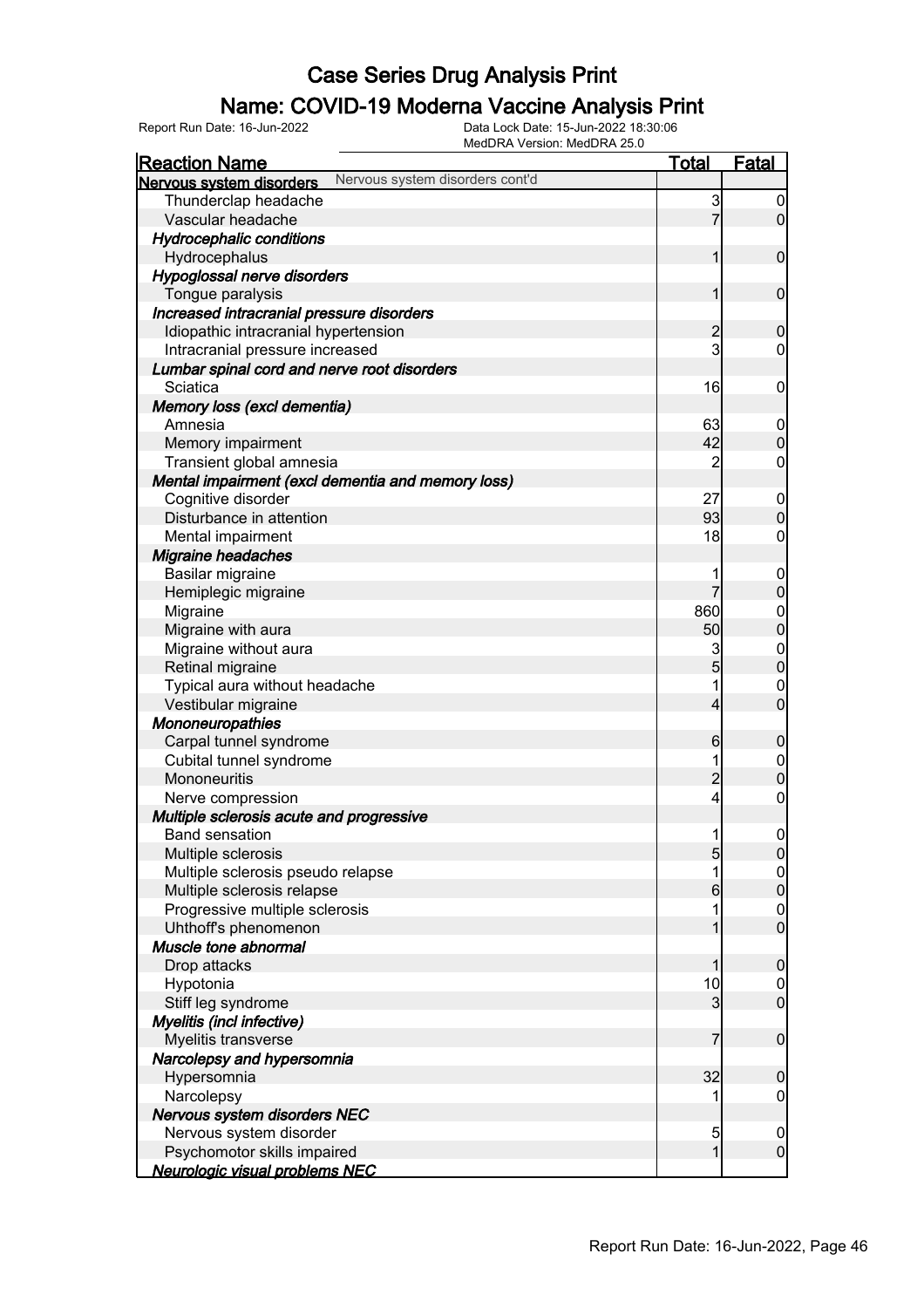# Case Series Drug Analysis Print

## Name: COVID-19 Moderna Vaccine Analysis Print

Report Run Date: 16-Jun-2022    Data Lock Date: 15-Jun-2022 18:30:06
MedDRA Version: MedDRA 25.0

| Reaction Name | Total | Fatal |
|---|---|---|
| **Nervous system disorders** Nervous system disorders cont'd | | |
| Thunderclap headache | 3 | 0 |
| Vascular headache | 7 | 0 |
| ***Hydrocephalic conditions*** | | |
| Hydrocephalus | 1 | 0 |
| ***Hypoglossal nerve disorders*** | | |
| Tongue paralysis | 1 | 0 |
| ***Increased intracranial pressure disorders*** | | |
| Idiopathic intracranial hypertension | 2 | 0 |
| Intracranial pressure increased | 3 | 0 |
| ***Lumbar spinal cord and nerve root disorders*** | | |
| Sciatica | 16 | 0 |
| ***Memory loss (excl dementia)*** | | |
| Amnesia | 63 | 0 |
| Memory impairment | 42 | 0 |
| Transient global amnesia | 2 | 0 |
| ***Mental impairment (excl dementia and memory loss)*** | | |
| Cognitive disorder | 27 | 0 |
| Disturbance in attention | 93 | 0 |
| Mental impairment | 18 | 0 |
| ***Migraine headaches*** | | |
| Basilar migraine | 1 | 0 |
| Hemiplegic migraine | 7 | 0 |
| Migraine | 860 | 0 |
| Migraine with aura | 50 | 0 |
| Migraine without aura | 3 | 0 |
| Retinal migraine | 5 | 0 |
| Typical aura without headache | 1 | 0 |
| Vestibular migraine | 4 | 0 |
| ***Mononeuropathies*** | | |
| Carpal tunnel syndrome | 6 | 0 |
| Cubital tunnel syndrome | 1 | 0 |
| Mononeuritis | 2 | 0 |
| Nerve compression | 4 | 0 |
| ***Multiple sclerosis acute and progressive*** | | |
| Band sensation | 1 | 0 |
| Multiple sclerosis | 5 | 0 |
| Multiple sclerosis pseudo relapse | 1 | 0 |
| Multiple sclerosis relapse | 6 | 0 |
| Progressive multiple sclerosis | 1 | 0 |
| Uhthoff's phenomenon | 1 | 0 |
| ***Muscle tone abnormal*** | | |
| Drop attacks | 1 | 0 |
| Hypotonia | 10 | 0 |
| Stiff leg syndrome | 3 | 0 |
| ***Myelitis (incl infective)*** | | |
| Myelitis transverse | 7 | 0 |
| ***Narcolepsy and hypersomnia*** | | |
| Hypersomnia | 32 | 0 |
| Narcolepsy | 1 | 0 |
| ***Nervous system disorders NEC*** | | |
| Nervous system disorder | 5 | 0 |
| Psychomotor skills impaired | 1 | 0 |
| ***Neurologic visual problems NEC*** | | |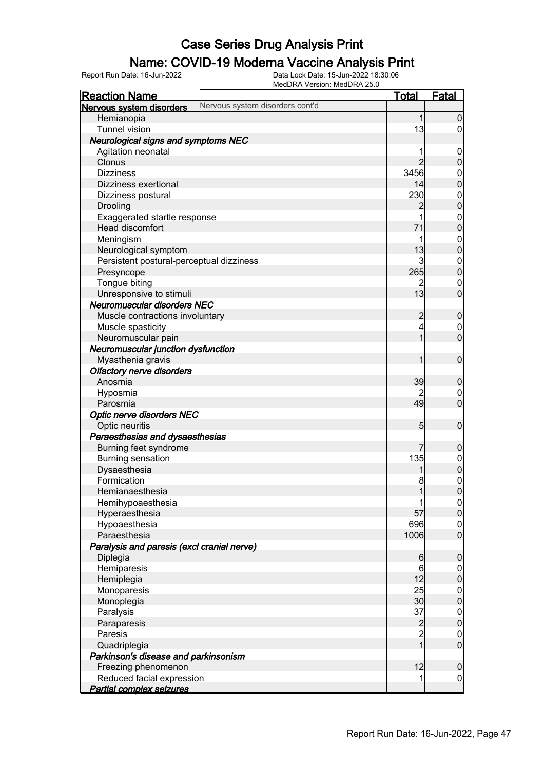# Case Series Drug Analysis Print

## Name: COVID-19 Moderna Vaccine Analysis Print

Report Run Date: 16-Jun-2022    Data Lock Date: 15-Jun-2022 18:30:06
MedDRA Version: MedDRA 25.0

| Reaction Name | Total | Fatal |
|---|---|---|
| **Nervous system disorders** Nervous system disorders cont'd | | |
| Hemianopia | 1 | 0 |
| Tunnel vision | 13 | 0 |
| ***Neurological signs and symptoms NEC*** | | |
| Agitation neonatal | 1 | 0 |
| Clonus | 2 | 0 |
| Dizziness | 3456 | 0 |
| Dizziness exertional | 14 | 0 |
| Dizziness postural | 230 | 0 |
| Drooling | 2 | 0 |
| Exaggerated startle response | 1 | 0 |
| Head discomfort | 71 | 0 |
| Meningism | 1 | 0 |
| Neurological symptom | 13 | 0 |
| Persistent postural-perceptual dizziness | 3 | 0 |
| Presyncope | 265 | 0 |
| Tongue biting | 2 | 0 |
| Unresponsive to stimuli | 13 | 0 |
| ***Neuromuscular disorders NEC*** | | |
| Muscle contractions involuntary | 2 | 0 |
| Muscle spasticity | 4 | 0 |
| Neuromuscular pain | 1 | 0 |
| ***Neuromuscular junction dysfunction*** | | |
| Myasthenia gravis | 1 | 0 |
| ***Olfactory nerve disorders*** | | |
| Anosmia | 39 | 0 |
| Hyposmia | 2 | 0 |
| Parosmia | 49 | 0 |
| ***Optic nerve disorders NEC*** | | |
| Optic neuritis | 5 | 0 |
| ***Paraesthesias and dysaesthesias*** | | |
| Burning feet syndrome | 7 | 0 |
| Burning sensation | 135 | 0 |
| Dysaesthesia | 1 | 0 |
| Formication | 8 | 0 |
| Hemianaesthesia | 1 | 0 |
| Hemihypoaesthesia | 1 | 0 |
| Hyperaesthesia | 57 | 0 |
| Hypoaesthesia | 696 | 0 |
| Paraesthesia | 1006 | 0 |
| ***Paralysis and paresis (excl cranial nerve)*** | | |
| Diplegia | 6 | 0 |
| Hemiparesis | 6 | 0 |
| Hemiplegia | 12 | 0 |
| Monoparesis | 25 | 0 |
| Monoplegia | 30 | 0 |
| Paralysis | 37 | 0 |
| Paraparesis | 2 | 0 |
| Paresis | 2 | 0 |
| Quadriplegia | 1 | 0 |
| ***Parkinson's disease and parkinsonism*** | | |
| Freezing phenomenon | 12 | 0 |
| Reduced facial expression | 1 | 0 |
| ***Partial complex seizures*** | | |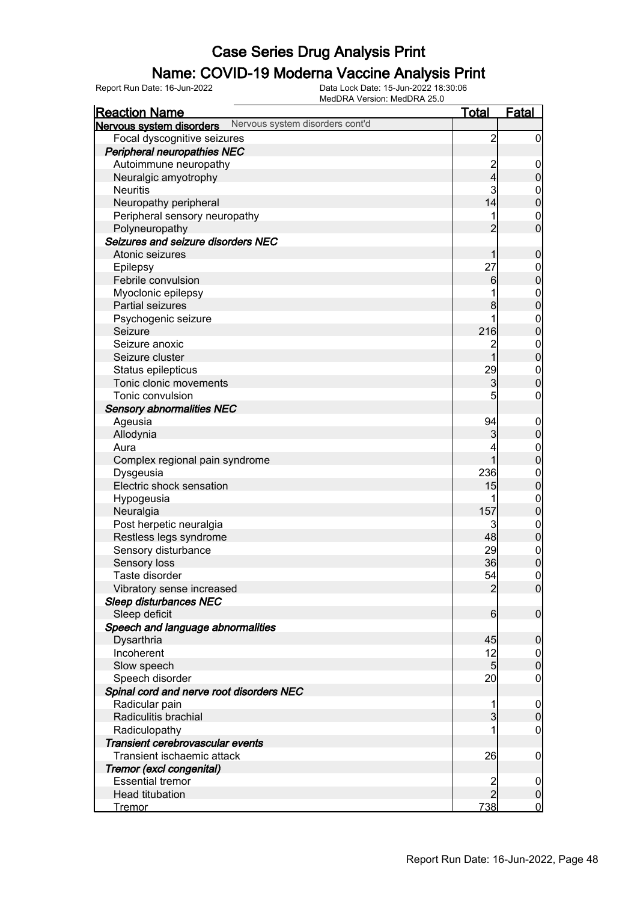# Case Series Drug Analysis Print

## Name: COVID-19 Moderna Vaccine Analysis Print

Report Run Date: 16-Jun-2022

Data Lock Date: 15-Jun-2022 18:30:06

MedDRA Version: MedDRA 25.0

| Reaction Name | Total | Fatal |
|---|---|---|
| **Nervous system disorders** Nervous system disorders cont'd | | |
| Focal dyscognitive seizures | 2 | 0 |
| ***Peripheral neuropathies NEC*** | | |
| Autoimmune neuropathy | 2 | 0 |
| Neuralgic amyotrophy | 4 | 0 |
| Neuritis | 3 | 0 |
| Neuropathy peripheral | 14 | 0 |
| Peripheral sensory neuropathy | 1 | 0 |
| Polyneuropathy | 2 | 0 |
| ***Seizures and seizure disorders NEC*** | | |
| Atonic seizures | 1 | 0 |
| Epilepsy | 27 | 0 |
| Febrile convulsion | 6 | 0 |
| Myoclonic epilepsy | 1 | 0 |
| Partial seizures | 8 | 0 |
| Psychogenic seizure | 1 | 0 |
| Seizure | 216 | 0 |
| Seizure anoxic | 2 | 0 |
| Seizure cluster | 1 | 0 |
| Status epilepticus | 29 | 0 |
| Tonic clonic movements | 3 | 0 |
| Tonic convulsion | 5 | 0 |
| ***Sensory abnormalities NEC*** | | |
| Ageusia | 94 | 0 |
| Allodynia | 3 | 0 |
| Aura | 4 | 0 |
| Complex regional pain syndrome | 1 | 0 |
| Dysgeusia | 236 | 0 |
| Electric shock sensation | 15 | 0 |
| Hypogeusia | 1 | 0 |
| Neuralgia | 157 | 0 |
| Post herpetic neuralgia | 3 | 0 |
| Restless legs syndrome | 48 | 0 |
| Sensory disturbance | 29 | 0 |
| Sensory loss | 36 | 0 |
| Taste disorder | 54 | 0 |
| Vibratory sense increased | 2 | 0 |
| ***Sleep disturbances NEC*** | | |
| Sleep deficit | 6 | 0 |
| ***Speech and language abnormalities*** | | |
| Dysarthria | 45 | 0 |
| Incoherent | 12 | 0 |
| Slow speech | 5 | 0 |
| Speech disorder | 20 | 0 |
| ***Spinal cord and nerve root disorders NEC*** | | |
| Radicular pain | 1 | 0 |
| Radiculitis brachial | 3 | 0 |
| Radiculopathy | 1 | 0 |
| ***Transient cerebrovascular events*** | | |
| Transient ischaemic attack | 26 | 0 |
| ***Tremor (excl congenital)*** | | |
| Essential tremor | 2 | 0 |
| Head titubation | 2 | 0 |
| Tremor | 738 | 0 |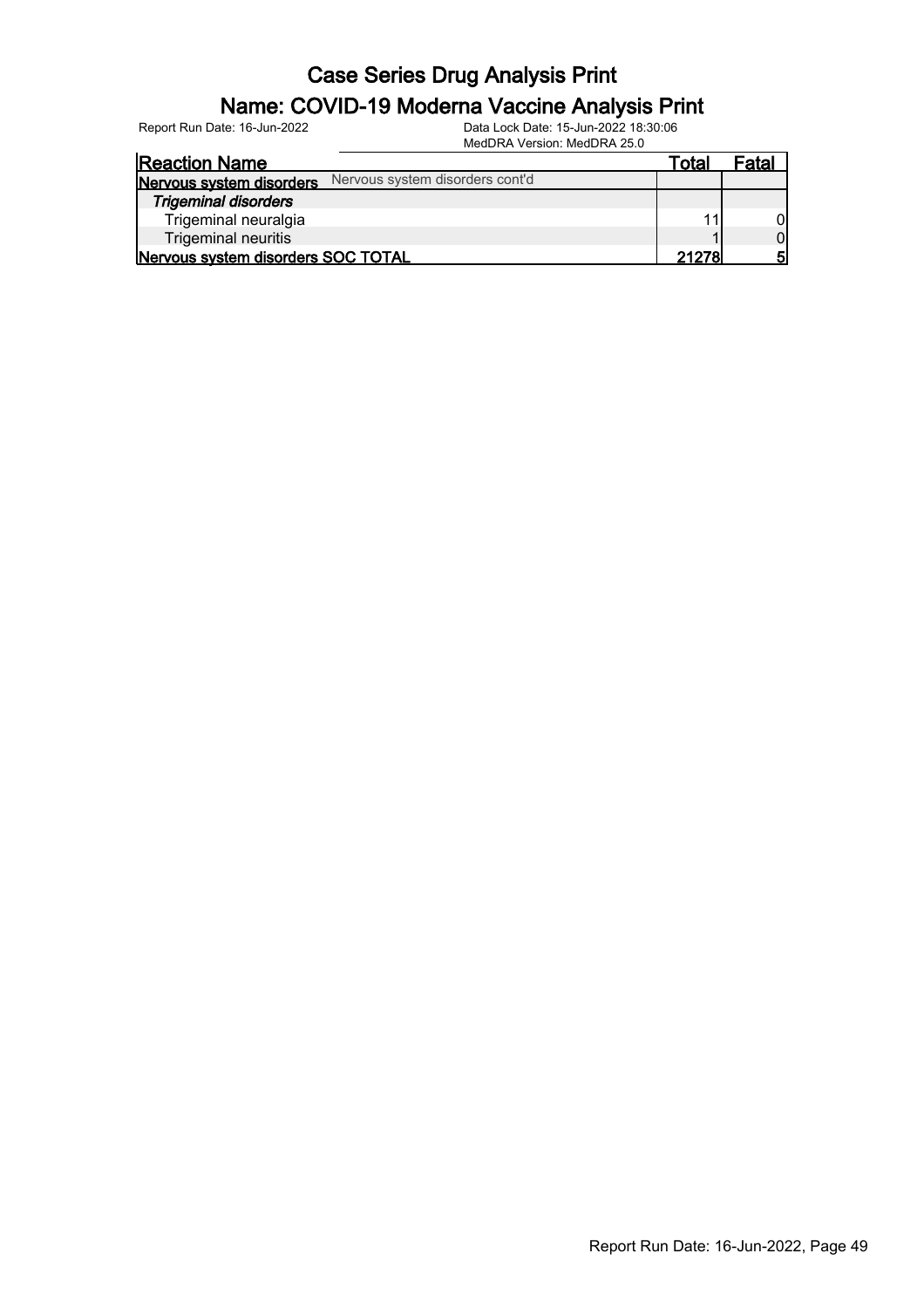# Case Series Drug Analysis Print

## Name: COVID-19 Moderna Vaccine Analysis Print

Report Run Date: 16-Jun-2022

Data Lock Date: 15-Jun-2022 18:30:06
MedDRA Version: MedDRA 25.0

| Reaction Name | Total | Fatal |
|---|---|---|
| **Nervous system disorders** Nervous system disorders cont'd | | |
| ***Trigeminal disorders*** | | |
| Trigeminal neuralgia | 11 | 0 |
| Trigeminal neuritis | 1 | 0 |
| **Nervous system disorders SOC TOTAL** | **21278** | **5** |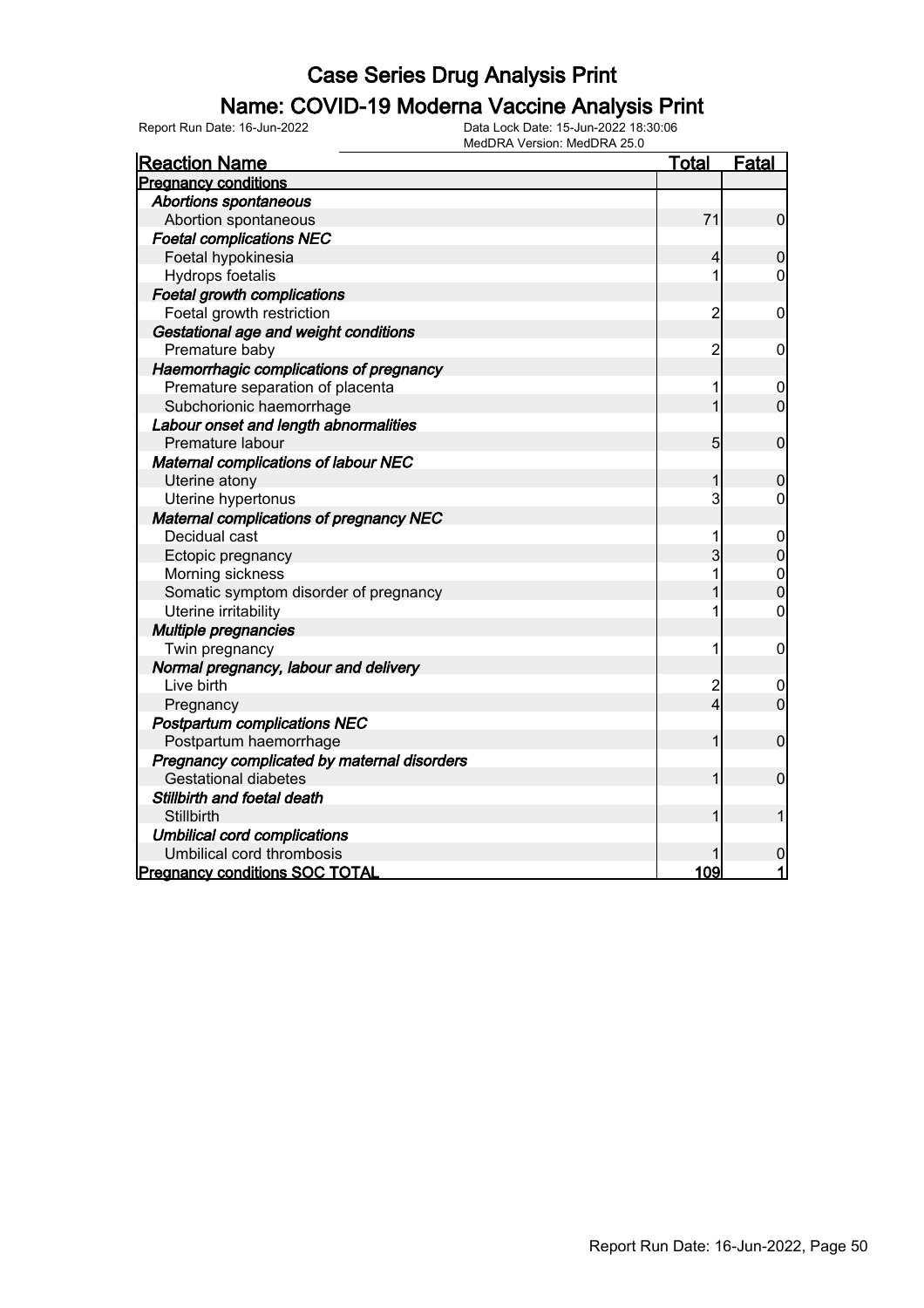# Case Series Drug Analysis Print

## Name: COVID-19 Moderna Vaccine Analysis Print

Report Run Date: 16-Jun-2022

Data Lock Date: 15-Jun-2022 18:30:06

MedDRA Version: MedDRA 25.0

| Reaction Name | Total | Fatal |
|---|---|---|
| **Pregnancy conditions** | | |
| ***Abortions spontaneous*** | | |
| Abortion spontaneous | 71 | 0 |
| ***Foetal complications NEC*** | | |
| Foetal hypokinesia | 4 | 0 |
| Hydrops foetalis | 1 | 0 |
| ***Foetal growth complications*** | | |
| Foetal growth restriction | 2 | 0 |
| ***Gestational age and weight conditions*** | | |
| Premature baby | 2 | 0 |
| ***Haemorrhagic complications of pregnancy*** | | |
| Premature separation of placenta | 1 | 0 |
| Subchorionic haemorrhage | 1 | 0 |
| ***Labour onset and length abnormalities*** | | |
| Premature labour | 5 | 0 |
| ***Maternal complications of labour NEC*** | | |
| Uterine atony | 1 | 0 |
| Uterine hypertonus | 3 | 0 |
| ***Maternal complications of pregnancy NEC*** | | |
| Decidual cast | 1 | 0 |
| Ectopic pregnancy | 3 | 0 |
| Morning sickness | 1 | 0 |
| Somatic symptom disorder of pregnancy | 1 | 0 |
| Uterine irritability | 1 | 0 |
| ***Multiple pregnancies*** | | |
| Twin pregnancy | 1 | 0 |
| ***Normal pregnancy, labour and delivery*** | | |
| Live birth | 2 | 0 |
| Pregnancy | 4 | 0 |
| ***Postpartum complications NEC*** | | |
| Postpartum haemorrhage | 1 | 0 |
| ***Pregnancy complicated by maternal disorders*** | | |
| Gestational diabetes | 1 | 0 |
| ***Stillbirth and foetal death*** | | |
| Stillbirth | 1 | 1 |
| ***Umbilical cord complications*** | | |
| Umbilical cord thrombosis | 1 | 0 |
| **Pregnancy conditions SOC TOTAL** | **109** | **1** |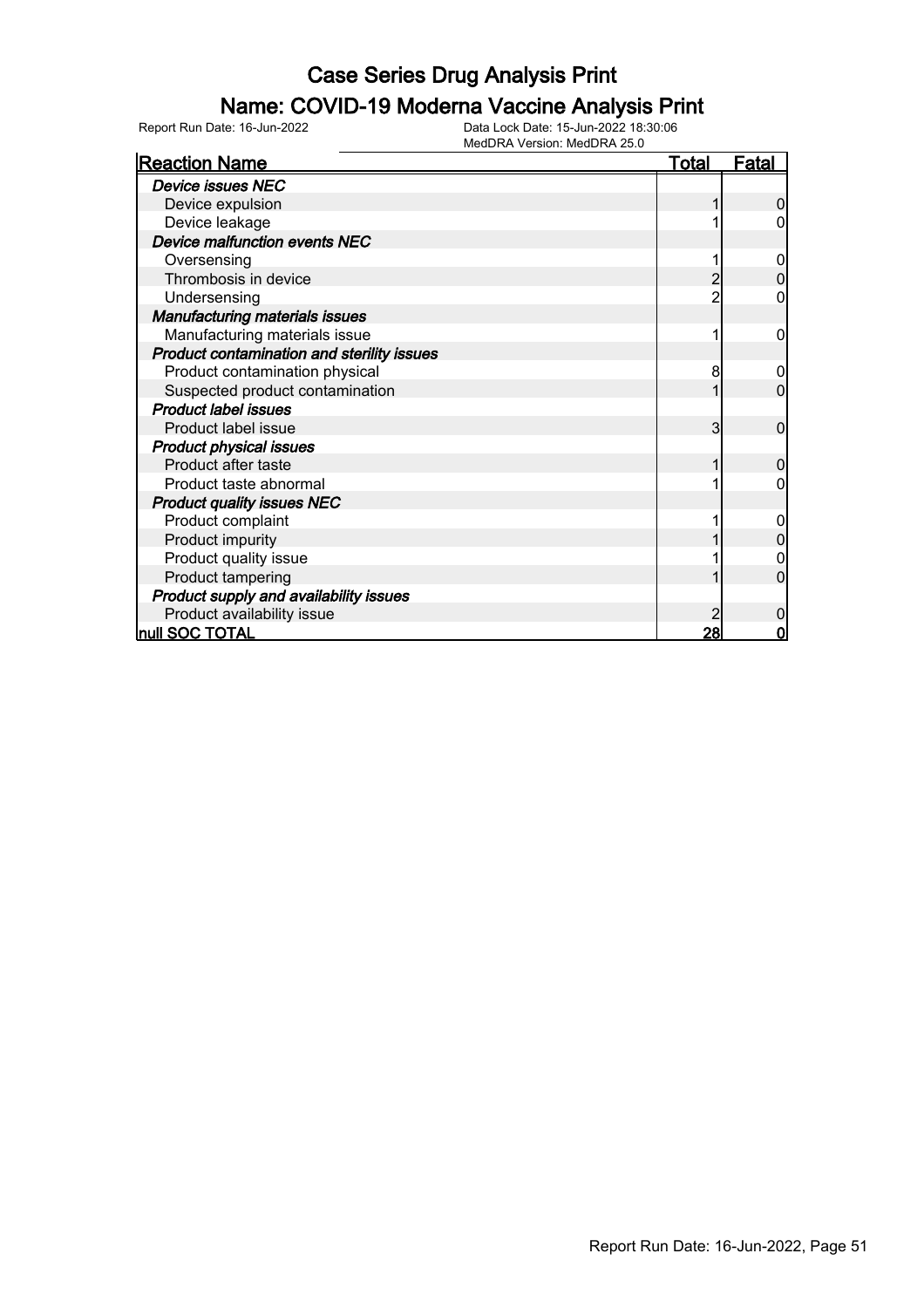# Case Series Drug Analysis Print

## Name: COVID-19 Moderna Vaccine Analysis Print

Report Run Date: 16-Jun-2022

Data Lock Date: 15-Jun-2022 18:30:06
MedDRA Version: MedDRA 25.0

| Reaction Name | Total | Fatal |
|---|---|---|
| ***Device issues NEC*** | | |
| Device expulsion | 1 | 0 |
| Device leakage | 1 | 0 |
| ***Device malfunction events NEC*** | | |
| Oversensing | 1 | 0 |
| Thrombosis in device | 2 | 0 |
| Undersensing | 2 | 0 |
| ***Manufacturing materials issues*** | | |
| Manufacturing materials issue | 1 | 0 |
| ***Product contamination and sterility issues*** | | |
| Product contamination physical | 8 | 0 |
| Suspected product contamination | 1 | 0 |
| ***Product label issues*** | | |
| Product label issue | 3 | 0 |
| ***Product physical issues*** | | |
| Product after taste | 1 | 0 |
| Product taste abnormal | 1 | 0 |
| ***Product quality issues NEC*** | | |
| Product complaint | 1 | 0 |
| Product impurity | 1 | 0 |
| Product quality issue | 1 | 0 |
| Product tampering | 1 | 0 |
| ***Product supply and availability issues*** | | |
| Product availability issue | 2 | 0 |
| **null SOC TOTAL** | **28** | **0** |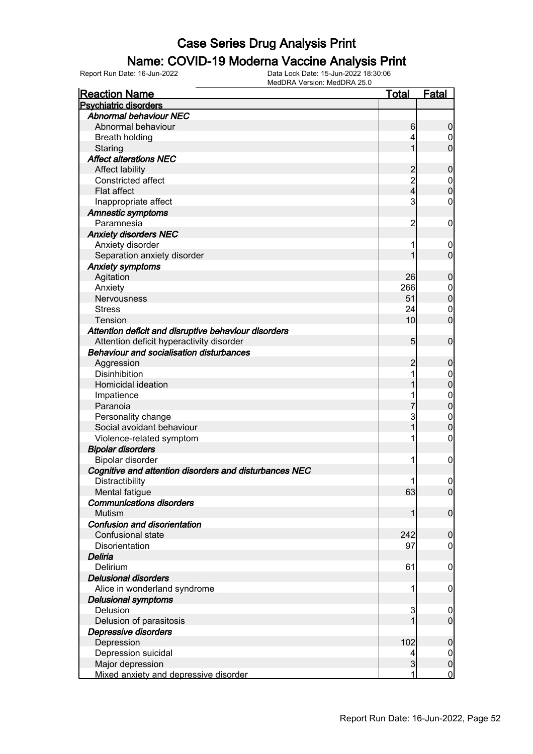# Case Series Drug Analysis Print

## Name: COVID-19 Moderna Vaccine Analysis Print

Report Run Date: 16-Jun-2022    Data Lock Date: 15-Jun-2022 18:30:06
MedDRA Version: MedDRA 25.0

| Reaction Name | Total | Fatal |
|---|---|---|
| **Psychiatric disorders** | | |
| *Abnormal behaviour NEC* | | |
| Abnormal behaviour | 6 | 0 |
| Breath holding | 4 | 0 |
| Staring | 1 | 0 |
| *Affect alterations NEC* | | |
| Affect lability | 2 | 0 |
| Constricted affect | 2 | 0 |
| Flat affect | 4 | 0 |
| Inappropriate affect | 3 | 0 |
| *Amnestic symptoms* | | |
| Paramnesia | 2 | 0 |
| *Anxiety disorders NEC* | | |
| Anxiety disorder | 1 | 0 |
| Separation anxiety disorder | 1 | 0 |
| *Anxiety symptoms* | | |
| Agitation | 26 | 0 |
| Anxiety | 266 | 0 |
| Nervousness | 51 | 0 |
| Stress | 24 | 0 |
| Tension | 10 | 0 |
| *Attention deficit and disruptive behaviour disorders* | | |
| Attention deficit hyperactivity disorder | 5 | 0 |
| *Behaviour and socialisation disturbances* | | |
| Aggression | 2 | 0 |
| Disinhibition | 1 | 0 |
| Homicidal ideation | 1 | 0 |
| Impatience | 1 | 0 |
| Paranoia | 7 | 0 |
| Personality change | 3 | 0 |
| Social avoidant behaviour | 1 | 0 |
| Violence-related symptom | 1 | 0 |
| *Bipolar disorders* | | |
| Bipolar disorder | 1 | 0 |
| *Cognitive and attention disorders and disturbances NEC* | | |
| Distractibility | 1 | 0 |
| Mental fatigue | 63 | 0 |
| *Communications disorders* | | |
| Mutism | 1 | 0 |
| *Confusion and disorientation* | | |
| Confusional state | 242 | 0 |
| Disorientation | 97 | 0 |
| *Deliria* | | |
| Delirium | 61 | 0 |
| *Delusional disorders* | | |
| Alice in wonderland syndrome | 1 | 0 |
| *Delusional symptoms* | | |
| Delusion | 3 | 0 |
| Delusion of parasitosis | 1 | 0 |
| *Depressive disorders* | | |
| Depression | 102 | 0 |
| Depression suicidal | 4 | 0 |
| Major depression | 3 | 0 |
| Mixed anxiety and depressive disorder | 1 | 0 |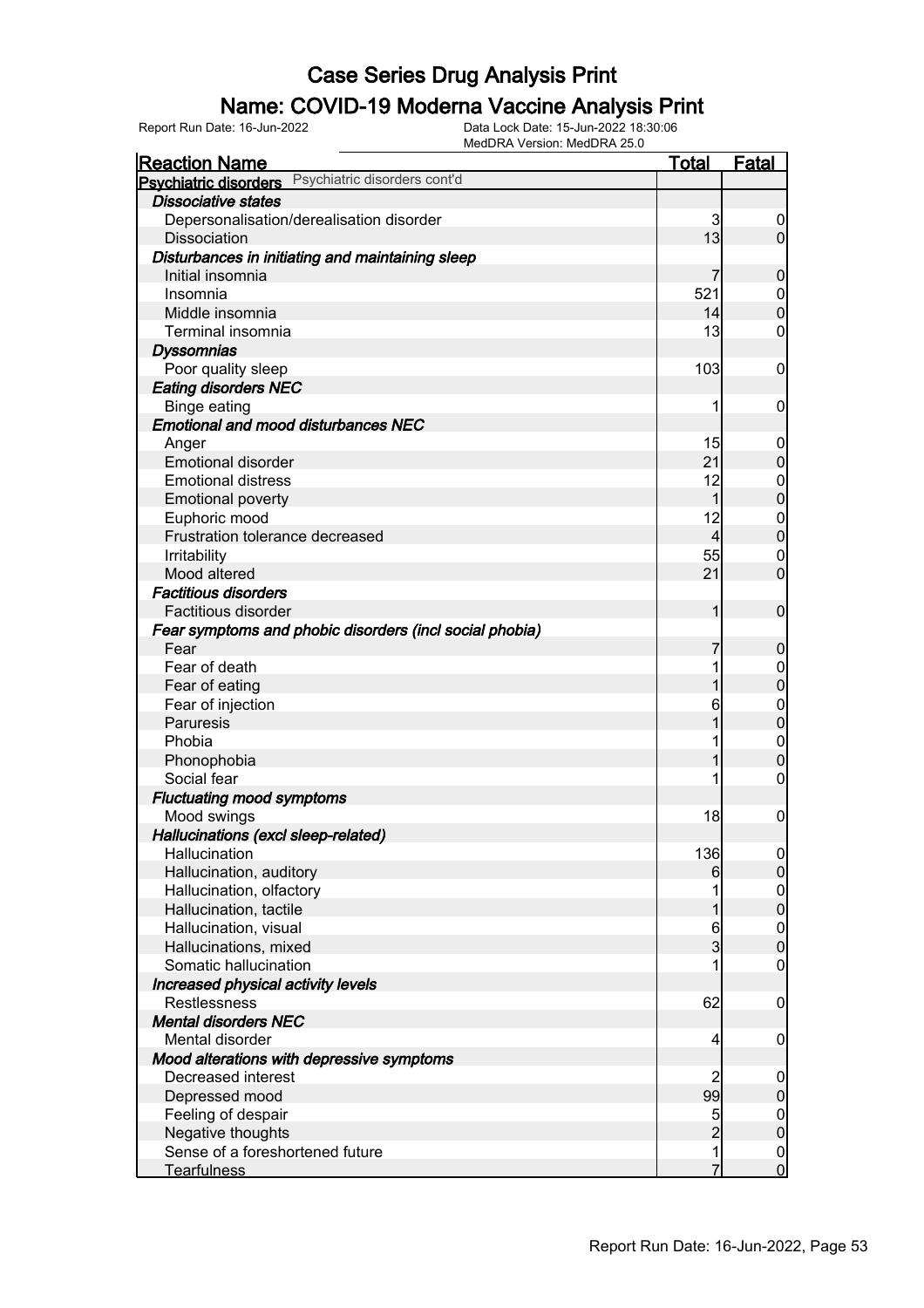# Case Series Drug Analysis Print

## Name: COVID-19 Moderna Vaccine Analysis Print

Report Run Date: 16-Jun-2022    Data Lock Date: 15-Jun-2022 18:30:06
MedDRA Version: MedDRA 25.0

| Reaction Name | Total | Fatal |
|---|---|---|
| **Psychiatric disorders** Psychiatric disorders cont'd | | |
| ***Dissociative states*** | | |
| Depersonalisation/derealisation disorder | 3 | 0 |
| Dissociation | 13 | 0 |
| ***Disturbances in initiating and maintaining sleep*** | | |
| Initial insomnia | 7 | 0 |
| Insomnia | 521 | 0 |
| Middle insomnia | 14 | 0 |
| Terminal insomnia | 13 | 0 |
| ***Dyssomnias*** | | |
| Poor quality sleep | 103 | 0 |
| ***Eating disorders NEC*** | | |
| Binge eating | 1 | 0 |
| ***Emotional and mood disturbances NEC*** | | |
| Anger | 15 | 0 |
| Emotional disorder | 21 | 0 |
| Emotional distress | 12 | 0 |
| Emotional poverty | 1 | 0 |
| Euphoric mood | 12 | 0 |
| Frustration tolerance decreased | 4 | 0 |
| Irritability | 55 | 0 |
| Mood altered | 21 | 0 |
| ***Factitious disorders*** | | |
| Factitious disorder | 1 | 0 |
| ***Fear symptoms and phobic disorders (incl social phobia)*** | | |
| Fear | 7 | 0 |
| Fear of death | 1 | 0 |
| Fear of eating | 1 | 0 |
| Fear of injection | 6 | 0 |
| Paruresis | 1 | 0 |
| Phobia | 1 | 0 |
| Phonophobia | 1 | 0 |
| Social fear | 1 | 0 |
| ***Fluctuating mood symptoms*** | | |
| Mood swings | 18 | 0 |
| ***Hallucinations (excl sleep-related)*** | | |
| Hallucination | 136 | 0 |
| Hallucination, auditory | 6 | 0 |
| Hallucination, olfactory | 1 | 0 |
| Hallucination, tactile | 1 | 0 |
| Hallucination, visual | 6 | 0 |
| Hallucinations, mixed | 3 | 0 |
| Somatic hallucination | 1 | 0 |
| ***Increased physical activity levels*** | | |
| Restlessness | 62 | 0 |
| ***Mental disorders NEC*** | | |
| Mental disorder | 4 | 0 |
| ***Mood alterations with depressive symptoms*** | | |
| Decreased interest | 2 | 0 |
| Depressed mood | 99 | 0 |
| Feeling of despair | 5 | 0 |
| Negative thoughts | 2 | 0 |
| Sense of a foreshortened future | 1 | 0 |
| Tearfulness | 7 | 0 |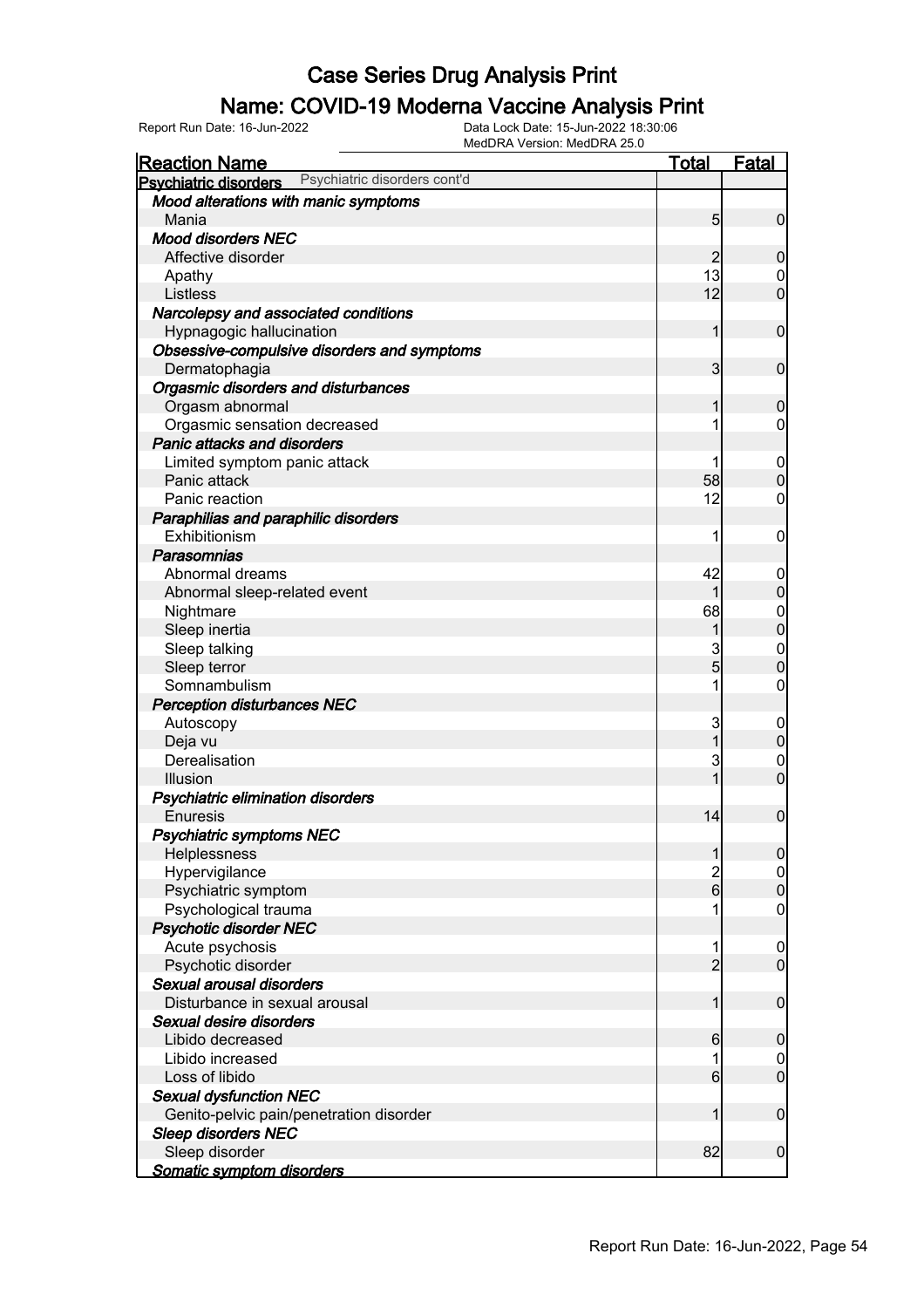# Case Series Drug Analysis Print

## Name: COVID-19 Moderna Vaccine Analysis Print

Report Run Date: 16-Jun-2022
Data Lock Date: 15-Jun-2022 18:30:06
MedDRA Version: MedDRA 25.0

| Reaction Name | Total | Fatal |
|---|---|---|
| **Psychiatric disorders** Psychiatric disorders cont'd | | |
| ***Mood alterations with manic symptoms*** | | |
| Mania | 5 | 0 |
| ***Mood disorders NEC*** | | |
| Affective disorder | 2 | 0 |
| Apathy | 13 | 0 |
| Listless | 12 | 0 |
| ***Narcolepsy and associated conditions*** | | |
| Hypnagogic hallucination | 1 | 0 |
| ***Obsessive-compulsive disorders and symptoms*** | | |
| Dermatophagia | 3 | 0 |
| ***Orgasmic disorders and disturbances*** | | |
| Orgasm abnormal | 1 | 0 |
| Orgasmic sensation decreased | 1 | 0 |
| ***Panic attacks and disorders*** | | |
| Limited symptom panic attack | 1 | 0 |
| Panic attack | 58 | 0 |
| Panic reaction | 12 | 0 |
| ***Paraphilias and paraphilic disorders*** | | |
| Exhibitionism | 1 | 0 |
| ***Parasomnias*** | | |
| Abnormal dreams | 42 | 0 |
| Abnormal sleep-related event | 1 | 0 |
| Nightmare | 68 | 0 |
| Sleep inertia | 1 | 0 |
| Sleep talking | 3 | 0 |
| Sleep terror | 5 | 0 |
| Somnambulism | 1 | 0 |
| ***Perception disturbances NEC*** | | |
| Autoscopy | 3 | 0 |
| Deja vu | 1 | 0 |
| Derealisation | 3 | 0 |
| Illusion | 1 | 0 |
| ***Psychiatric elimination disorders*** | | |
| Enuresis | 14 | 0 |
| ***Psychiatric symptoms NEC*** | | |
| Helplessness | 1 | 0 |
| Hypervigilance | 2 | 0 |
| Psychiatric symptom | 6 | 0 |
| Psychological trauma | 1 | 0 |
| ***Psychotic disorder NEC*** | | |
| Acute psychosis | 1 | 0 |
| Psychotic disorder | 2 | 0 |
| ***Sexual arousal disorders*** | | |
| Disturbance in sexual arousal | 1 | 0 |
| ***Sexual desire disorders*** | | |
| Libido decreased | 6 | 0 |
| Libido increased | 1 | 0 |
| Loss of libido | 6 | 0 |
| ***Sexual dysfunction NEC*** | | |
| Genito-pelvic pain/penetration disorder | 1 | 0 |
| ***Sleep disorders NEC*** | | |
| Sleep disorder | 82 | 0 |
| ***Somatic symptom disorders*** | | |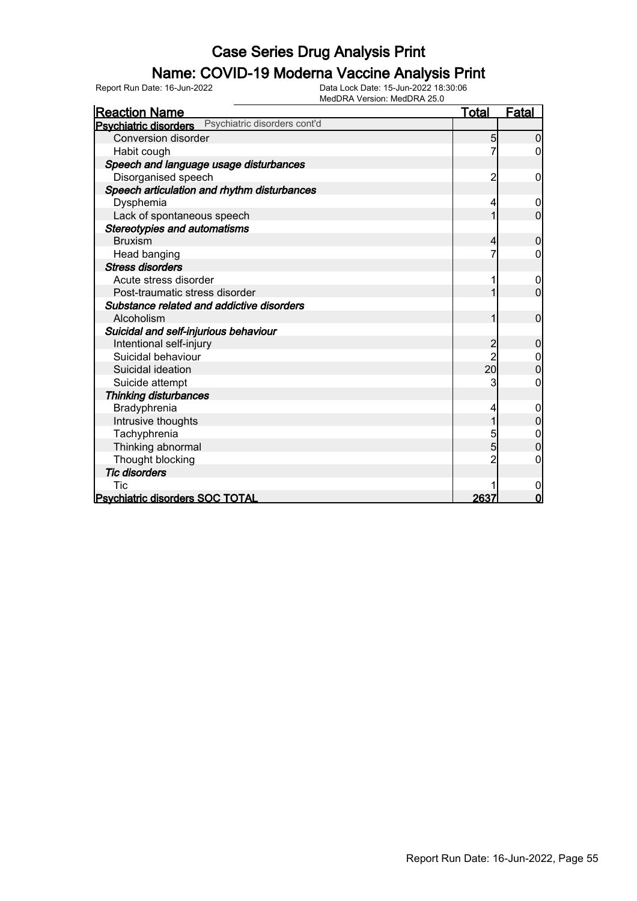# Case Series Drug Analysis Print

## Name: COVID-19 Moderna Vaccine Analysis Print

Report Run Date: 16-Jun-2022 | Data Lock Date: 15-Jun-2022 18:30:06
MedDRA Version: MedDRA 25.0

| Reaction Name | Total | Fatal |
|---|---|---|
| **Psychiatric disorders** Psychiatric disorders cont'd | | |
| Conversion disorder | 5 | 0 |
| Habit cough | 7 | 0 |
| ***Speech and language usage disturbances*** | | |
| Disorganised speech | 2 | 0 |
| ***Speech articulation and rhythm disturbances*** | | |
| Dysphemia | 4 | 0 |
| Lack of spontaneous speech | 1 | 0 |
| ***Stereotypies and automatisms*** | | |
| Bruxism | 4 | 0 |
| Head banging | 7 | 0 |
| ***Stress disorders*** | | |
| Acute stress disorder | 1 | 0 |
| Post-traumatic stress disorder | 1 | 0 |
| ***Substance related and addictive disorders*** | | |
| Alcoholism | 1 | 0 |
| ***Suicidal and self-injurious behaviour*** | | |
| Intentional self-injury | 2 | 0 |
| Suicidal behaviour | 2 | 0 |
| Suicidal ideation | 20 | 0 |
| Suicide attempt | 3 | 0 |
| ***Thinking disturbances*** | | |
| Bradyphrenia | 4 | 0 |
| Intrusive thoughts | 1 | 0 |
| Tachyphrenia | 5 | 0 |
| Thinking abnormal | 5 | 0 |
| Thought blocking | 2 | 0 |
| ***Tic disorders*** | | |
| Tic | 1 | 0 |
| **Psychiatric disorders SOC TOTAL** | **2637** | **0** |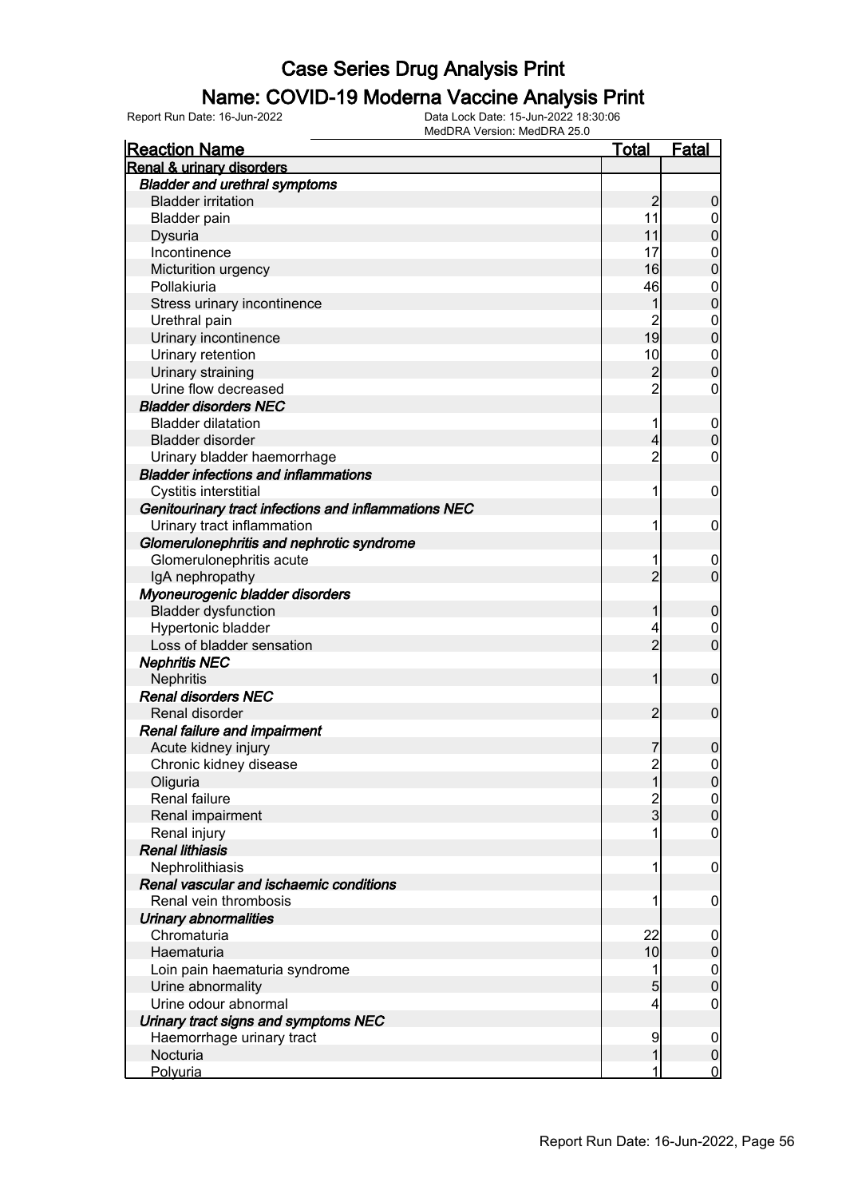# Case Series Drug Analysis Print

## Name: COVID-19 Moderna Vaccine Analysis Print

Report Run Date: 16-Jun-2022    Data Lock Date: 15-Jun-2022 18:30:06
MedDRA Version: MedDRA 25.0

| Reaction Name | Total | Fatal |
|---|---|---|
| **Renal & urinary disorders** | | |
| ***Bladder and urethral symptoms*** | | |
| Bladder irritation | 2 | 0 |
| Bladder pain | 11 | 0 |
| Dysuria | 11 | 0 |
| Incontinence | 17 | 0 |
| Micturition urgency | 16 | 0 |
| Pollakiuria | 46 | 0 |
| Stress urinary incontinence | 1 | 0 |
| Urethral pain | 2 | 0 |
| Urinary incontinence | 19 | 0 |
| Urinary retention | 10 | 0 |
| Urinary straining | 2 | 0 |
| Urine flow decreased | 2 | 0 |
| ***Bladder disorders NEC*** | | |
| Bladder dilatation | 1 | 0 |
| Bladder disorder | 4 | 0 |
| Urinary bladder haemorrhage | 2 | 0 |
| ***Bladder infections and inflammations*** | | |
| Cystitis interstitial | 1 | 0 |
| ***Genitourinary tract infections and inflammations NEC*** | | |
| Urinary tract inflammation | 1 | 0 |
| ***Glomerulonephritis and nephrotic syndrome*** | | |
| Glomerulonephritis acute | 1 | 0 |
| IgA nephropathy | 2 | 0 |
| ***Myoneurogenic bladder disorders*** | | |
| Bladder dysfunction | 1 | 0 |
| Hypertonic bladder | 4 | 0 |
| Loss of bladder sensation | 2 | 0 |
| ***Nephritis NEC*** | | |
| Nephritis | 1 | 0 |
| ***Renal disorders NEC*** | | |
| Renal disorder | 2 | 0 |
| ***Renal failure and impairment*** | | |
| Acute kidney injury | 7 | 0 |
| Chronic kidney disease | 2 | 0 |
| Oliguria | 1 | 0 |
| Renal failure | 2 | 0 |
| Renal impairment | 3 | 0 |
| Renal injury | 1 | 0 |
| ***Renal lithiasis*** | | |
| Nephrolithiasis | 1 | 0 |
| ***Renal vascular and ischaemic conditions*** | | |
| Renal vein thrombosis | 1 | 0 |
| ***Urinary abnormalities*** | | |
| Chromaturia | 22 | 0 |
| Haematuria | 10 | 0 |
| Loin pain haematuria syndrome | 1 | 0 |
| Urine abnormality | 5 | 0 |
| Urine odour abnormal | 4 | 0 |
| ***Urinary tract signs and symptoms NEC*** | | |
| Haemorrhage urinary tract | 9 | 0 |
| Nocturia | 1 | 0 |
| Polyuria | 1 | 0 |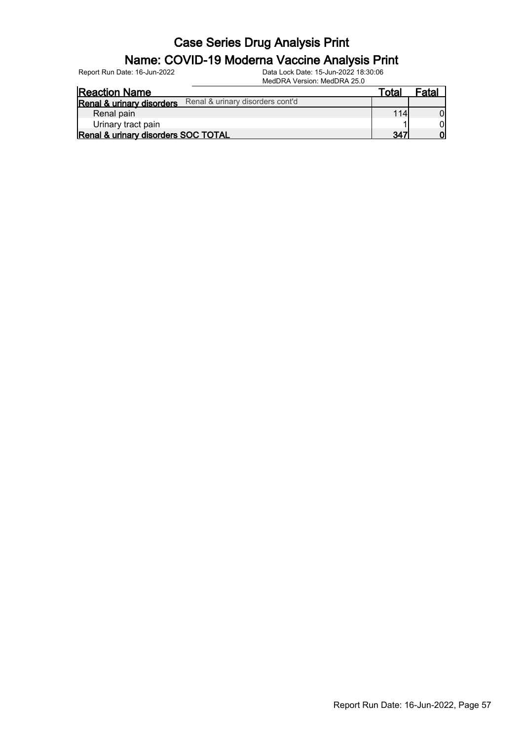# Case Series Drug Analysis Print

## Name: COVID-19 Moderna Vaccine Analysis Print

Report Run Date: 16-Jun-2022 | Data Lock Date: 15-Jun-2022 18:30:06 | MedDRA Version: MedDRA 25.0

| Reaction Name | Total | Fatal |
|---|---|---|
| **Renal & urinary disorders** Renal & urinary disorders cont'd | | |
| Renal pain | 114 | 0 |
| Urinary tract pain | 1 | 0 |
| **Renal & urinary disorders SOC TOTAL** | **347** | **0** |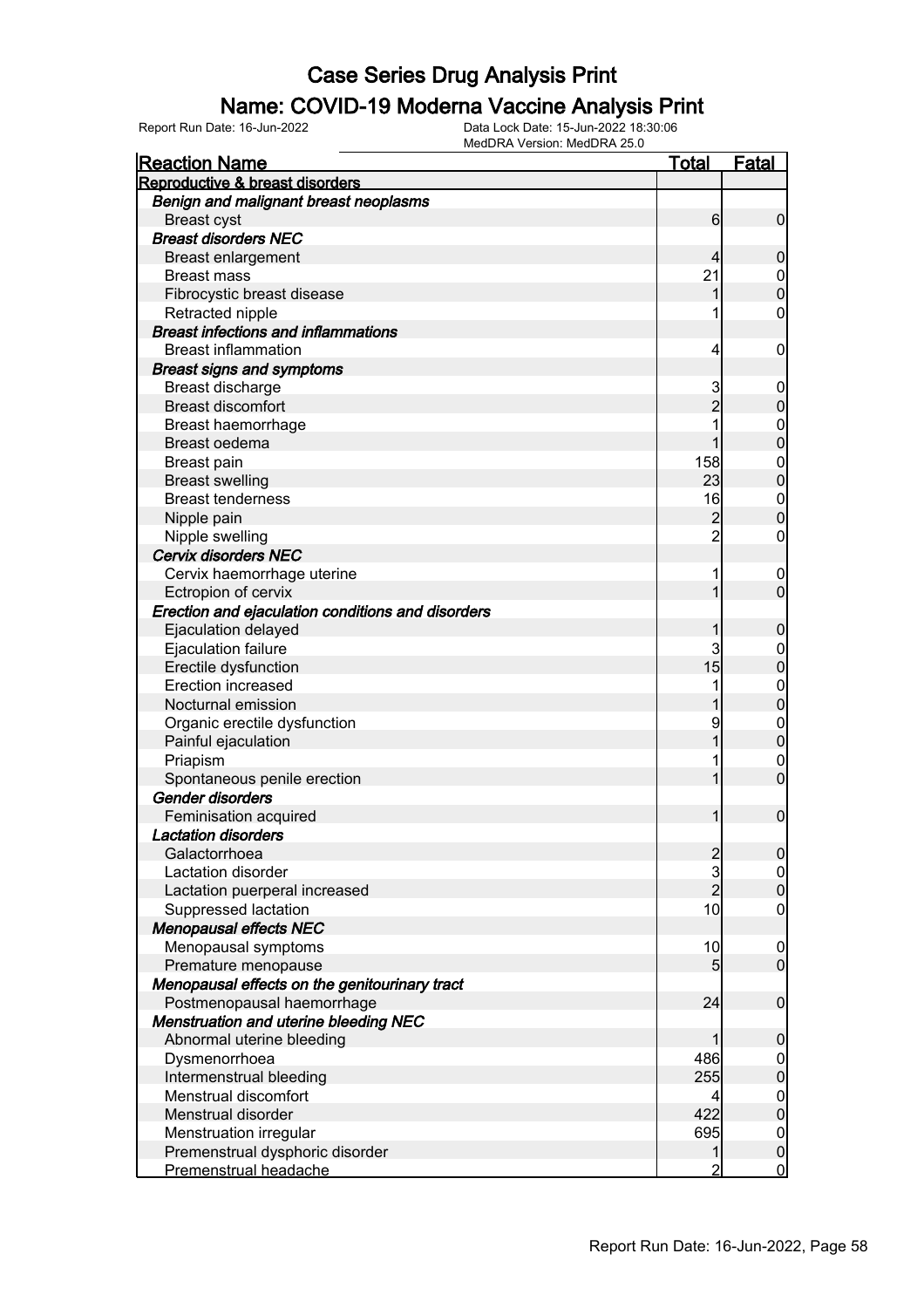# Case Series Drug Analysis Print

## Name: COVID-19 Moderna Vaccine Analysis Print

Report Run Date: 16-Jun-2022

Data Lock Date: 15-Jun-2022 18:30:06
MedDRA Version: MedDRA 25.0

| Reaction Name | Total | Fatal |
|---|---|---|
| **Reproductive & breast disorders** | | |
| ***Benign and malignant breast neoplasms*** | | |
| Breast cyst | 6 | 0 |
| ***Breast disorders NEC*** | | |
| Breast enlargement | 4 | 0 |
| Breast mass | 21 | 0 |
| Fibrocystic breast disease | 1 | 0 |
| Retracted nipple | 1 | 0 |
| ***Breast infections and inflammations*** | | |
| Breast inflammation | 4 | 0 |
| ***Breast signs and symptoms*** | | |
| Breast discharge | 3 | 0 |
| Breast discomfort | 2 | 0 |
| Breast haemorrhage | 1 | 0 |
| Breast oedema | 1 | 0 |
| Breast pain | 158 | 0 |
| Breast swelling | 23 | 0 |
| Breast tenderness | 16 | 0 |
| Nipple pain | 2 | 0 |
| Nipple swelling | 2 | 0 |
| ***Cervix disorders NEC*** | | |
| Cervix haemorrhage uterine | 1 | 0 |
| Ectropion of cervix | 1 | 0 |
| ***Erection and ejaculation conditions and disorders*** | | |
| Ejaculation delayed | 1 | 0 |
| Ejaculation failure | 3 | 0 |
| Erectile dysfunction | 15 | 0 |
| Erection increased | 1 | 0 |
| Nocturnal emission | 1 | 0 |
| Organic erectile dysfunction | 9 | 0 |
| Painful ejaculation | 1 | 0 |
| Priapism | 1 | 0 |
| Spontaneous penile erection | 1 | 0 |
| ***Gender disorders*** | | |
| Feminisation acquired | 1 | 0 |
| ***Lactation disorders*** | | |
| Galactorrhoea | 2 | 0 |
| Lactation disorder | 3 | 0 |
| Lactation puerperal increased | 2 | 0 |
| Suppressed lactation | 10 | 0 |
| ***Menopausal effects NEC*** | | |
| Menopausal symptoms | 10 | 0 |
| Premature menopause | 5 | 0 |
| ***Menopausal effects on the genitourinary tract*** | | |
| Postmenopausal haemorrhage | 24 | 0 |
| ***Menstruation and uterine bleeding NEC*** | | |
| Abnormal uterine bleeding | 1 | 0 |
| Dysmenorrhoea | 486 | 0 |
| Intermenstrual bleeding | 255 | 0 |
| Menstrual discomfort | 4 | 0 |
| Menstrual disorder | 422 | 0 |
| Menstruation irregular | 695 | 0 |
| Premenstrual dysphoric disorder | 1 | 0 |
| Premenstrual headache | 2 | 0 |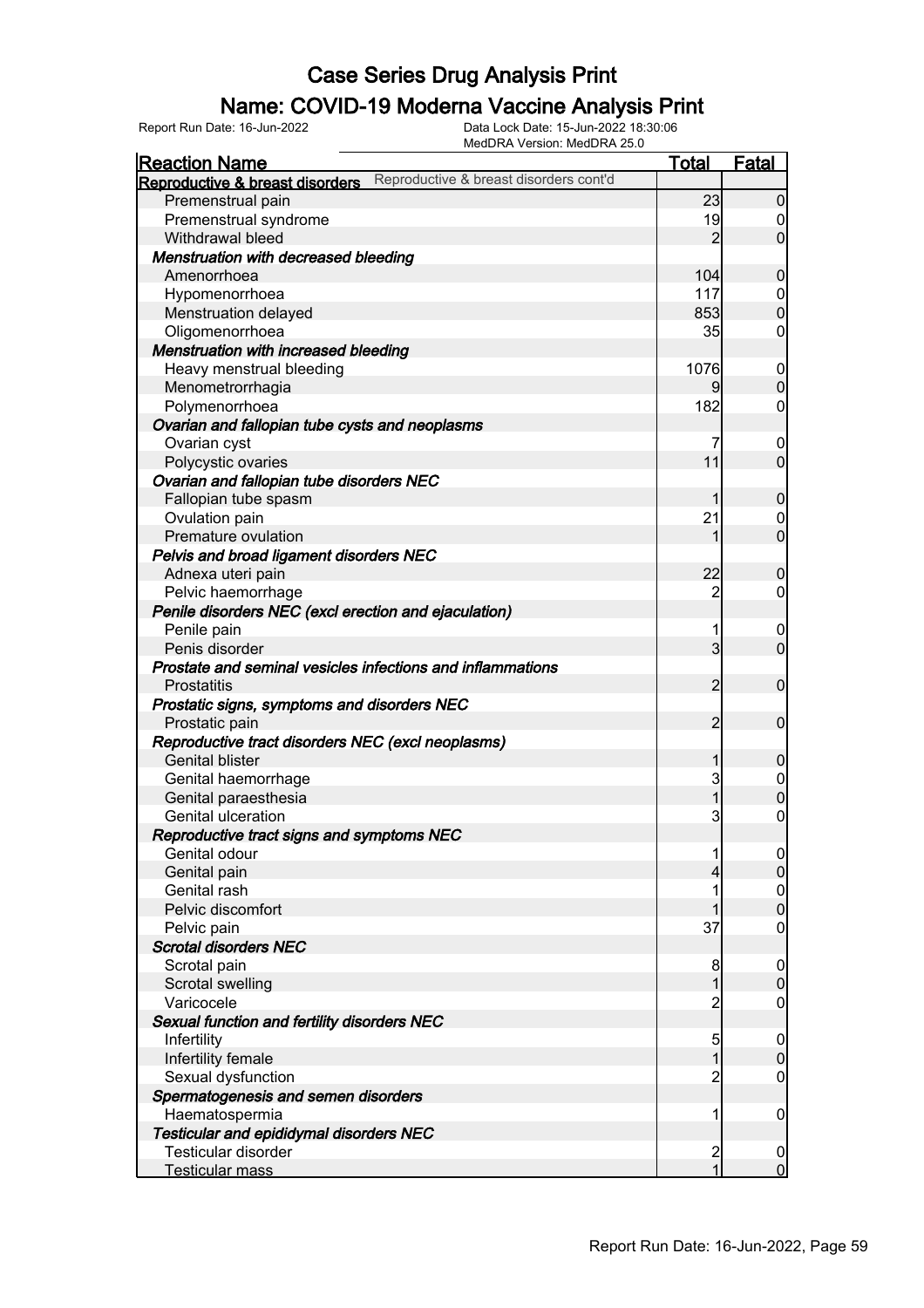# Case Series Drug Analysis Print

## Name: COVID-19 Moderna Vaccine Analysis Print

Report Run Date: 16-Jun-2022 | Data Lock Date: 15-Jun-2022 18:30:06 | MedDRA Version: MedDRA 25.0

| Reaction Name | Total | Fatal |
|---|---|---|
| **Reproductive & breast disorders** Reproductive & breast disorders cont'd | | |
| Premenstrual pain | 23 | 0 |
| Premenstrual syndrome | 19 | 0 |
| Withdrawal bleed | 2 | 0 |
| ***Menstruation with decreased bleeding*** | | |
| Amenorrhoea | 104 | 0 |
| Hypomenorrhoea | 117 | 0 |
| Menstruation delayed | 853 | 0 |
| Oligomenorrhoea | 35 | 0 |
| ***Menstruation with increased bleeding*** | | |
| Heavy menstrual bleeding | 1076 | 0 |
| Menometrorrhagia | 9 | 0 |
| Polymenorrhoea | 182 | 0 |
| ***Ovarian and fallopian tube cysts and neoplasms*** | | |
| Ovarian cyst | 7 | 0 |
| Polycystic ovaries | 11 | 0 |
| ***Ovarian and fallopian tube disorders NEC*** | | |
| Fallopian tube spasm | 1 | 0 |
| Ovulation pain | 21 | 0 |
| Premature ovulation | 1 | 0 |
| ***Pelvis and broad ligament disorders NEC*** | | |
| Adnexa uteri pain | 22 | 0 |
| Pelvic haemorrhage | 2 | 0 |
| ***Penile disorders NEC (excl erection and ejaculation)*** | | |
| Penile pain | 1 | 0 |
| Penis disorder | 3 | 0 |
| ***Prostate and seminal vesicles infections and inflammations*** | | |
| Prostatitis | 2 | 0 |
| ***Prostatic signs, symptoms and disorders NEC*** | | |
| Prostatic pain | 2 | 0 |
| ***Reproductive tract disorders NEC (excl neoplasms)*** | | |
| Genital blister | 1 | 0 |
| Genital haemorrhage | 3 | 0 |
| Genital paraesthesia | 1 | 0 |
| Genital ulceration | 3 | 0 |
| ***Reproductive tract signs and symptoms NEC*** | | |
| Genital odour | 1 | 0 |
| Genital pain | 4 | 0 |
| Genital rash | 1 | 0 |
| Pelvic discomfort | 1 | 0 |
| Pelvic pain | 37 | 0 |
| ***Scrotal disorders NEC*** | | |
| Scrotal pain | 8 | 0 |
| Scrotal swelling | 1 | 0 |
| Varicocele | 2 | 0 |
| ***Sexual function and fertility disorders NEC*** | | |
| Infertility | 5 | 0 |
| Infertility female | 1 | 0 |
| Sexual dysfunction | 2 | 0 |
| ***Spermatogenesis and semen disorders*** | | |
| Haematospermia | 1 | 0 |
| ***Testicular and epididymal disorders NEC*** | | |
| Testicular disorder | 2 | 0 |
| Testicular mass | 1 | 0 |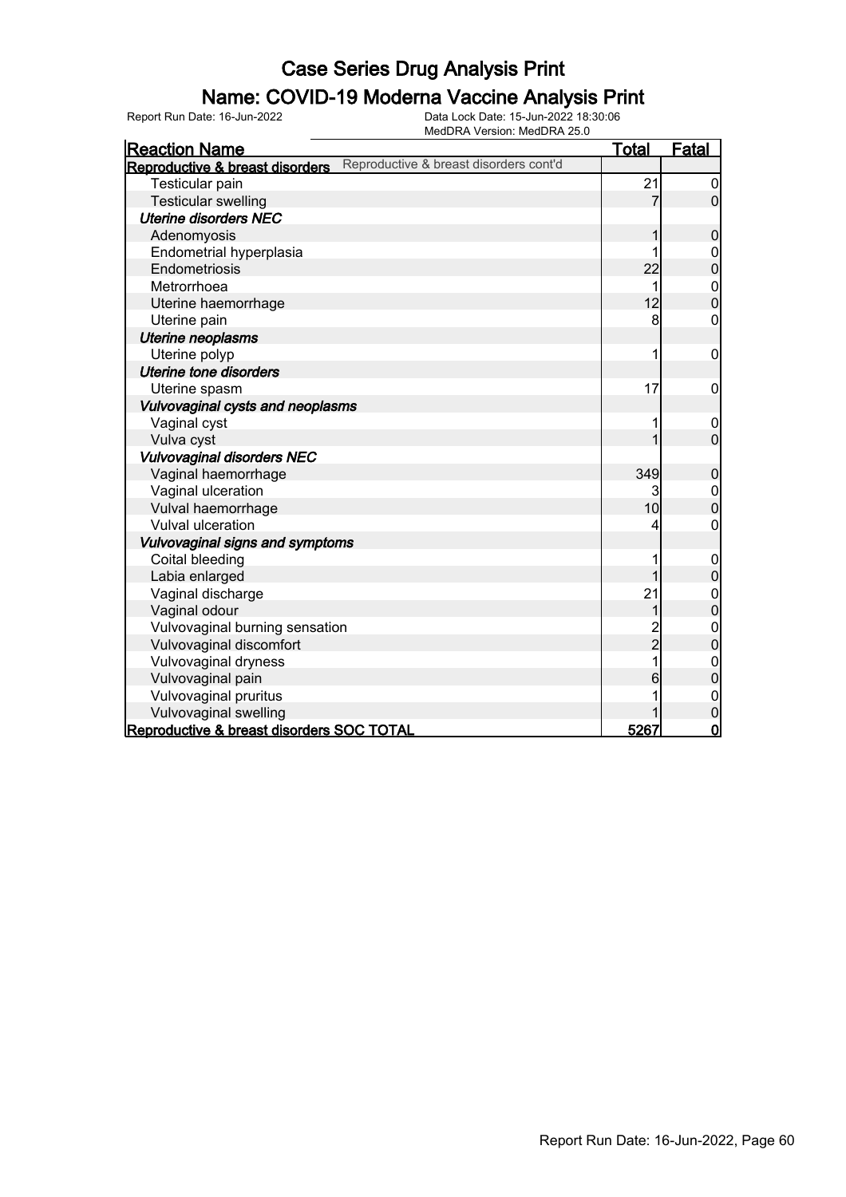# Case Series Drug Analysis Print

## Name: COVID-19 Moderna Vaccine Analysis Print

Report Run Date: 16-Jun-2022

Data Lock Date: 15-Jun-2022 18:30:06
MedDRA Version: MedDRA 25.0

| Reaction Name | Total | Fatal |
| --- | --- | --- |
| **Reproductive & breast disorders** Reproductive & breast disorders cont'd | | |
| Testicular pain | 21 | 0 |
| Testicular swelling | 7 | 0 |
| ***Uterine disorders NEC*** | | |
| Adenomyosis | 1 | 0 |
| Endometrial hyperplasia | 1 | 0 |
| Endometriosis | 22 | 0 |
| Metrorrhoea | 1 | 0 |
| Uterine haemorrhage | 12 | 0 |
| Uterine pain | 8 | 0 |
| ***Uterine neoplasms*** | | |
| Uterine polyp | 1 | 0 |
| ***Uterine tone disorders*** | | |
| Uterine spasm | 17 | 0 |
| ***Vulvovaginal cysts and neoplasms*** | | |
| Vaginal cyst | 1 | 0 |
| Vulva cyst | 1 | 0 |
| ***Vulvovaginal disorders NEC*** | | |
| Vaginal haemorrhage | 349 | 0 |
| Vaginal ulceration | 3 | 0 |
| Vulval haemorrhage | 10 | 0 |
| Vulval ulceration | 4 | 0 |
| ***Vulvovaginal signs and symptoms*** | | |
| Coital bleeding | 1 | 0 |
| Labia enlarged | 1 | 0 |
| Vaginal discharge | 21 | 0 |
| Vaginal odour | 1 | 0 |
| Vulvovaginal burning sensation | 2 | 0 |
| Vulvovaginal discomfort | 2 | 0 |
| Vulvovaginal dryness | 1 | 0 |
| Vulvovaginal pain | 6 | 0 |
| Vulvovaginal pruritus | 1 | 0 |
| Vulvovaginal swelling | 1 | 0 |
| **Reproductive & breast disorders SOC TOTAL** | **5267** | **0** |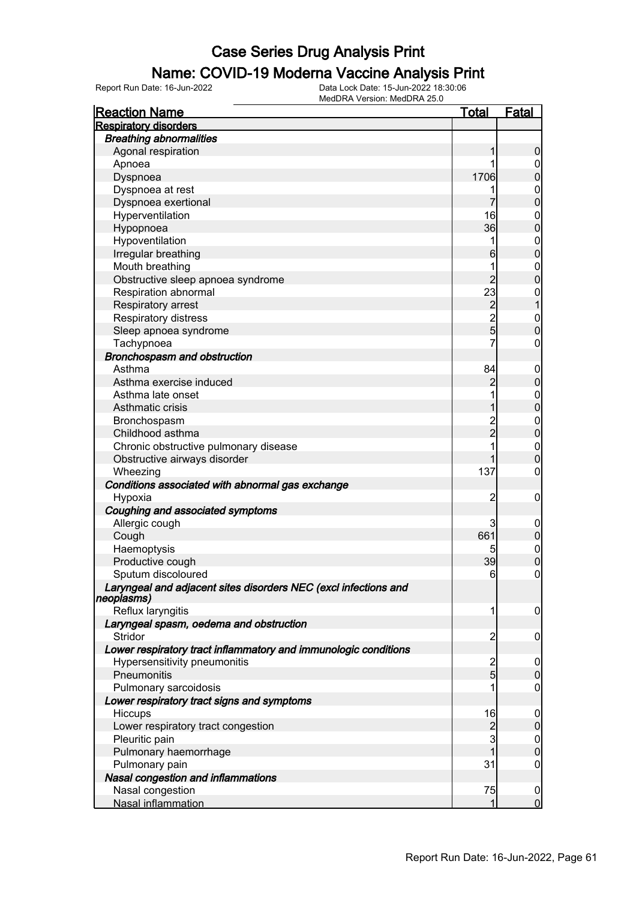# Case Series Drug Analysis Print

## Name: COVID-19 Moderna Vaccine Analysis Print

Report Run Date: 16-Jun-2022    Data Lock Date: 15-Jun-2022 18:30:06
MedDRA Version: MedDRA 25.0

| Reaction Name | Total | Fatal |
|---|---|---|
| **Respiratory disorders** | | |
| ***Breathing abnormalities*** | | |
| Agonal respiration | 1 | 0 |
| Apnoea | 1 | 0 |
| Dyspnoea | 1706 | 0 |
| Dyspnoea at rest | 1 | 0 |
| Dyspnoea exertional | 7 | 0 |
| Hyperventilation | 16 | 0 |
| Hypopnoea | 36 | 0 |
| Hypoventilation | 1 | 0 |
| Irregular breathing | 6 | 0 |
| Mouth breathing | 1 | 0 |
| Obstructive sleep apnoea syndrome | 2 | 0 |
| Respiration abnormal | 23 | 0 |
| Respiratory arrest | 2 | 1 |
| Respiratory distress | 2 | 0 |
| Sleep apnoea syndrome | 5 | 0 |
| Tachypnoea | 7 | 0 |
| ***Bronchospasm and obstruction*** | | |
| Asthma | 84 | 0 |
| Asthma exercise induced | 2 | 0 |
| Asthma late onset | 1 | 0 |
| Asthmatic crisis | 1 | 0 |
| Bronchospasm | 2 | 0 |
| Childhood asthma | 2 | 0 |
| Chronic obstructive pulmonary disease | 1 | 0 |
| Obstructive airways disorder | 1 | 0 |
| Wheezing | 137 | 0 |
| ***Conditions associated with abnormal gas exchange*** | | |
| Hypoxia | 2 | 0 |
| ***Coughing and associated symptoms*** | | |
| Allergic cough | 3 | 0 |
| Cough | 661 | 0 |
| Haemoptysis | 5 | 0 |
| Productive cough | 39 | 0 |
| Sputum discoloured | 6 | 0 |
| ***Laryngeal and adjacent sites disorders NEC (excl infections and neoplasms)*** | | |
| Reflux laryngitis | 1 | 0 |
| ***Laryngeal spasm, oedema and obstruction*** | | |
| Stridor | 2 | 0 |
| ***Lower respiratory tract inflammatory and immunologic conditions*** | | |
| Hypersensitivity pneumonitis | 2 | 0 |
| Pneumonitis | 5 | 0 |
| Pulmonary sarcoidosis | 1 | 0 |
| ***Lower respiratory tract signs and symptoms*** | | |
| Hiccups | 16 | 0 |
| Lower respiratory tract congestion | 2 | 0 |
| Pleuritic pain | 3 | 0 |
| Pulmonary haemorrhage | 1 | 0 |
| Pulmonary pain | 31 | 0 |
| ***Nasal congestion and inflammations*** | | |
| Nasal congestion | 75 | 0 |
| Nasal inflammation | 1 | 0 |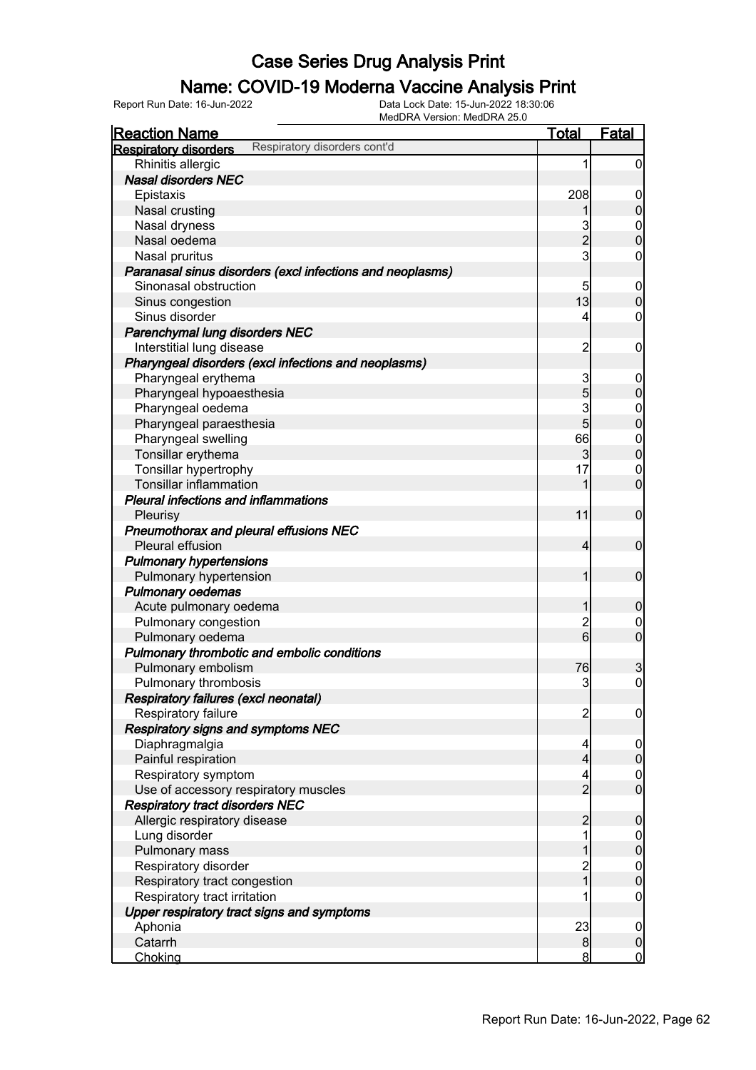# Case Series Drug Analysis Print

## Name: COVID-19 Moderna Vaccine Analysis Print

Report Run Date: 16-Jun-2022

Data Lock Date: 15-Jun-2022 18:30:06
MedDRA Version: MedDRA 25.0

| Reaction Name | Total | Fatal |
|---|---|---|
| **Respiratory disorders** Respiratory disorders cont'd | | |
| Rhinitis allergic | 1 | 0 |
| ***Nasal disorders NEC*** | | |
| Epistaxis | 208 | 0 |
| Nasal crusting | 1 | 0 |
| Nasal dryness | 3 | 0 |
| Nasal oedema | 2 | 0 |
| Nasal pruritus | 3 | 0 |
| ***Paranasal sinus disorders (excl infections and neoplasms)*** | | |
| Sinonasal obstruction | 5 | 0 |
| Sinus congestion | 13 | 0 |
| Sinus disorder | 4 | 0 |
| ***Parenchymal lung disorders NEC*** | | |
| Interstitial lung disease | 2 | 0 |
| ***Pharyngeal disorders (excl infections and neoplasms)*** | | |
| Pharyngeal erythema | 3 | 0 |
| Pharyngeal hypoaesthesia | 5 | 0 |
| Pharyngeal oedema | 3 | 0 |
| Pharyngeal paraesthesia | 5 | 0 |
| Pharyngeal swelling | 66 | 0 |
| Tonsillar erythema | 3 | 0 |
| Tonsillar hypertrophy | 17 | 0 |
| Tonsillar inflammation | 1 | 0 |
| ***Pleural infections and inflammations*** | | |
| Pleurisy | 11 | 0 |
| ***Pneumothorax and pleural effusions NEC*** | | |
| Pleural effusion | 4 | 0 |
| ***Pulmonary hypertensions*** | | |
| Pulmonary hypertension | 1 | 0 |
| ***Pulmonary oedemas*** | | |
| Acute pulmonary oedema | 1 | 0 |
| Pulmonary congestion | 2 | 0 |
| Pulmonary oedema | 6 | 0 |
| ***Pulmonary thrombotic and embolic conditions*** | | |
| Pulmonary embolism | 76 | 3 |
| Pulmonary thrombosis | 3 | 0 |
| ***Respiratory failures (excl neonatal)*** | | |
| Respiratory failure | 2 | 0 |
| ***Respiratory signs and symptoms NEC*** | | |
| Diaphragmalgia | 4 | 0 |
| Painful respiration | 4 | 0 |
| Respiratory symptom | 4 | 0 |
| Use of accessory respiratory muscles | 2 | 0 |
| ***Respiratory tract disorders NEC*** | | |
| Allergic respiratory disease | 2 | 0 |
| Lung disorder | 1 | 0 |
| Pulmonary mass | 1 | 0 |
| Respiratory disorder | 2 | 0 |
| Respiratory tract congestion | 1 | 0 |
| Respiratory tract irritation | 1 | 0 |
| ***Upper respiratory tract signs and symptoms*** | | |
| Aphonia | 23 | 0 |
| Catarrh | 8 | 0 |
| Choking | 8 | 0 |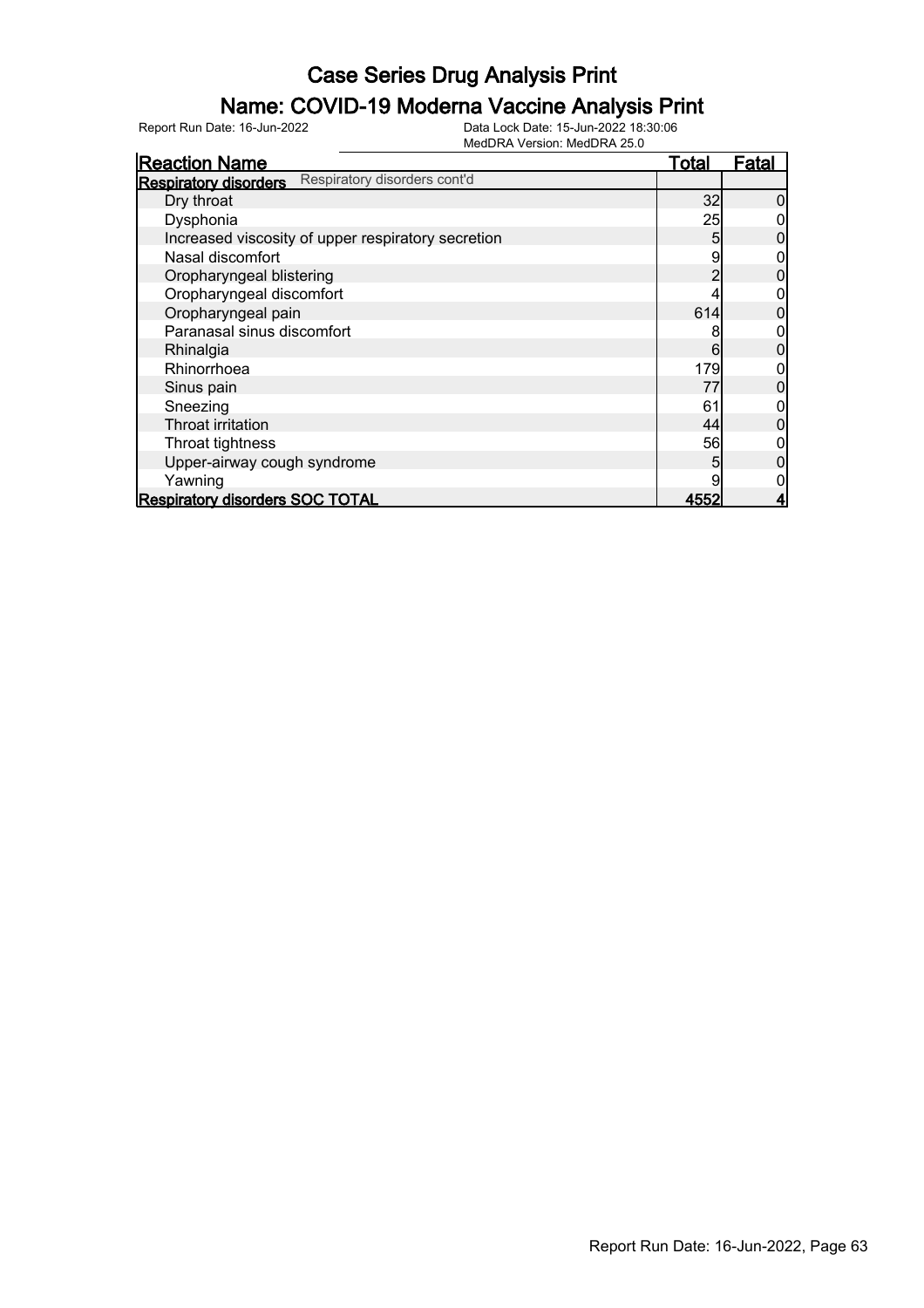# Case Series Drug Analysis Print

## Name: COVID-19 Moderna Vaccine Analysis Print

Report Run Date: 16-Jun-2022

Data Lock Date: 15-Jun-2022 18:30:06
MedDRA Version: MedDRA 25.0

| Reaction Name | Total | Fatal |
|---|---|---|
| **Respiratory disorders** Respiratory disorders cont'd | | |
| Dry throat | 32 | 0 |
| Dysphonia | 25 | 0 |
| Increased viscosity of upper respiratory secretion | 5 | 0 |
| Nasal discomfort | 9 | 0 |
| Oropharyngeal blistering | 2 | 0 |
| Oropharyngeal discomfort | 4 | 0 |
| Oropharyngeal pain | 614 | 0 |
| Paranasal sinus discomfort | 8 | 0 |
| Rhinalgia | 6 | 0 |
| Rhinorrhoea | 179 | 0 |
| Sinus pain | 77 | 0 |
| Sneezing | 61 | 0 |
| Throat irritation | 44 | 0 |
| Throat tightness | 56 | 0 |
| Upper-airway cough syndrome | 5 | 0 |
| Yawning | 9 | 0 |
| **Respiratory disorders SOC TOTAL** | **4552** | **4** |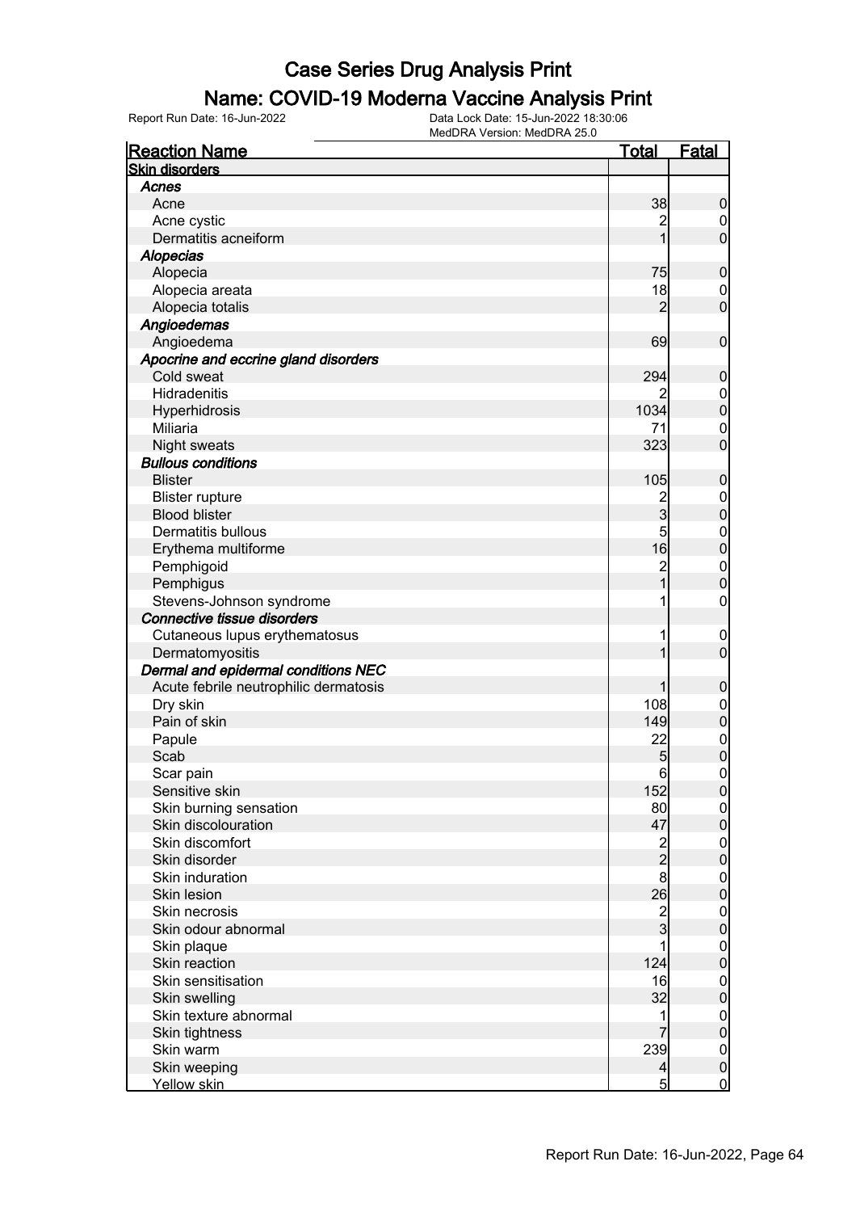# Case Series Drug Analysis Print

## Name: COVID-19 Moderna Vaccine Analysis Print

Report Run Date: 16-Jun-2022    Data Lock Date: 15-Jun-2022 18:30:06
MedDRA Version: MedDRA 25.0

| Reaction Name | Total | Fatal |
|---|---|---|
| **Skin disorders** | | |
| ***Acnes*** | | |
| Acne | 38 | 0 |
| Acne cystic | 2 | 0 |
| Dermatitis acneiform | 1 | 0 |
| ***Alopecias*** | | |
| Alopecia | 75 | 0 |
| Alopecia areata | 18 | 0 |
| Alopecia totalis | 2 | 0 |
| ***Angioedemas*** | | |
| Angioedema | 69 | 0 |
| ***Apocrine and eccrine gland disorders*** | | |
| Cold sweat | 294 | 0 |
| Hidradenitis | 2 | 0 |
| Hyperhidrosis | 1034 | 0 |
| Miliaria | 71 | 0 |
| Night sweats | 323 | 0 |
| ***Bullous conditions*** | | |
| Blister | 105 | 0 |
| Blister rupture | 2 | 0 |
| Blood blister | 3 | 0 |
| Dermatitis bullous | 5 | 0 |
| Erythema multiforme | 16 | 0 |
| Pemphigoid | 2 | 0 |
| Pemphigus | 1 | 0 |
| Stevens-Johnson syndrome | 1 | 0 |
| ***Connective tissue disorders*** | | |
| Cutaneous lupus erythematosus | 1 | 0 |
| Dermatomyositis | 1 | 0 |
| ***Dermal and epidermal conditions NEC*** | | |
| Acute febrile neutrophilic dermatosis | 1 | 0 |
| Dry skin | 108 | 0 |
| Pain of skin | 149 | 0 |
| Papule | 22 | 0 |
| Scab | 5 | 0 |
| Scar pain | 6 | 0 |
| Sensitive skin | 152 | 0 |
| Skin burning sensation | 80 | 0 |
| Skin discolouration | 47 | 0 |
| Skin discomfort | 2 | 0 |
| Skin disorder | 2 | 0 |
| Skin induration | 8 | 0 |
| Skin lesion | 26 | 0 |
| Skin necrosis | 2 | 0 |
| Skin odour abnormal | 3 | 0 |
| Skin plaque | 1 | 0 |
| Skin reaction | 124 | 0 |
| Skin sensitisation | 16 | 0 |
| Skin swelling | 32 | 0 |
| Skin texture abnormal | 1 | 0 |
| Skin tightness | 7 | 0 |
| Skin warm | 239 | 0 |
| Skin weeping | 4 | 0 |
| Yellow skin | 5 | 0 |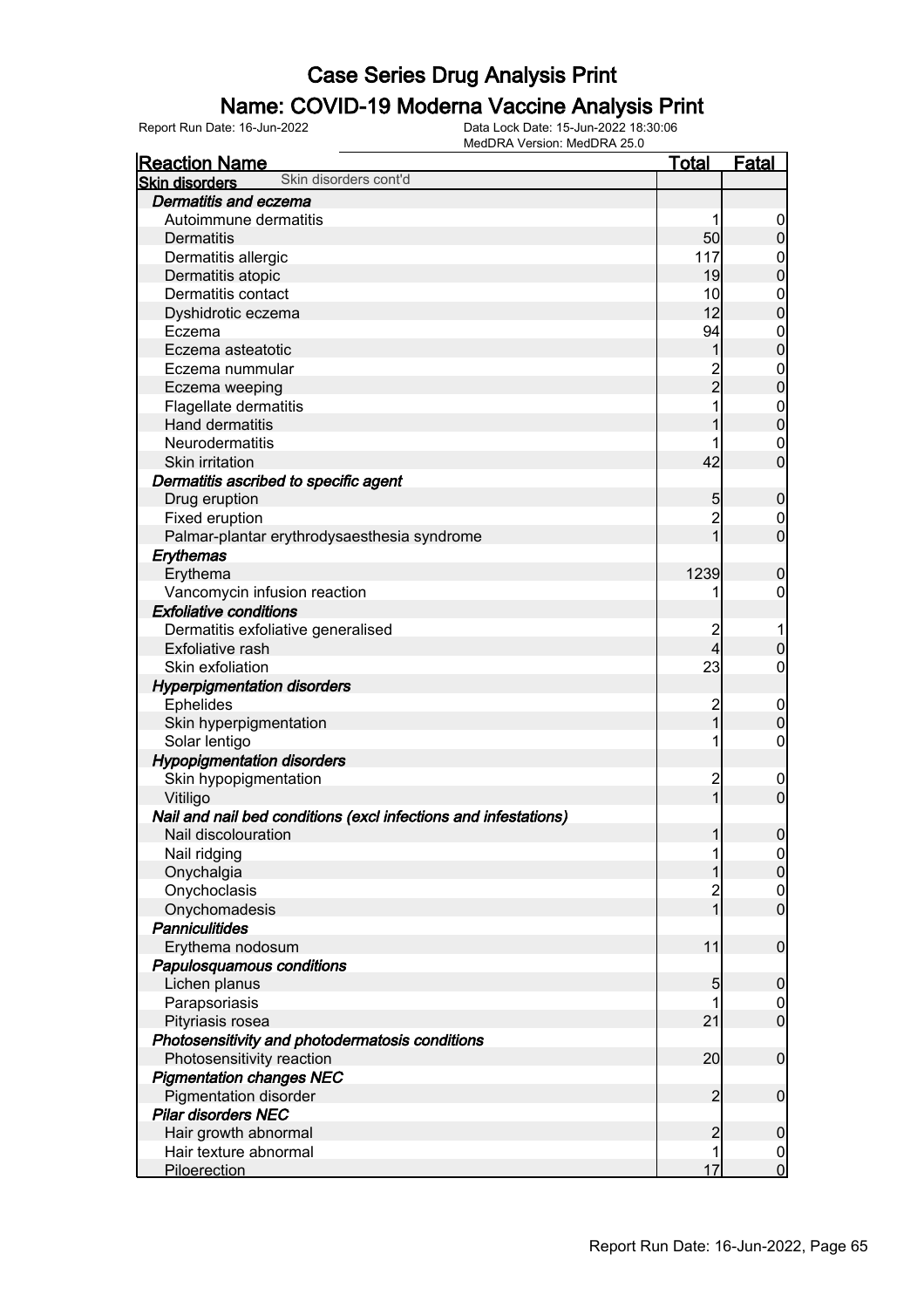# Case Series Drug Analysis Print

## Name: COVID-19 Moderna Vaccine Analysis Print

Report Run Date: 16-Jun-2022    Data Lock Date: 15-Jun-2022 18:30:06
MedDRA Version: MedDRA 25.0

| Reaction Name | Total | Fatal |
|---|---|---|
| **Skin disorders** Skin disorders cont'd | | |
| ***Dermatitis and eczema*** | | |
| Autoimmune dermatitis | 1 | 0 |
| Dermatitis | 50 | 0 |
| Dermatitis allergic | 117 | 0 |
| Dermatitis atopic | 19 | 0 |
| Dermatitis contact | 10 | 0 |
| Dyshidrotic eczema | 12 | 0 |
| Eczema | 94 | 0 |
| Eczema asteatotic | 1 | 0 |
| Eczema nummular | 2 | 0 |
| Eczema weeping | 2 | 0 |
| Flagellate dermatitis | 1 | 0 |
| Hand dermatitis | 1 | 0 |
| Neurodermatitis | 1 | 0 |
| Skin irritation | 42 | 0 |
| ***Dermatitis ascribed to specific agent*** | | |
| Drug eruption | 5 | 0 |
| Fixed eruption | 2 | 0 |
| Palmar-plantar erythrodysaesthesia syndrome | 1 | 0 |
| ***Erythemas*** | | |
| Erythema | 1239 | 0 |
| Vancomycin infusion reaction | 1 | 0 |
| ***Exfoliative conditions*** | | |
| Dermatitis exfoliative generalised | 2 | 1 |
| Exfoliative rash | 4 | 0 |
| Skin exfoliation | 23 | 0 |
| ***Hyperpigmentation disorders*** | | |
| Ephelides | 2 | 0 |
| Skin hyperpigmentation | 1 | 0 |
| Solar lentigo | 1 | 0 |
| ***Hypopigmentation disorders*** | | |
| Skin hypopigmentation | 2 | 0 |
| Vitiligo | 1 | 0 |
| ***Nail and nail bed conditions (excl infections and infestations)*** | | |
| Nail discolouration | 1 | 0 |
| Nail ridging | 1 | 0 |
| Onychalgia | 1 | 0 |
| Onychoclasis | 2 | 0 |
| Onychomadesis | 1 | 0 |
| ***Panniculitides*** | | |
| Erythema nodosum | 11 | 0 |
| ***Papulosquamous conditions*** | | |
| Lichen planus | 5 | 0 |
| Parapsoriasis | 1 | 0 |
| Pityriasis rosea | 21 | 0 |
| ***Photosensitivity and photodermatosis conditions*** | | |
| Photosensitivity reaction | 20 | 0 |
| ***Pigmentation changes NEC*** | | |
| Pigmentation disorder | 2 | 0 |
| ***Pilar disorders NEC*** | | |
| Hair growth abnormal | 2 | 0 |
| Hair texture abnormal | 1 | 0 |
| Piloerection | 17 | 0 |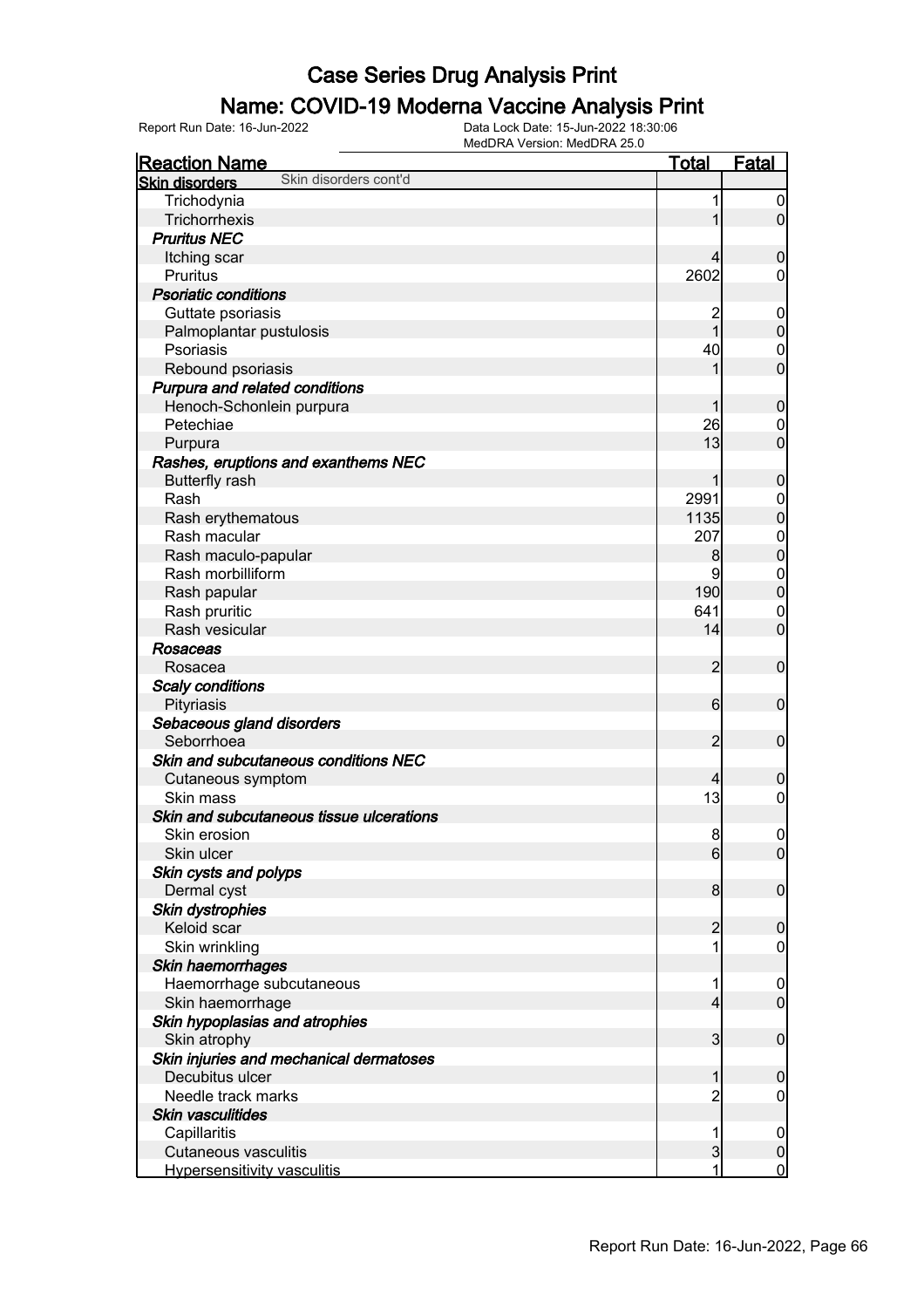# Case Series Drug Analysis Print

## Name: COVID-19 Moderna Vaccine Analysis Print

Report Run Date: 16-Jun-2022 | Data Lock Date: 15-Jun-2022 18:30:06 | MedDRA Version: MedDRA 25.0

| Reaction Name | Total | Fatal |
|---|---|---|
| **Skin disorders** Skin disorders cont'd | | |
| Trichodynia | 1 | 0 |
| Trichorrhexis | 1 | 0 |
| ***Pruritus NEC*** | | |
| Itching scar | 4 | 0 |
| Pruritus | 2602 | 0 |
| ***Psoriatic conditions*** | | |
| Guttate psoriasis | 2 | 0 |
| Palmoplantar pustulosis | 1 | 0 |
| Psoriasis | 40 | 0 |
| Rebound psoriasis | 1 | 0 |
| ***Purpura and related conditions*** | | |
| Henoch-Schonlein purpura | 1 | 0 |
| Petechiae | 26 | 0 |
| Purpura | 13 | 0 |
| ***Rashes, eruptions and exanthems NEC*** | | |
| Butterfly rash | 1 | 0 |
| Rash | 2991 | 0 |
| Rash erythematous | 1135 | 0 |
| Rash macular | 207 | 0 |
| Rash maculo-papular | 8 | 0 |
| Rash morbilliform | 9 | 0 |
| Rash papular | 190 | 0 |
| Rash pruritic | 641 | 0 |
| Rash vesicular | 14 | 0 |
| ***Rosaceas*** | | |
| Rosacea | 2 | 0 |
| ***Scaly conditions*** | | |
| Pityriasis | 6 | 0 |
| ***Sebaceous gland disorders*** | | |
| Seborrhoea | 2 | 0 |
| ***Skin and subcutaneous conditions NEC*** | | |
| Cutaneous symptom | 4 | 0 |
| Skin mass | 13 | 0 |
| ***Skin and subcutaneous tissue ulcerations*** | | |
| Skin erosion | 8 | 0 |
| Skin ulcer | 6 | 0 |
| ***Skin cysts and polyps*** | | |
| Dermal cyst | 8 | 0 |
| ***Skin dystrophies*** | | |
| Keloid scar | 2 | 0 |
| Skin wrinkling | 1 | 0 |
| ***Skin haemorrhages*** | | |
| Haemorrhage subcutaneous | 1 | 0 |
| Skin haemorrhage | 4 | 0 |
| ***Skin hypoplasias and atrophies*** | | |
| Skin atrophy | 3 | 0 |
| ***Skin injuries and mechanical dermatoses*** | | |
| Decubitus ulcer | 1 | 0 |
| Needle track marks | 2 | 0 |
| ***Skin vasculitides*** | | |
| Capillaritis | 1 | 0 |
| Cutaneous vasculitis | 3 | 0 |
| Hypersensitivity vasculitis | 1 | 0 |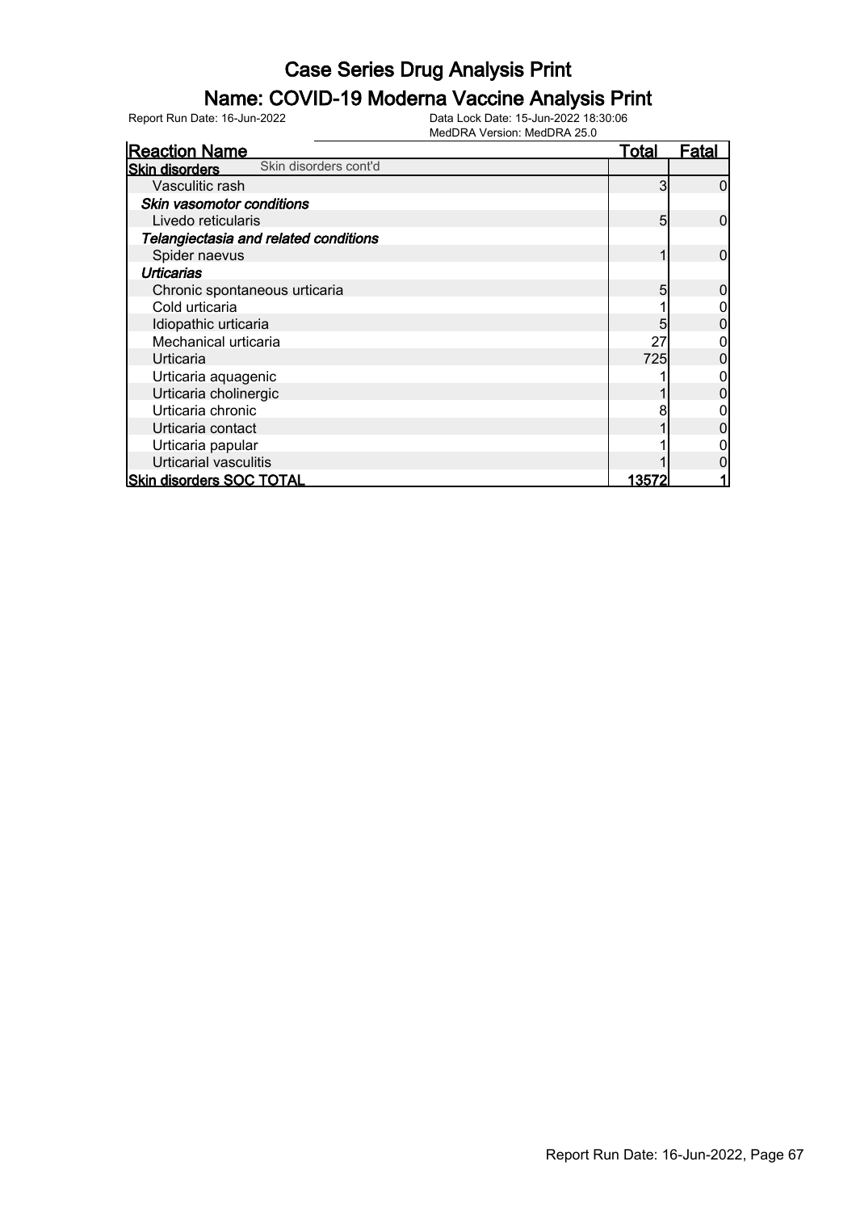# Case Series Drug Analysis Print

## Name: COVID-19 Moderna Vaccine Analysis Print

Report Run Date: 16-Jun-2022

Data Lock Date: 15-Jun-2022 18:30:06
MedDRA Version: MedDRA 25.0

| Reaction Name | Total | Fatal |
|---|---|---|
| **Skin disorders** Skin disorders cont'd | | |
| Vasculitic rash | 3 | 0 |
| ***Skin vasomotor conditions*** | | |
| Livedo reticularis | 5 | 0 |
| ***Telangiectasia and related conditions*** | | |
| Spider naevus | 1 | 0 |
| ***Urticarias*** | | |
| Chronic spontaneous urticaria | 5 | 0 |
| Cold urticaria | 1 | 0 |
| Idiopathic urticaria | 5 | 0 |
| Mechanical urticaria | 27 | 0 |
| Urticaria | 725 | 0 |
| Urticaria aquagenic | 1 | 0 |
| Urticaria cholinergic | 1 | 0 |
| Urticaria chronic | 8 | 0 |
| Urticaria contact | 1 | 0 |
| Urticaria papular | 1 | 0 |
| Urticarial vasculitis | 1 | 0 |
| **Skin disorders SOC TOTAL** | **13572** | **1** |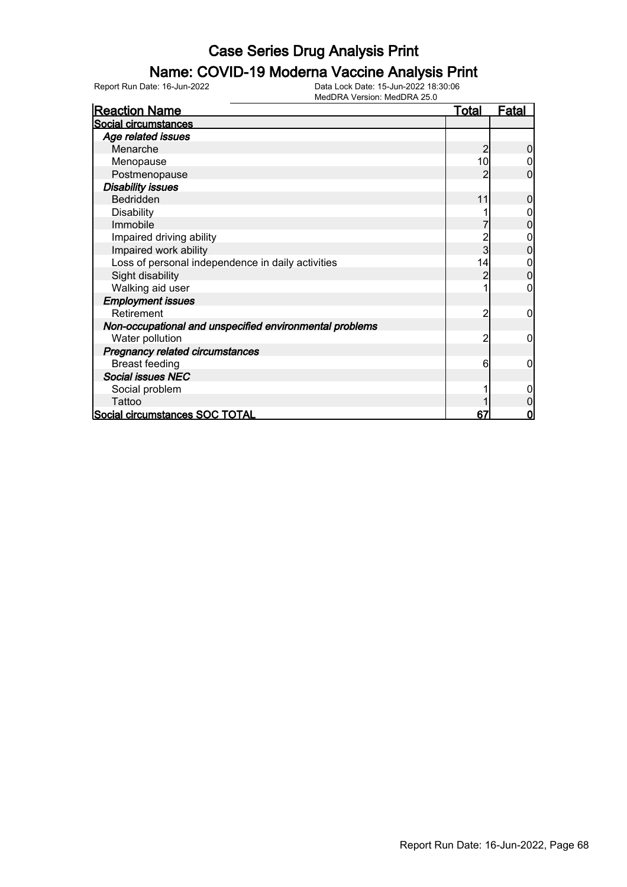# Case Series Drug Analysis Print

## Name: COVID-19 Moderna Vaccine Analysis Print

Report Run Date: 16-Jun-2022

Data Lock Date: 15-Jun-2022 18:30:06
MedDRA Version: MedDRA 25.0

| Reaction Name | Total | Fatal |
|---|---|---|
| **Social circumstances** | | |
| ***Age related issues*** | | |
| Menarche | 2 | 0 |
| Menopause | 10 | 0 |
| Postmenopause | 2 | 0 |
| ***Disability issues*** | | |
| Bedridden | 11 | 0 |
| Disability | 1 | 0 |
| Immobile | 7 | 0 |
| Impaired driving ability | 2 | 0 |
| Impaired work ability | 3 | 0 |
| Loss of personal independence in daily activities | 14 | 0 |
| Sight disability | 2 | 0 |
| Walking aid user | 1 | 0 |
| ***Employment issues*** | | |
| Retirement | 2 | 0 |
| ***Non-occupational and unspecified environmental problems*** | | |
| Water pollution | 2 | 0 |
| ***Pregnancy related circumstances*** | | |
| Breast feeding | 6 | 0 |
| ***Social issues NEC*** | | |
| Social problem | 1 | 0 |
| Tattoo | 1 | 0 |
| **Social circumstances SOC TOTAL** | **67** | **0** |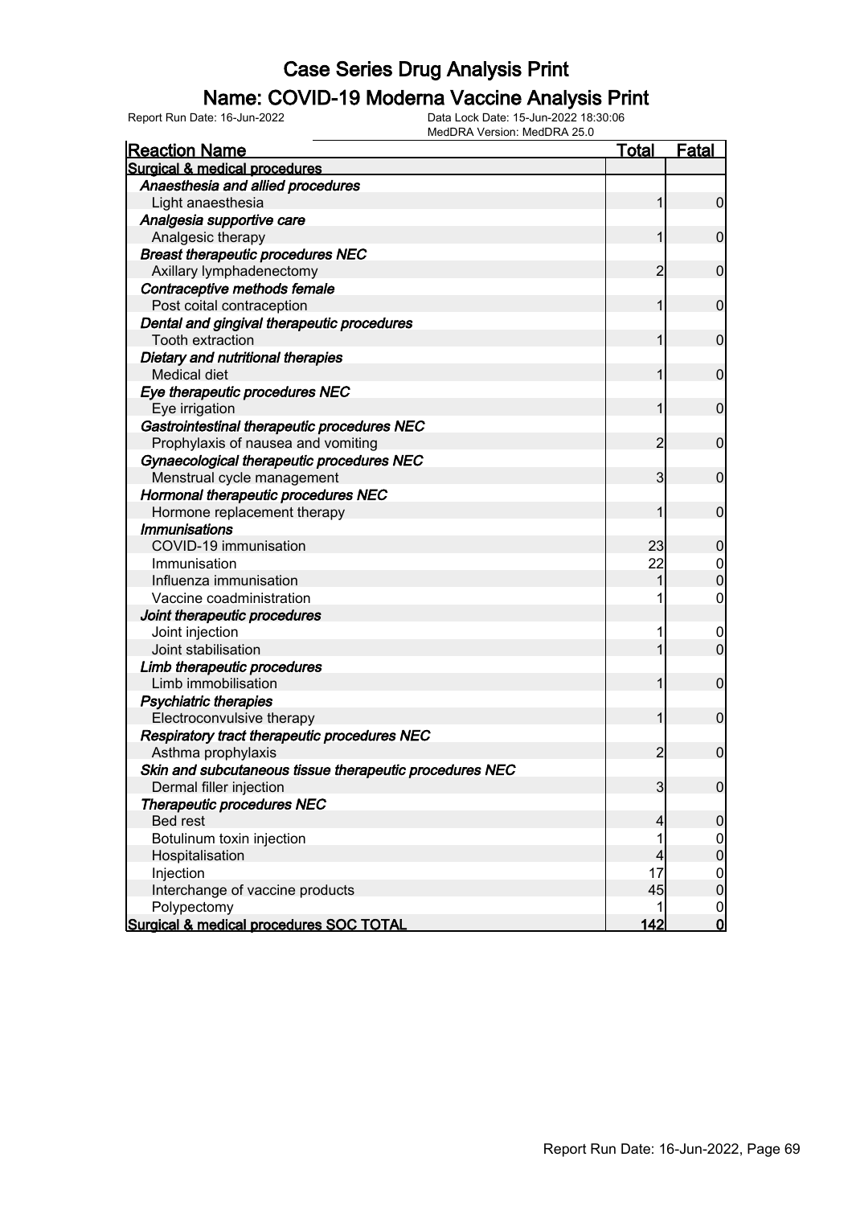# Case Series Drug Analysis Print

## Name: COVID-19 Moderna Vaccine Analysis Print

Report Run Date: 16-Jun-2022

Data Lock Date: 15-Jun-2022 18:30:06
MedDRA Version: MedDRA 25.0

| Reaction Name | Total | Fatal |
|---|---|---|
| **Surgical & medical procedures** | | |
| ***Anaesthesia and allied procedures*** | | |
| Light anaesthesia | 1 | 0 |
| ***Analgesia supportive care*** | | |
| Analgesic therapy | 1 | 0 |
| ***Breast therapeutic procedures NEC*** | | |
| Axillary lymphadenectomy | 2 | 0 |
| ***Contraceptive methods female*** | | |
| Post coital contraception | 1 | 0 |
| ***Dental and gingival therapeutic procedures*** | | |
| Tooth extraction | 1 | 0 |
| ***Dietary and nutritional therapies*** | | |
| Medical diet | 1 | 0 |
| ***Eye therapeutic procedures NEC*** | | |
| Eye irrigation | 1 | 0 |
| ***Gastrointestinal therapeutic procedures NEC*** | | |
| Prophylaxis of nausea and vomiting | 2 | 0 |
| ***Gynaecological therapeutic procedures NEC*** | | |
| Menstrual cycle management | 3 | 0 |
| ***Hormonal therapeutic procedures NEC*** | | |
| Hormone replacement therapy | 1 | 0 |
| ***Immunisations*** | | |
| COVID-19 immunisation | 23 | 0 |
| Immunisation | 22 | 0 |
| Influenza immunisation | 1 | 0 |
| Vaccine coadministration | 1 | 0 |
| ***Joint therapeutic procedures*** | | |
| Joint injection | 1 | 0 |
| Joint stabilisation | 1 | 0 |
| ***Limb therapeutic procedures*** | | |
| Limb immobilisation | 1 | 0 |
| ***Psychiatric therapies*** | | |
| Electroconvulsive therapy | 1 | 0 |
| ***Respiratory tract therapeutic procedures NEC*** | | |
| Asthma prophylaxis | 2 | 0 |
| ***Skin and subcutaneous tissue therapeutic procedures NEC*** | | |
| Dermal filler injection | 3 | 0 |
| ***Therapeutic procedures NEC*** | | |
| Bed rest | 4 | 0 |
| Botulinum toxin injection | 1 | 0 |
| Hospitalisation | 4 | 0 |
| Injection | 17 | 0 |
| Interchange of vaccine products | 45 | 0 |
| Polypectomy | 1 | 0 |
| **Surgical & medical procedures SOC TOTAL** | **142** | **0** |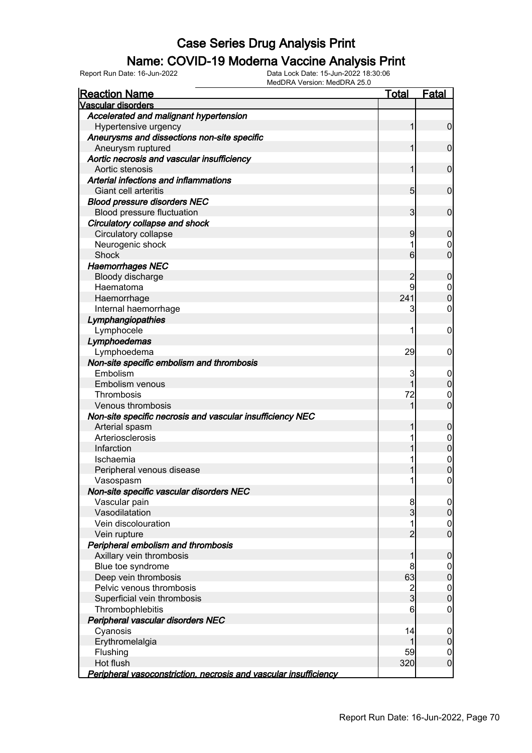# Case Series Drug Analysis Print

## Name: COVID-19 Moderna Vaccine Analysis Print

Report Run Date: 16-Jun-2022    Data Lock Date: 15-Jun-2022 18:30:06
MedDRA Version: MedDRA 25.0

| Reaction Name | Total | Fatal |
|---|---|---|
| **Vascular disorders** | | |
| ***Accelerated and malignant hypertension*** | | |
| Hypertensive urgency | 1 | 0 |
| ***Aneurysms and dissections non-site specific*** | | |
| Aneurysm ruptured | 1 | 0 |
| ***Aortic necrosis and vascular insufficiency*** | | |
| Aortic stenosis | 1 | 0 |
| ***Arterial infections and inflammations*** | | |
| Giant cell arteritis | 5 | 0 |
| ***Blood pressure disorders NEC*** | | |
| Blood pressure fluctuation | 3 | 0 |
| ***Circulatory collapse and shock*** | | |
| Circulatory collapse | 9 | 0 |
| Neurogenic shock | 1 | 0 |
| Shock | 6 | 0 |
| ***Haemorrhages NEC*** | | |
| Bloody discharge | 2 | 0 |
| Haematoma | 9 | 0 |
| Haemorrhage | 241 | 0 |
| Internal haemorrhage | 3 | 0 |
| ***Lymphangiopathies*** | | |
| Lymphocele | 1 | 0 |
| ***Lymphoedemas*** | | |
| Lymphoedema | 29 | 0 |
| ***Non-site specific embolism and thrombosis*** | | |
| Embolism | 3 | 0 |
| Embolism venous | 1 | 0 |
| Thrombosis | 72 | 0 |
| Venous thrombosis | 1 | 0 |
| ***Non-site specific necrosis and vascular insufficiency NEC*** | | |
| Arterial spasm | 1 | 0 |
| Arteriosclerosis | 1 | 0 |
| Infarction | 1 | 0 |
| Ischaemia | 1 | 0 |
| Peripheral venous disease | 1 | 0 |
| Vasospasm | 1 | 0 |
| ***Non-site specific vascular disorders NEC*** | | |
| Vascular pain | 8 | 0 |
| Vasodilatation | 3 | 0 |
| Vein discolouration | 1 | 0 |
| Vein rupture | 2 | 0 |
| ***Peripheral embolism and thrombosis*** | | |
| Axillary vein thrombosis | 1 | 0 |
| Blue toe syndrome | 8 | 0 |
| Deep vein thrombosis | 63 | 0 |
| Pelvic venous thrombosis | 2 | 0 |
| Superficial vein thrombosis | 3 | 0 |
| Thrombophlebitis | 6 | 0 |
| ***Peripheral vascular disorders NEC*** | | |
| Cyanosis | 14 | 0 |
| Erythromelalgia | 1 | 0 |
| Flushing | 59 | 0 |
| Hot flush | 320 | 0 |
| ***Peripheral vasoconstriction, necrosis and vascular insufficiency*** | | |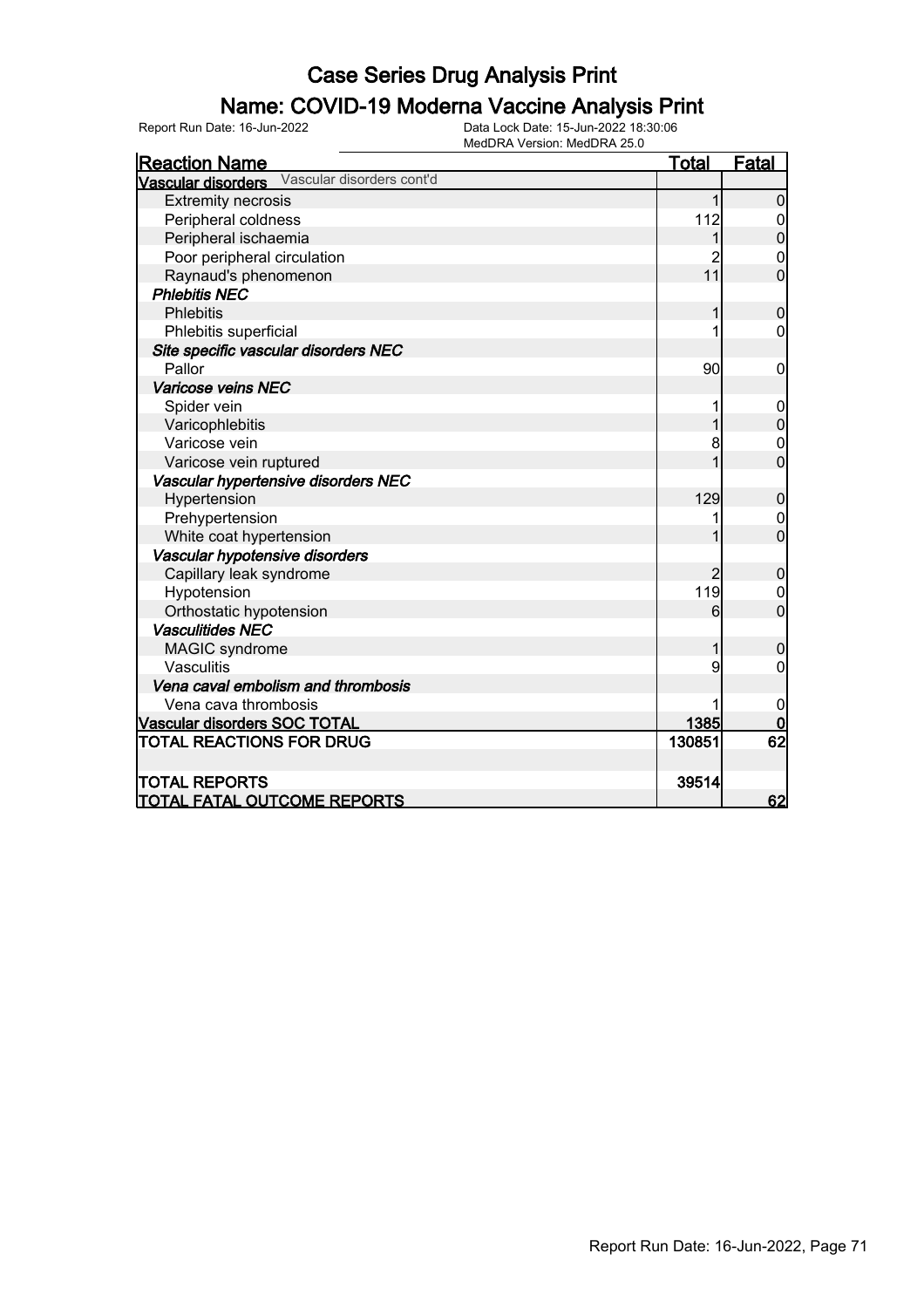# Case Series Drug Analysis Print

## Name: COVID-19 Moderna Vaccine Analysis Print

Report Run Date: 16-Jun-2022

Data Lock Date: 15-Jun-2022 18:30:06
MedDRA Version: MedDRA 25.0

| Reaction Name | Total | Fatal |
|---|---|---|
| **Vascular disorders** Vascular disorders cont'd | | |
| Extremity necrosis | 1 | 0 |
| Peripheral coldness | 112 | 0 |
| Peripheral ischaemia | 1 | 0 |
| Poor peripheral circulation | 2 | 0 |
| Raynaud's phenomenon | 11 | 0 |
| ***Phlebitis NEC*** | | |
| Phlebitis | 1 | 0 |
| Phlebitis superficial | 1 | 0 |
| ***Site specific vascular disorders NEC*** | | |
| Pallor | 90 | 0 |
| ***Varicose veins NEC*** | | |
| Spider vein | 1 | 0 |
| Varicophlebitis | 1 | 0 |
| Varicose vein | 8 | 0 |
| Varicose vein ruptured | 1 | 0 |
| ***Vascular hypertensive disorders NEC*** | | |
| Hypertension | 129 | 0 |
| Prehypertension | 1 | 0 |
| White coat hypertension | 1 | 0 |
| ***Vascular hypotensive disorders*** | | |
| Capillary leak syndrome | 2 | 0 |
| Hypotension | 119 | 0 |
| Orthostatic hypotension | 6 | 0 |
| ***Vasculitides NEC*** | | |
| MAGIC syndrome | 1 | 0 |
| Vasculitis | 9 | 0 |
| ***Vena caval embolism and thrombosis*** | | |
| Vena cava thrombosis | 1 | 0 |
| **Vascular disorders SOC TOTAL** | **1385** | **0** |
| **TOTAL REACTIONS FOR DRUG** | **130851** | **62** |
| | | |
| **TOTAL REPORTS** | **39514** | |
| **TOTAL FATAL OUTCOME REPORTS** | | **62** |